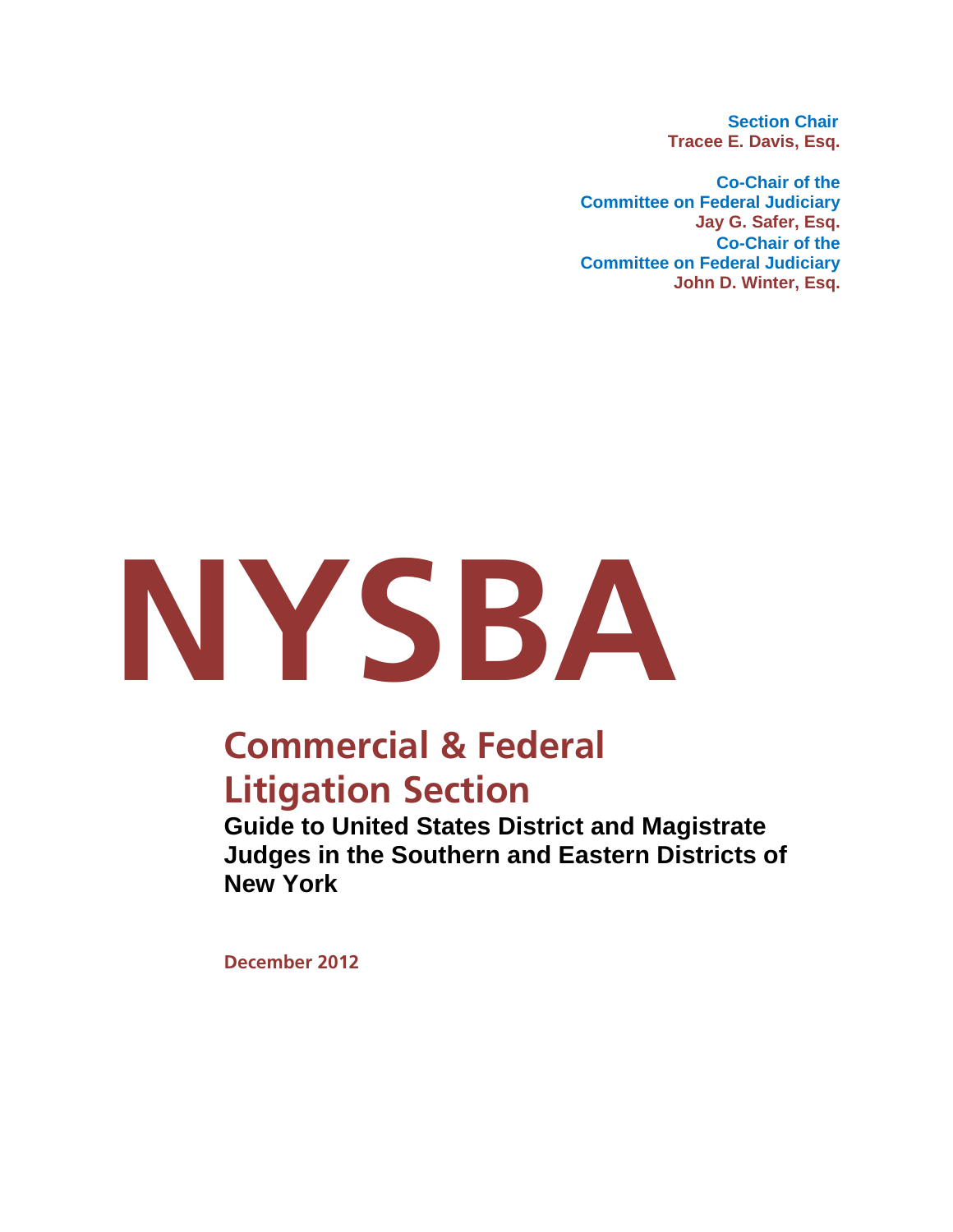**Section Chair**
**Tracee E. Davis, Esq.**

**Co-Chair of the**
**Committee on Federal Judiciary**
**Jay G. Safer, Esq.**
**Co-Chair of the**
**Committee on Federal Judiciary**
**John D. Winter, Esq.**

# NYSBA

## Commercial & Federal Litigation Section

**Guide to United States District and Magistrate Judges in the Southern and Eastern Districts of New York**

**December 2012**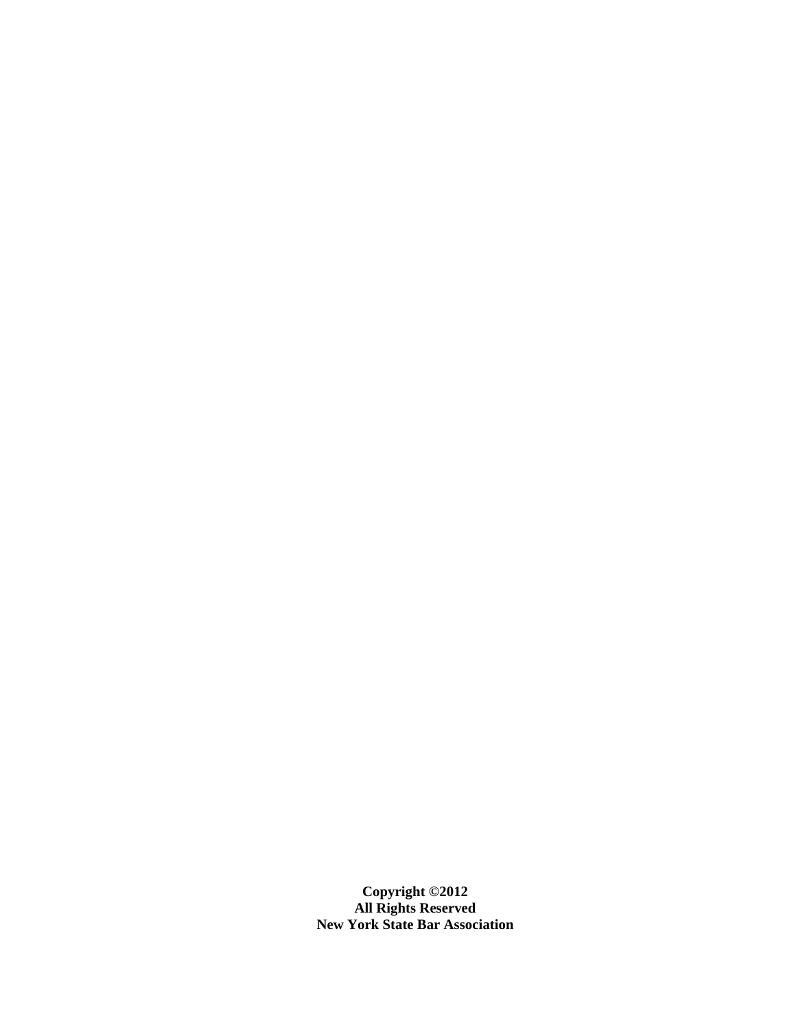**Copyright ©2012**
**All Rights Reserved**
**New York State Bar Association**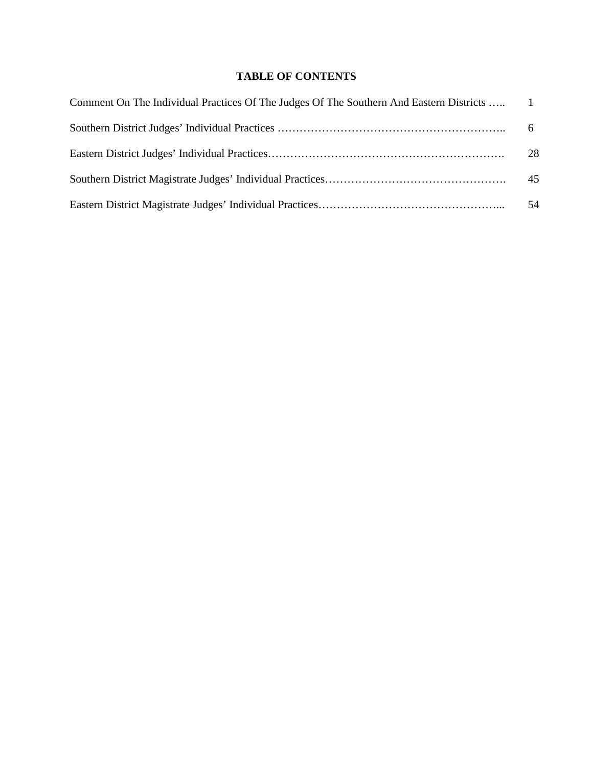# TABLE OF CONTENTS

| | |
|---|---|
| Comment On The Individual Practices Of The Judges Of The Southern And Eastern Districts ….. | 1 |
| Southern District Judges' Individual Practices ………………………………………………….. | 6 |
| Eastern District Judges' Individual Practices………………………………………………………. | 28 |
| Southern District Magistrate Judges' Individual Practices…………………………………………. | 45 |
| Eastern District Magistrate Judges' Individual Practices…………………………………………... | 54 |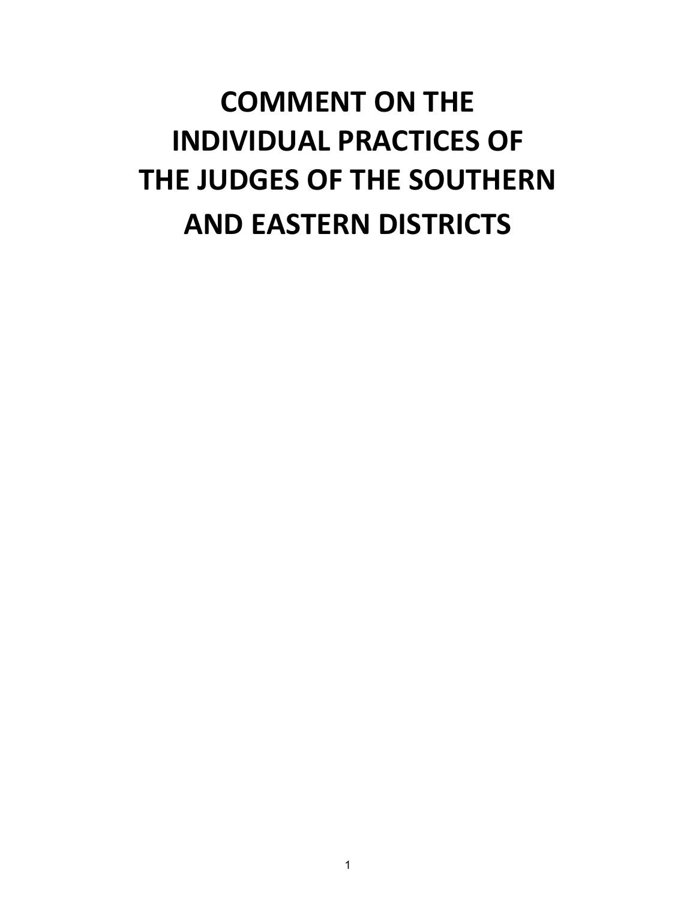# COMMENT ON THE INDIVIDUAL PRACTICES OF THE JUDGES OF THE SOUTHERN AND EASTERN DISTRICTS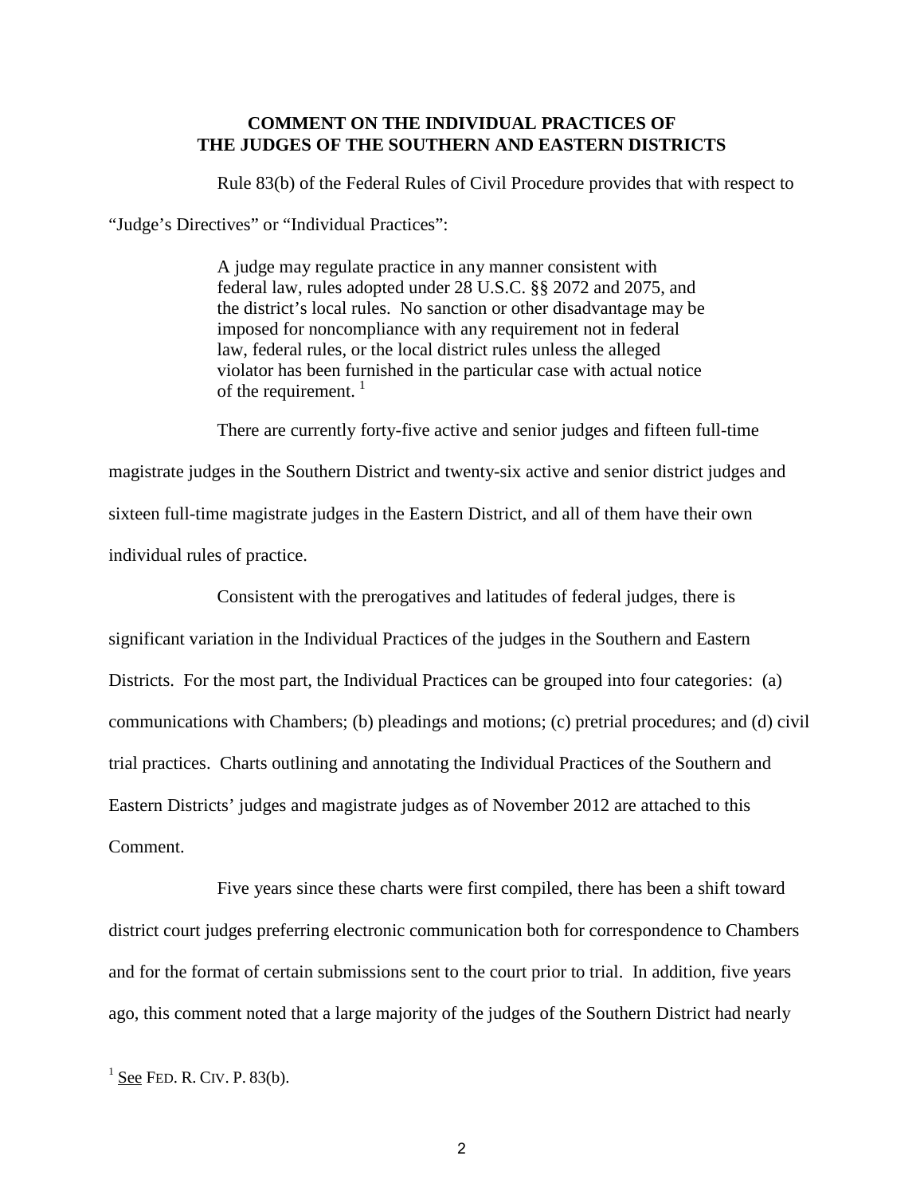**COMMENT ON THE INDIVIDUAL PRACTICES OF THE JUDGES OF THE SOUTHERN AND EASTERN DISTRICTS**

Rule 83(b) of the Federal Rules of Civil Procedure provides that with respect to "Judge's Directives" or "Individual Practices":

> A judge may regulate practice in any manner consistent with federal law, rules adopted under 28 U.S.C. §§ 2072 and 2075, and the district's local rules. No sanction or other disadvantage may be imposed for noncompliance with any requirement not in federal law, federal rules, or the local district rules unless the alleged violator has been furnished in the particular case with actual notice of the requirement. [1]

There are currently forty-five active and senior judges and fifteen full-time magistrate judges in the Southern District and twenty-six active and senior district judges and sixteen full-time magistrate judges in the Eastern District, and all of them have their own individual rules of practice.

Consistent with the prerogatives and latitudes of federal judges, there is significant variation in the Individual Practices of the judges in the Southern and Eastern Districts. For the most part, the Individual Practices can be grouped into four categories: (a) communications with Chambers; (b) pleadings and motions; (c) pretrial procedures; and (d) civil trial practices. Charts outlining and annotating the Individual Practices of the Southern and Eastern Districts' judges and magistrate judges as of November 2012 are attached to this Comment.

Five years since these charts were first compiled, there has been a shift toward district court judges preferring electronic communication both for correspondence to Chambers and for the format of certain submissions sent to the court prior to trial. In addition, five years ago, this comment noted that a large majority of the judges of the Southern District had nearly

[1] See FED. R. CIV. P. 83(b).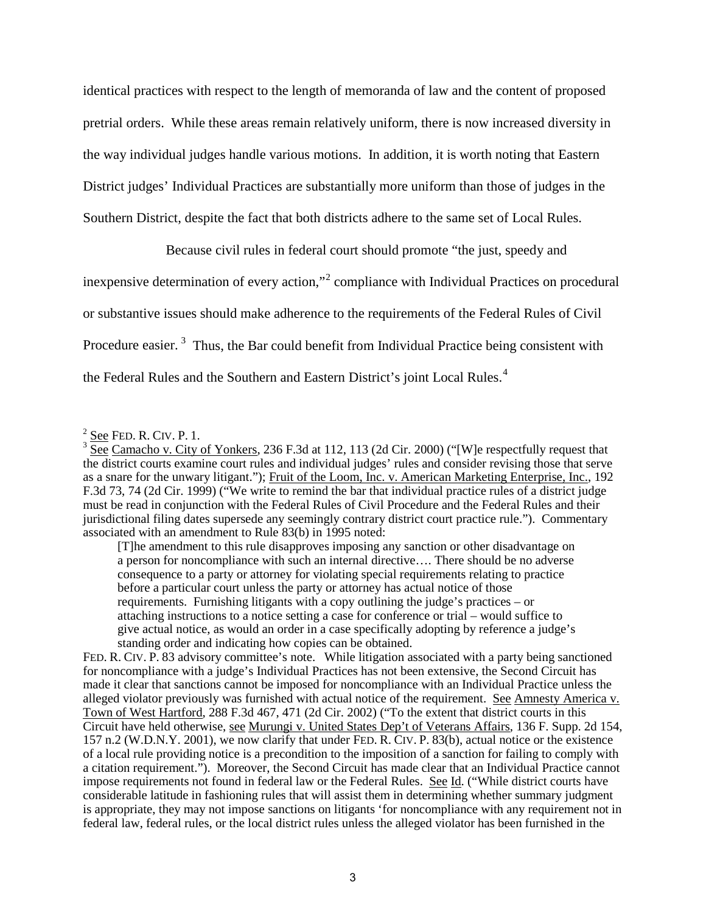identical practices with respect to the length of memoranda of law and the content of proposed pretrial orders. While these areas remain relatively uniform, there is now increased diversity in the way individual judges handle various motions. In addition, it is worth noting that Eastern District judges' Individual Practices are substantially more uniform than those of judges in the Southern District, despite the fact that both districts adhere to the same set of Local Rules.

Because civil rules in federal court should promote "the just, speedy and inexpensive determination of every action,"[2] compliance with Individual Practices on procedural or substantive issues should make adherence to the requirements of the Federal Rules of Civil Procedure easier.[3] Thus, the Bar could benefit from Individual Practice being consistent with the Federal Rules and the Southern and Eastern District's joint Local Rules.[4]

---

[2] See FED. R. CIV. P. 1.

[3] See Camacho v. City of Yonkers, 236 F.3d at 112, 113 (2d Cir. 2000) ("[W]e respectfully request that the district courts examine court rules and individual judges' rules and consider revising those that serve as a snare for the unwary litigant."); Fruit of the Loom, Inc. v. American Marketing Enterprise, Inc., 192 F.3d 73, 74 (2d Cir. 1999) ("We write to remind the bar that individual practice rules of a district judge must be read in conjunction with the Federal Rules of Civil Procedure and the Federal Rules and their jurisdictional filing dates supersede any seemingly contrary district court practice rule."). Commentary associated with an amendment to Rule 83(b) in 1995 noted:

> [T]he amendment to this rule disapproves imposing any sanction or other disadvantage on a person for noncompliance with such an internal directive…. There should be no adverse consequence to a party or attorney for violating special requirements relating to practice before a particular court unless the party or attorney has actual notice of those requirements. Furnishing litigants with a copy outlining the judge's practices – or attaching instructions to a notice setting a case for conference or trial – would suffice to give actual notice, as would an order in a case specifically adopting by reference a judge's standing order and indicating how copies can be obtained.

FED. R. CIV. P. 83 advisory committee's note. While litigation associated with a party being sanctioned for noncompliance with a judge's Individual Practices has not been extensive, the Second Circuit has made it clear that sanctions cannot be imposed for noncompliance with an Individual Practice unless the alleged violator previously was furnished with actual notice of the requirement. See Amnesty America v. Town of West Hartford, 288 F.3d 467, 471 (2d Cir. 2002) ("To the extent that district courts in this Circuit have held otherwise, see Murungi v. United States Dep't of Veterans Affairs, 136 F. Supp. 2d 154, 157 n.2 (W.D.N.Y. 2001), we now clarify that under FED. R. CIV. P. 83(b), actual notice or the existence of a local rule providing notice is a precondition to the imposition of a sanction for failing to comply with a citation requirement."). Moreover, the Second Circuit has made clear that an Individual Practice cannot impose requirements not found in federal law or the Federal Rules. See Id. ("While district courts have considerable latitude in fashioning rules that will assist them in determining whether summary judgment is appropriate, they may not impose sanctions on litigants 'for noncompliance with any requirement not in federal law, federal rules, or the local district rules unless the alleged violator has been furnished in the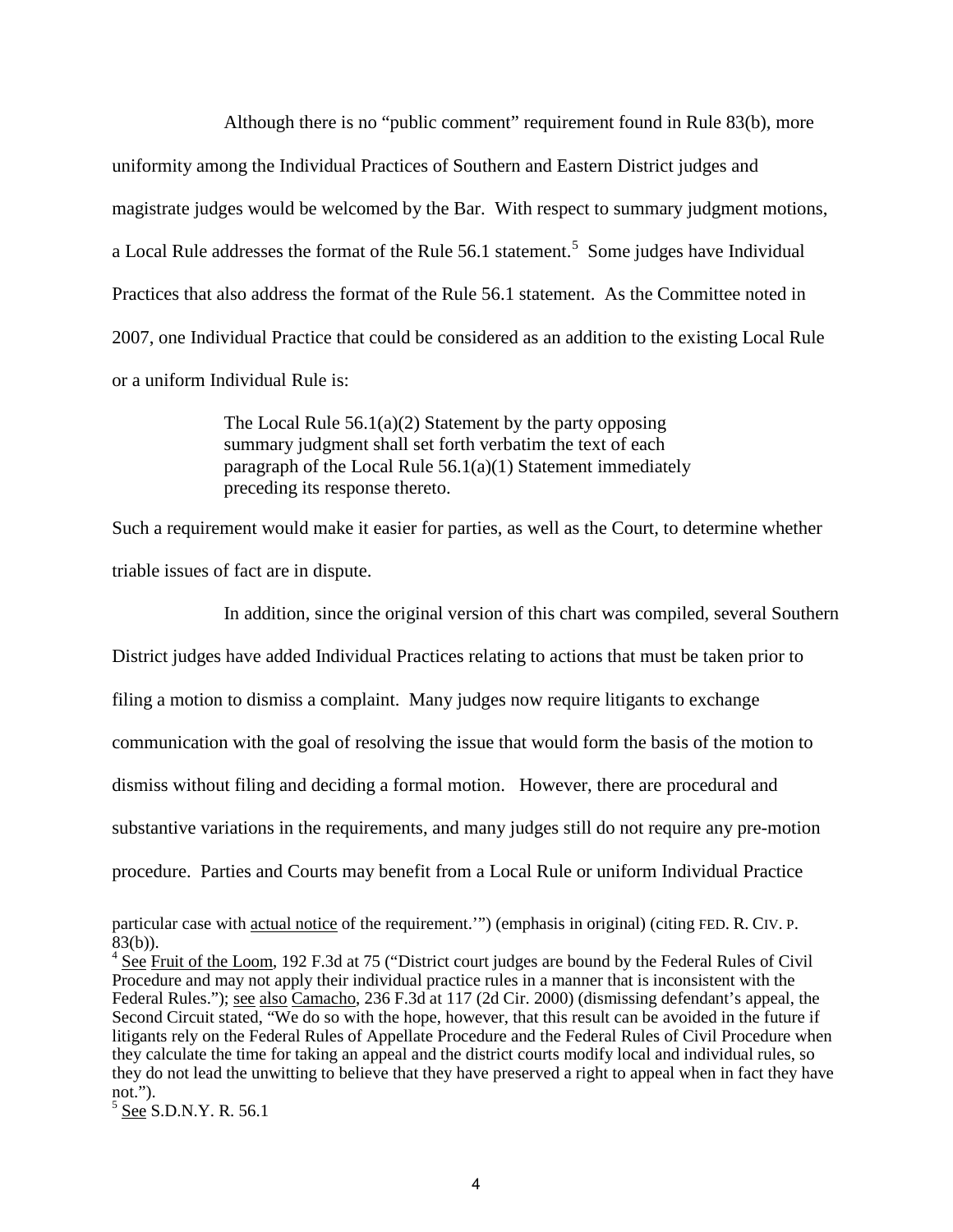Although there is no "public comment" requirement found in Rule 83(b), more uniformity among the Individual Practices of Southern and Eastern District judges and magistrate judges would be welcomed by the Bar. With respect to summary judgment motions, a Local Rule addresses the format of the Rule 56.1 statement.[5] Some judges have Individual Practices that also address the format of the Rule 56.1 statement. As the Committee noted in 2007, one Individual Practice that could be considered as an addition to the existing Local Rule or a uniform Individual Rule is:

> The Local Rule 56.1(a)(2) Statement by the party opposing summary judgment shall set forth verbatim the text of each paragraph of the Local Rule 56.1(a)(1) Statement immediately preceding its response thereto.

Such a requirement would make it easier for parties, as well as the Court, to determine whether triable issues of fact are in dispute.

In addition, since the original version of this chart was compiled, several Southern District judges have added Individual Practices relating to actions that must be taken prior to filing a motion to dismiss a complaint. Many judges now require litigants to exchange communication with the goal of resolving the issue that would form the basis of the motion to dismiss without filing and deciding a formal motion. However, there are procedural and substantive variations in the requirements, and many judges still do not require any pre-motion procedure. Parties and Courts may benefit from a Local Rule or uniform Individual Practice

particular case with actual notice of the requirement.'") (emphasis in original) (citing FED. R. CIV. P. 83(b)).

[4] See Fruit of the Loom, 192 F.3d at 75 ("District court judges are bound by the Federal Rules of Civil Procedure and may not apply their individual practice rules in a manner that is inconsistent with the Federal Rules."); see also Camacho, 236 F.3d at 117 (2d Cir. 2000) (dismissing defendant's appeal, the Second Circuit stated, "We do so with the hope, however, that this result can be avoided in the future if litigants rely on the Federal Rules of Appellate Procedure and the Federal Rules of Civil Procedure when they calculate the time for taking an appeal and the district courts modify local and individual rules, so they do not lead the unwitting to believe that they have preserved a right to appeal when in fact they have not.").

[5] See S.D.N.Y. R. 56.1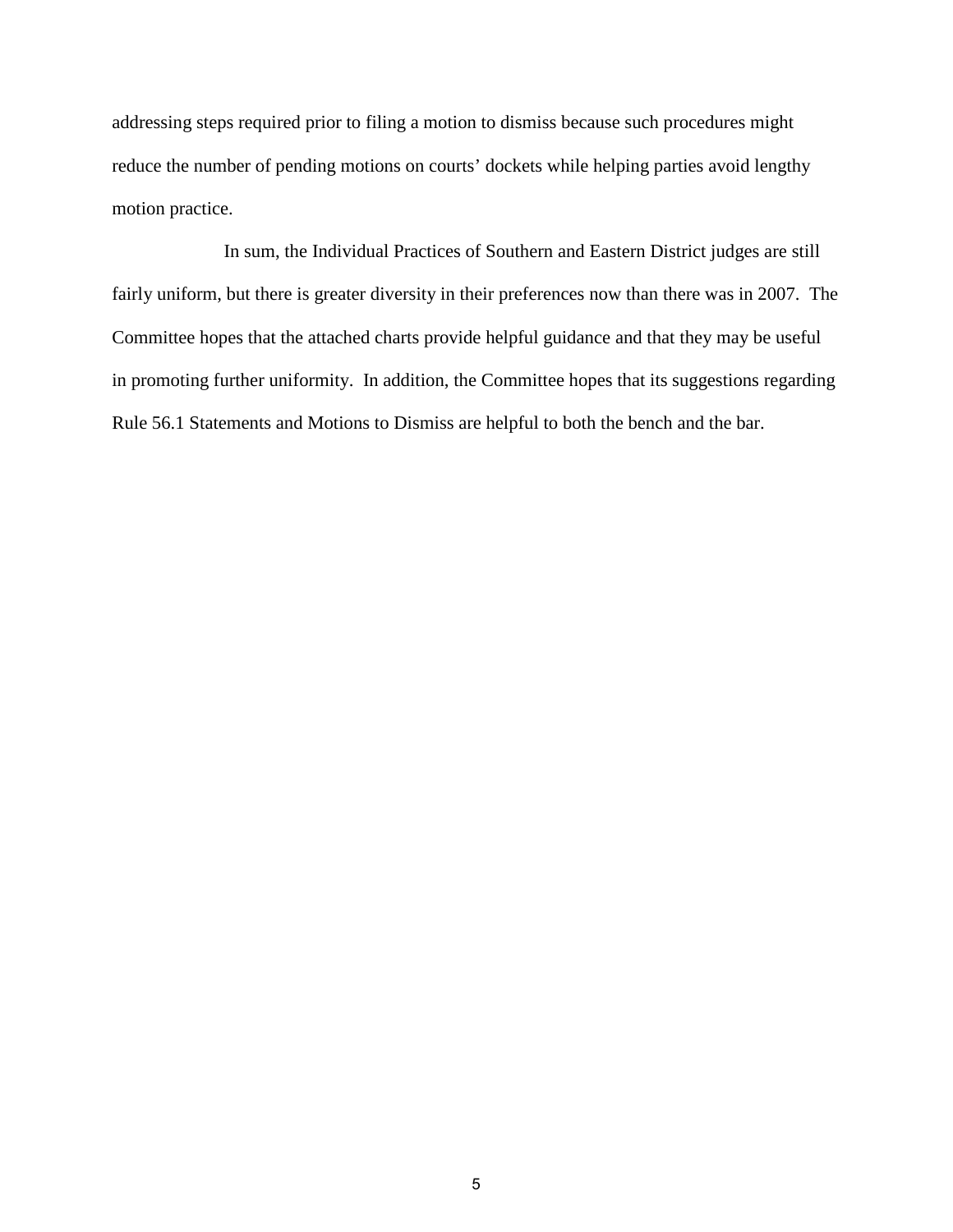addressing steps required prior to filing a motion to dismiss because such procedures might reduce the number of pending motions on courts' dockets while helping parties avoid lengthy motion practice.

In sum, the Individual Practices of Southern and Eastern District judges are still fairly uniform, but there is greater diversity in their preferences now than there was in 2007. The Committee hopes that the attached charts provide helpful guidance and that they may be useful in promoting further uniformity. In addition, the Committee hopes that its suggestions regarding Rule 56.1 Statements and Motions to Dismiss are helpful to both the bench and the bar.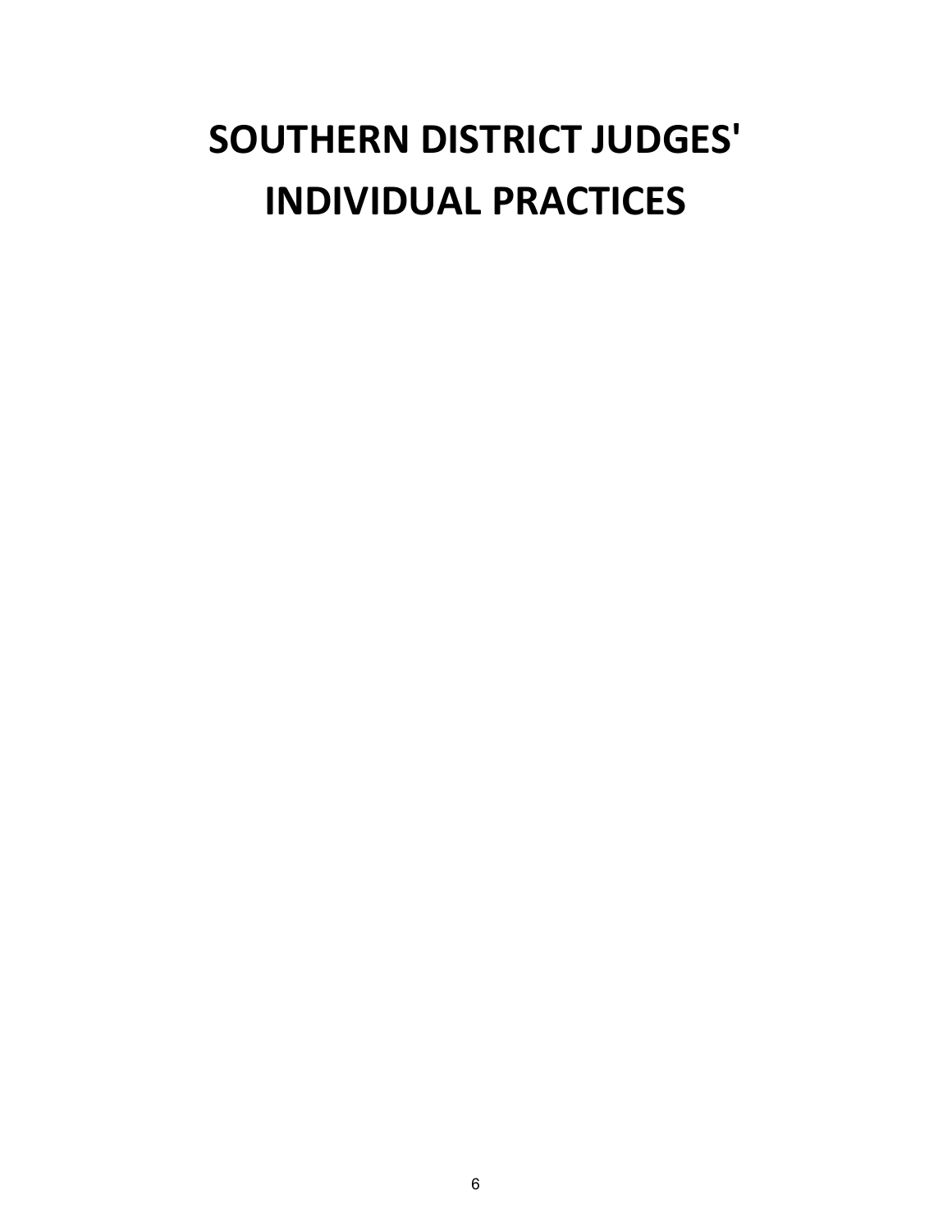# SOUTHERN DISTRICT JUDGES' INDIVIDUAL PRACTICES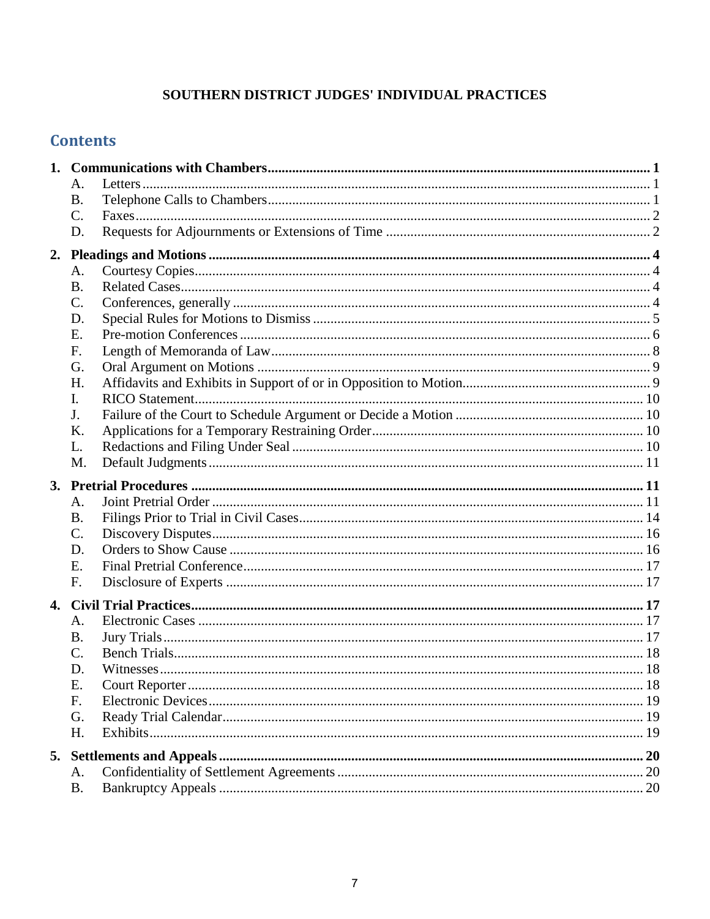**SOUTHERN DISTRICT JUDGES' INDIVIDUAL PRACTICES**

## Contents

**1. Communications with Chambers ........ 1**
- A. Letters ........ 1
- B. Telephone Calls to Chambers ........ 1
- C. Faxes ........ 2
- D. Requests for Adjournments or Extensions of Time ........ 2

**2. Pleadings and Motions ........ 4**
- A. Courtesy Copies ........ 4
- B. Related Cases ........ 4
- C. Conferences, generally ........ 4
- D. Special Rules for Motions to Dismiss ........ 5
- E. Pre-motion Conferences ........ 6
- F. Length of Memoranda of Law ........ 8
- G. Oral Argument on Motions ........ 9
- H. Affidavits and Exhibits in Support of or in Opposition to Motion ........ 9
- I. RICO Statement ........ 10
- J. Failure of the Court to Schedule Argument or Decide a Motion ........ 10
- K. Applications for a Temporary Restraining Order ........ 10
- L. Redactions and Filing Under Seal ........ 10
- M. Default Judgments ........ 11

**3. Pretrial Procedures ........ 11**
- A. Joint Pretrial Order ........ 11
- B. Filings Prior to Trial in Civil Cases ........ 14
- C. Discovery Disputes ........ 16
- D. Orders to Show Cause ........ 16
- E. Final Pretrial Conference ........ 17
- F. Disclosure of Experts ........ 17

**4. Civil Trial Practices ........ 17**
- A. Electronic Cases ........ 17
- B. Jury Trials ........ 17
- C. Bench Trials ........ 18
- D. Witnesses ........ 18
- E. Court Reporter ........ 18
- F. Electronic Devices ........ 19
- G. Ready Trial Calendar ........ 19
- H. Exhibits ........ 19

**5. Settlements and Appeals ........ 20**
- A. Confidentiality of Settlement Agreements ........ 20
- B. Bankruptcy Appeals ........ 20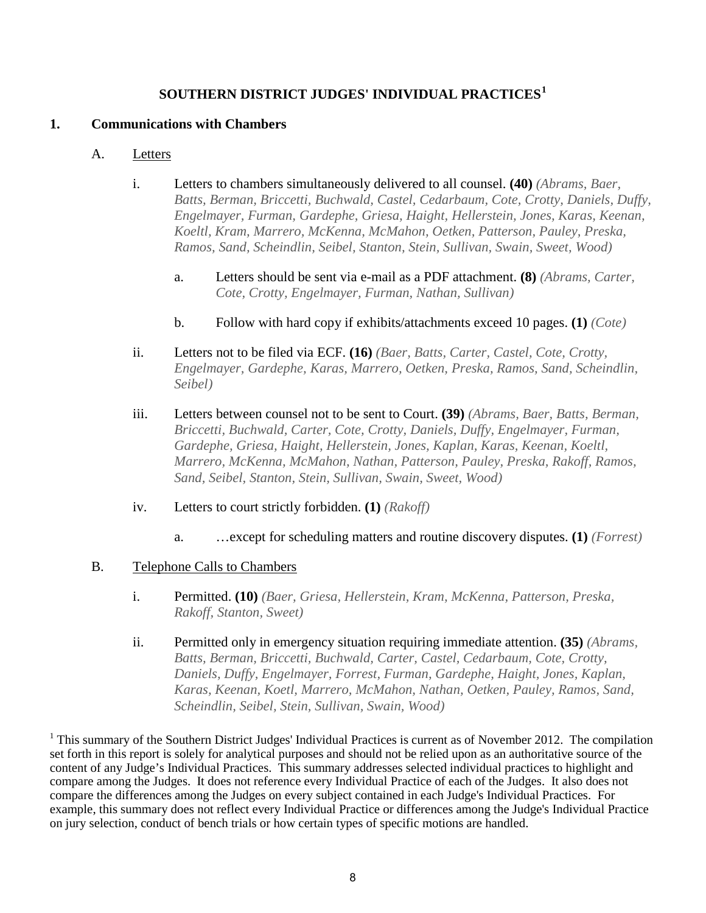# SOUTHERN DISTRICT JUDGES' INDIVIDUAL PRACTICES[1]

## 1. Communications with Chambers

### A. Letters

i. Letters to chambers simultaneously delivered to all counsel. **(40)** *(Abrams, Baer, Batts, Berman, Briccetti, Buchwald, Castel, Cedarbaum, Cote, Crotty, Daniels, Duffy, Engelmayer, Furman, Gardephe, Griesa, Haight, Hellerstein, Jones, Karas, Keenan, Koeltl, Kram, Marrero, McKenna, McMahon, Oetken, Patterson, Pauley, Preska, Ramos, Sand, Scheindlin, Seibel, Stanton, Stein, Sullivan, Swain, Sweet, Wood)*

   a. Letters should be sent via e-mail as a PDF attachment. **(8)** *(Abrams, Carter, Cote, Crotty, Engelmayer, Furman, Nathan, Sullivan)*

   b. Follow with hard copy if exhibits/attachments exceed 10 pages. **(1)** *(Cote)*

ii. Letters not to be filed via ECF. **(16)** *(Baer, Batts, Carter, Castel, Cote, Crotty, Engelmayer, Gardephe, Karas, Marrero, Oetken, Preska, Ramos, Sand, Scheindlin, Seibel)*

iii. Letters between counsel not to be sent to Court. **(39)** *(Abrams, Baer, Batts, Berman, Briccetti, Buchwald, Carter, Cote, Crotty, Daniels, Duffy, Engelmayer, Furman, Gardephe, Griesa, Haight, Hellerstein, Jones, Kaplan, Karas, Keenan, Koeltl, Marrero, McKenna, McMahon, Nathan, Patterson, Pauley, Preska, Rakoff, Ramos, Sand, Seibel, Stanton, Stein, Sullivan, Swain, Sweet, Wood)*

iv. Letters to court strictly forbidden. **(1)** *(Rakoff)*

   a. …except for scheduling matters and routine discovery disputes. **(1)** *(Forrest)*

### B. Telephone Calls to Chambers

i. Permitted. **(10)** *(Baer, Griesa, Hellerstein, Kram, McKenna, Patterson, Preska, Rakoff, Stanton, Sweet)*

ii. Permitted only in emergency situation requiring immediate attention. **(35)** *(Abrams, Batts, Berman, Briccetti, Buchwald, Carter, Castel, Cedarbaum, Cote, Crotty, Daniels, Duffy, Engelmayer, Forrest, Furman, Gardephe, Haight, Jones, Kaplan, Karas, Keenan, Koetl, Marrero, McMahon, Nathan, Oetken, Pauley, Ramos, Sand, Scheindlin, Seibel, Stein, Sullivan, Swain, Wood)*

---

[1] This summary of the Southern District Judges' Individual Practices is current as of November 2012. The compilation set forth in this report is solely for analytical purposes and should not be relied upon as an authoritative source of the content of any Judge's Individual Practices. This summary addresses selected individual practices to highlight and compare among the Judges. It does not reference every Individual Practice of each of the Judges. It also does not compare the differences among the Judges on every subject contained in each Judge's Individual Practices. For example, this summary does not reflect every Individual Practice or differences among the Judge's Individual Practice on jury selection, conduct of bench trials or how certain types of specific motions are handled.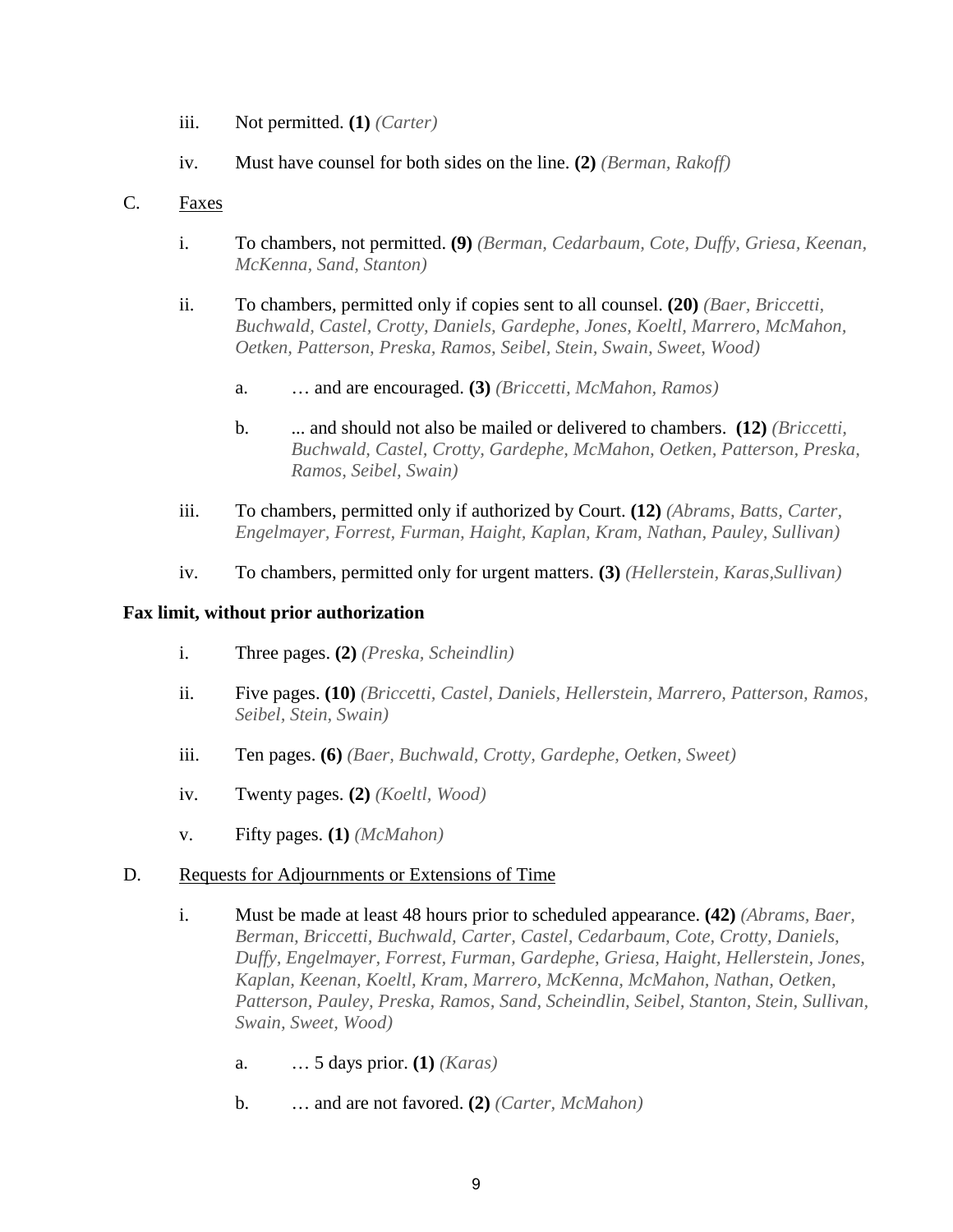iii. Not permitted. **(1)** *(Carter)*

iv. Must have counsel for both sides on the line. **(2)** *(Berman, Rakoff)*

C. <u>Faxes</u>

i. To chambers, not permitted. **(9)** *(Berman, Cedarbaum, Cote, Duffy, Griesa, Keenan, McKenna, Sand, Stanton)*

ii. To chambers, permitted only if copies sent to all counsel. **(20)** *(Baer, Briccetti, Buchwald, Castel, Crotty, Daniels, Gardephe, Jones, Koeltl, Marrero, McMahon, Oetken, Patterson, Preska, Ramos, Seibel, Stein, Swain, Sweet, Wood)*

a. … and are encouraged. **(3)** *(Briccetti, McMahon, Ramos)*

b. ... and should not also be mailed or delivered to chambers. **(12)** *(Briccetti, Buchwald, Castel, Crotty, Gardephe, McMahon, Oetken, Patterson, Preska, Ramos, Seibel, Swain)*

iii. To chambers, permitted only if authorized by Court. **(12)** *(Abrams, Batts, Carter, Engelmayer, Forrest, Furman, Haight, Kaplan, Kram, Nathan, Pauley, Sullivan)*

iv. To chambers, permitted only for urgent matters. **(3)** *(Hellerstein, Karas,Sullivan)*

**Fax limit, without prior authorization**

i. Three pages. **(2)** *(Preska, Scheindlin)*

ii. Five pages. **(10)** *(Briccetti, Castel, Daniels, Hellerstein, Marrero, Patterson, Ramos, Seibel, Stein, Swain)*

iii. Ten pages. **(6)** *(Baer, Buchwald, Crotty, Gardephe, Oetken, Sweet)*

iv. Twenty pages. **(2)** *(Koeltl, Wood)*

v. Fifty pages. **(1)** *(McMahon)*

D. <u>Requests for Adjournments or Extensions of Time</u>

i. Must be made at least 48 hours prior to scheduled appearance. **(42)** *(Abrams, Baer, Berman, Briccetti, Buchwald, Carter, Castel, Cedarbaum, Cote, Crotty, Daniels, Duffy, Engelmayer, Forrest, Furman, Gardephe, Griesa, Haight, Hellerstein, Jones, Kaplan, Keenan, Koeltl, Kram, Marrero, McKenna, McMahon, Nathan, Oetken, Patterson, Pauley, Preska, Ramos, Sand, Scheindlin, Seibel, Stanton, Stein, Sullivan, Swain, Sweet, Wood)*

a. … 5 days prior. **(1)** *(Karas)*

b. … and are not favored. **(2)** *(Carter, McMahon)*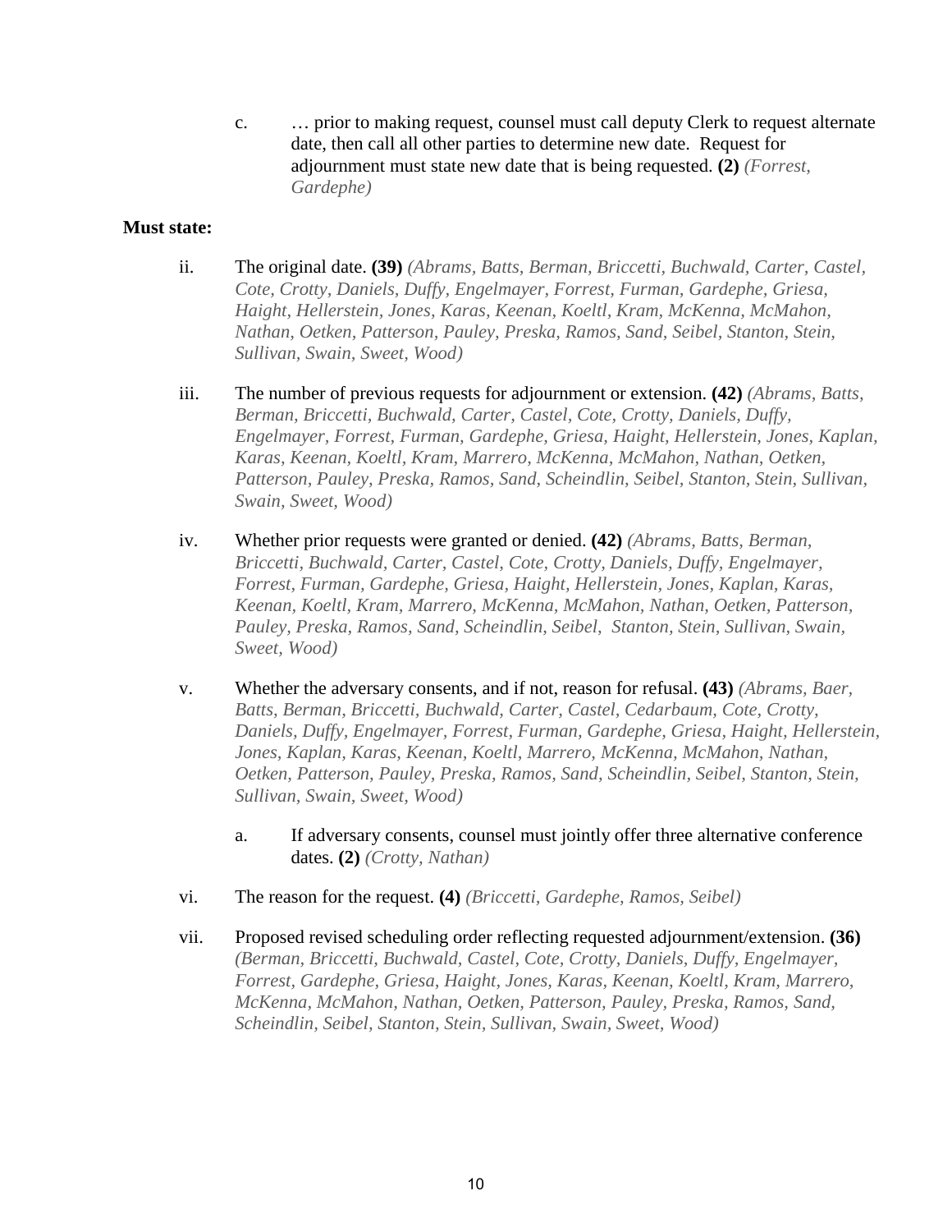c. … prior to making request, counsel must call deputy Clerk to request alternate date, then call all other parties to determine new date. Request for adjournment must state new date that is being requested. **(2)** *(Forrest, Gardephe)*

**Must state:**

ii. The original date. **(39)** *(Abrams, Batts, Berman, Briccetti, Buchwald, Carter, Castel, Cote, Crotty, Daniels, Duffy, Engelmayer, Forrest, Furman, Gardephe, Griesa, Haight, Hellerstein, Jones, Karas, Keenan, Koeltl, Kram, McKenna, McMahon, Nathan, Oetken, Patterson, Pauley, Preska, Ramos, Sand, Seibel, Stanton, Stein, Sullivan, Swain, Sweet, Wood)*

iii. The number of previous requests for adjournment or extension. **(42)** *(Abrams, Batts, Berman, Briccetti, Buchwald, Carter, Castel, Cote, Crotty, Daniels, Duffy, Engelmayer, Forrest, Furman, Gardephe, Griesa, Haight, Hellerstein, Jones, Kaplan, Karas, Keenan, Koeltl, Kram, Marrero, McKenna, McMahon, Nathan, Oetken, Patterson, Pauley, Preska, Ramos, Sand, Scheindlin, Seibel, Stanton, Stein, Sullivan, Swain, Sweet, Wood)*

iv. Whether prior requests were granted or denied. **(42)** *(Abrams, Batts, Berman, Briccetti, Buchwald, Carter, Castel, Cote, Crotty, Daniels, Duffy, Engelmayer, Forrest, Furman, Gardephe, Griesa, Haight, Hellerstein, Jones, Kaplan, Karas, Keenan, Koeltl, Kram, Marrero, McKenna, McMahon, Nathan, Oetken, Patterson, Pauley, Preska, Ramos, Sand, Scheindlin, Seibel, Stanton, Stein, Sullivan, Swain, Sweet, Wood)*

v. Whether the adversary consents, and if not, reason for refusal. **(43)** *(Abrams, Baer, Batts, Berman, Briccetti, Buchwald, Carter, Castel, Cedarbaum, Cote, Crotty, Daniels, Duffy, Engelmayer, Forrest, Furman, Gardephe, Griesa, Haight, Hellerstein, Jones, Kaplan, Karas, Keenan, Koeltl, Marrero, McKenna, McMahon, Nathan, Oetken, Patterson, Pauley, Preska, Ramos, Sand, Scheindlin, Seibel, Stanton, Stein, Sullivan, Swain, Sweet, Wood)*

a. If adversary consents, counsel must jointly offer three alternative conference dates. **(2)** *(Crotty, Nathan)*

vi. The reason for the request. **(4)** *(Briccetti, Gardephe, Ramos, Seibel)*

vii. Proposed revised scheduling order reflecting requested adjournment/extension. **(36)** *(Berman, Briccetti, Buchwald, Castel, Cote, Crotty, Daniels, Duffy, Engelmayer, Forrest, Gardephe, Griesa, Haight, Jones, Karas, Keenan, Koeltl, Kram, Marrero, McKenna, McMahon, Nathan, Oetken, Patterson, Pauley, Preska, Ramos, Sand, Scheindlin, Seibel, Stanton, Stein, Sullivan, Swain, Sweet, Wood)*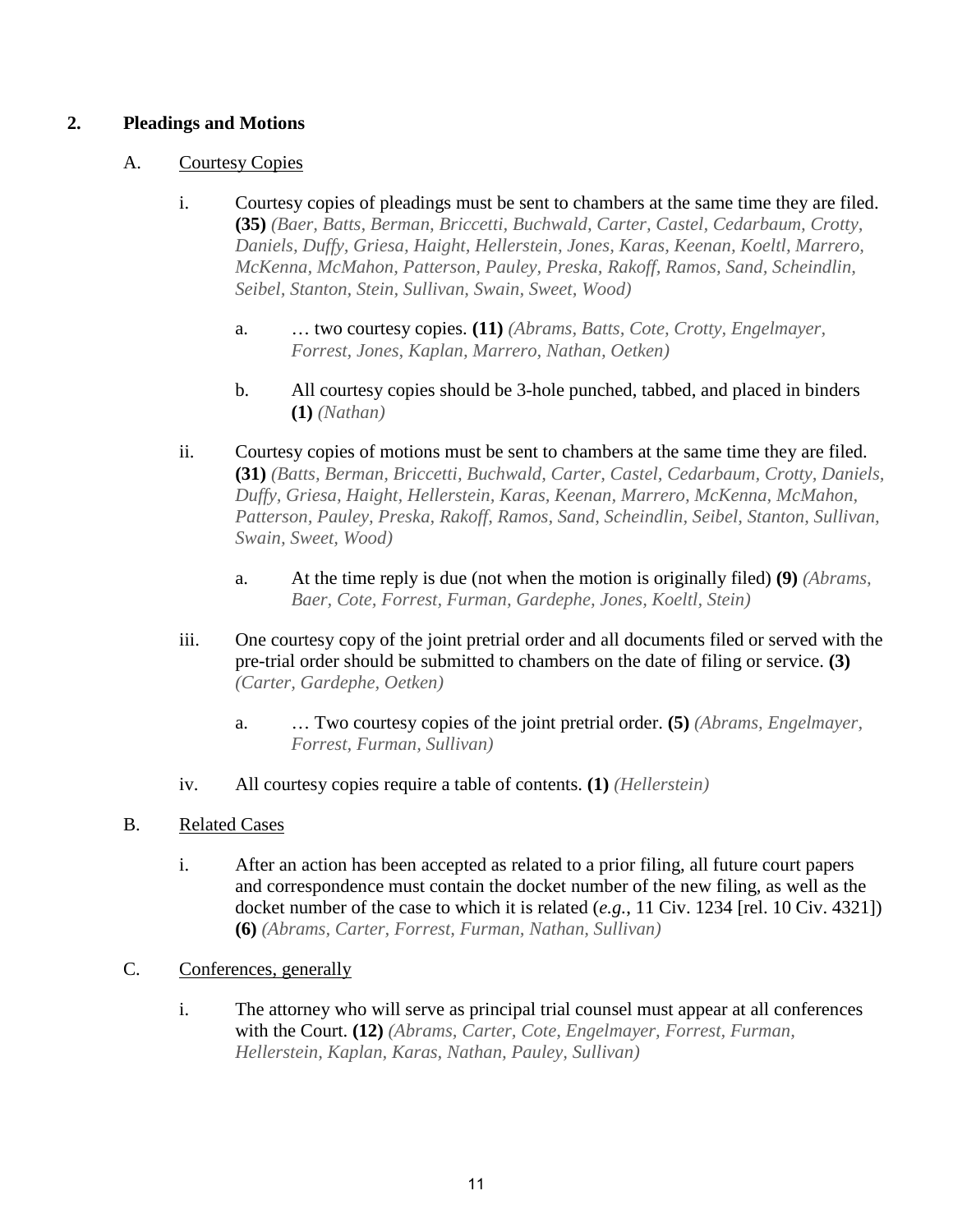## 2. Pleadings and Motions

### A. Courtesy Copies

i. Courtesy copies of pleadings must be sent to chambers at the same time they are filed. **(35)** *(Baer, Batts, Berman, Briccetti, Buchwald, Carter, Castel, Cedarbaum, Crotty, Daniels, Duffy, Griesa, Haight, Hellerstein, Jones, Karas, Keenan, Koeltl, Marrero, McKenna, McMahon, Patterson, Pauley, Preska, Rakoff, Ramos, Sand, Scheindlin, Seibel, Stanton, Stein, Sullivan, Swain, Sweet, Wood)*

   a. … two courtesy copies. **(11)** *(Abrams, Batts, Cote, Crotty, Engelmayer, Forrest, Jones, Kaplan, Marrero, Nathan, Oetken)*

   b. All courtesy copies should be 3-hole punched, tabbed, and placed in binders **(1)** *(Nathan)*

ii. Courtesy copies of motions must be sent to chambers at the same time they are filed. **(31)** *(Batts, Berman, Briccetti, Buchwald, Carter, Castel, Cedarbaum, Crotty, Daniels, Duffy, Griesa, Haight, Hellerstein, Karas, Keenan, Marrero, McKenna, McMahon, Patterson, Pauley, Preska, Rakoff, Ramos, Sand, Scheindlin, Seibel, Stanton, Sullivan, Swain, Sweet, Wood)*

   a. At the time reply is due (not when the motion is originally filed) **(9)** *(Abrams, Baer, Cote, Forrest, Furman, Gardephe, Jones, Koeltl, Stein)*

iii. One courtesy copy of the joint pretrial order and all documents filed or served with the pre-trial order should be submitted to chambers on the date of filing or service. **(3)** *(Carter, Gardephe, Oetken)*

   a. … Two courtesy copies of the joint pretrial order. **(5)** *(Abrams, Engelmayer, Forrest, Furman, Sullivan)*

iv. All courtesy copies require a table of contents. **(1)** *(Hellerstein)*

### B. Related Cases

i. After an action has been accepted as related to a prior filing, all future court papers and correspondence must contain the docket number of the new filing, as well as the docket number of the case to which it is related (*e.g.*, 11 Civ. 1234 [rel. 10 Civ. 4321]) **(6)** *(Abrams, Carter, Forrest, Furman, Nathan, Sullivan)*

### C. Conferences, generally

i. The attorney who will serve as principal trial counsel must appear at all conferences with the Court. **(12)** *(Abrams, Carter, Cote, Engelmayer, Forrest, Furman, Hellerstein, Kaplan, Karas, Nathan, Pauley, Sullivan)*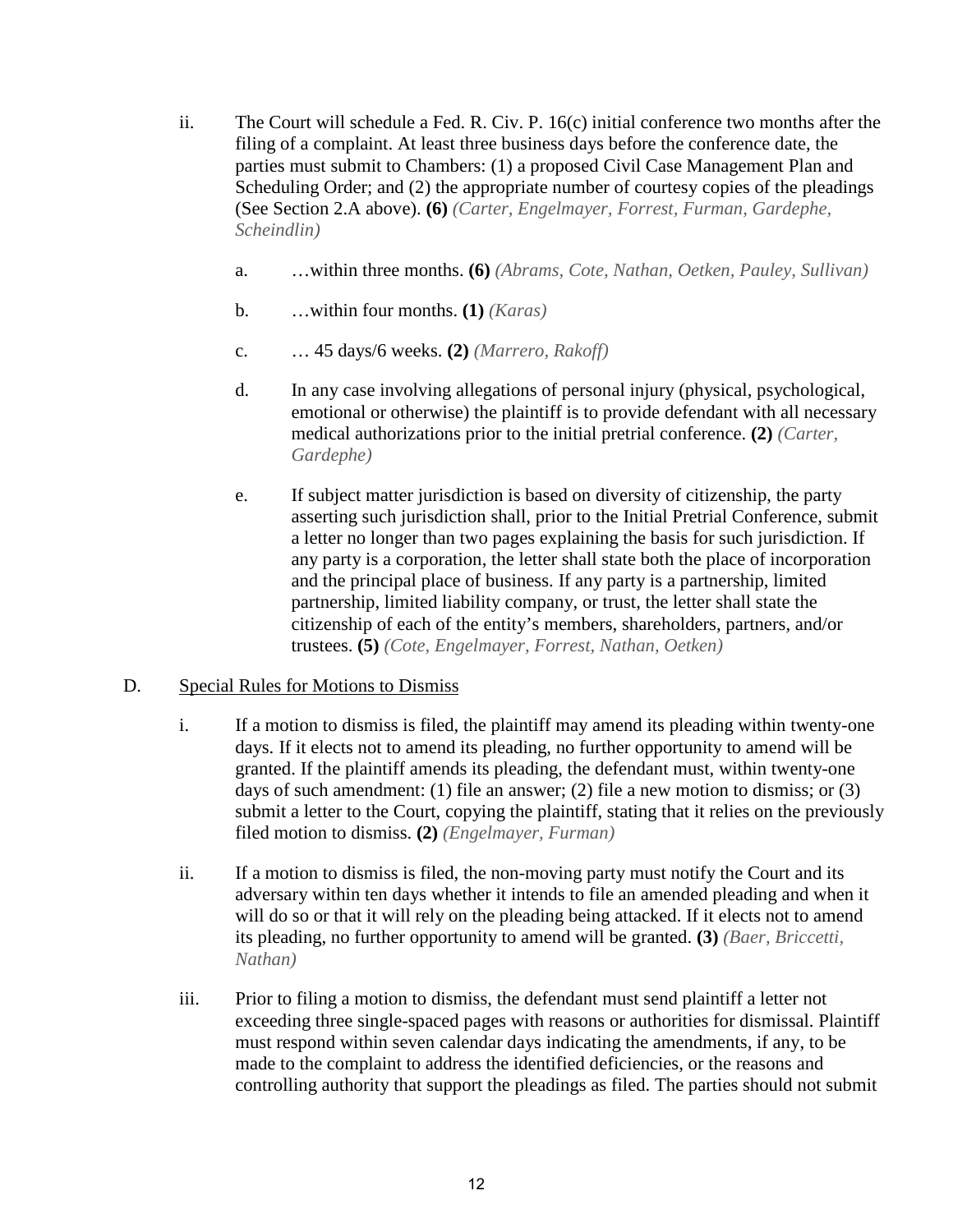ii. The Court will schedule a Fed. R. Civ. P. 16(c) initial conference two months after the filing of a complaint. At least three business days before the conference date, the parties must submit to Chambers: (1) a proposed Civil Case Management Plan and Scheduling Order; and (2) the appropriate number of courtesy copies of the pleadings (See Section 2.A above). **(6)** *(Carter, Engelmayer, Forrest, Furman, Gardephe, Scheindlin)*

   a. …within three months. **(6)** *(Abrams, Cote, Nathan, Oetken, Pauley, Sullivan)*

   b. …within four months. **(1)** *(Karas)*

   c. … 45 days/6 weeks. **(2)** *(Marrero, Rakoff)*

   d. In any case involving allegations of personal injury (physical, psychological, emotional or otherwise) the plaintiff is to provide defendant with all necessary medical authorizations prior to the initial pretrial conference. **(2)** *(Carter, Gardephe)*

   e. If subject matter jurisdiction is based on diversity of citizenship, the party asserting such jurisdiction shall, prior to the Initial Pretrial Conference, submit a letter no longer than two pages explaining the basis for such jurisdiction. If any party is a corporation, the letter shall state both the place of incorporation and the principal place of business. If any party is a partnership, limited partnership, limited liability company, or trust, the letter shall state the citizenship of each of the entity's members, shareholders, partners, and/or trustees. **(5)** *(Cote, Engelmayer, Forrest, Nathan, Oetken)*

D. Special Rules for Motions to Dismiss

i. If a motion to dismiss is filed, the plaintiff may amend its pleading within twenty-one days. If it elects not to amend its pleading, no further opportunity to amend will be granted. If the plaintiff amends its pleading, the defendant must, within twenty-one days of such amendment: (1) file an answer; (2) file a new motion to dismiss; or (3) submit a letter to the Court, copying the plaintiff, stating that it relies on the previously filed motion to dismiss. **(2)** *(Engelmayer, Furman)*

ii. If a motion to dismiss is filed, the non-moving party must notify the Court and its adversary within ten days whether it intends to file an amended pleading and when it will do so or that it will rely on the pleading being attacked. If it elects not to amend its pleading, no further opportunity to amend will be granted. **(3)** *(Baer, Briccetti, Nathan)*

iii. Prior to filing a motion to dismiss, the defendant must send plaintiff a letter not exceeding three single-spaced pages with reasons or authorities for dismissal. Plaintiff must respond within seven calendar days indicating the amendments, if any, to be made to the complaint to address the identified deficiencies, or the reasons and controlling authority that support the pleadings as filed. The parties should not submit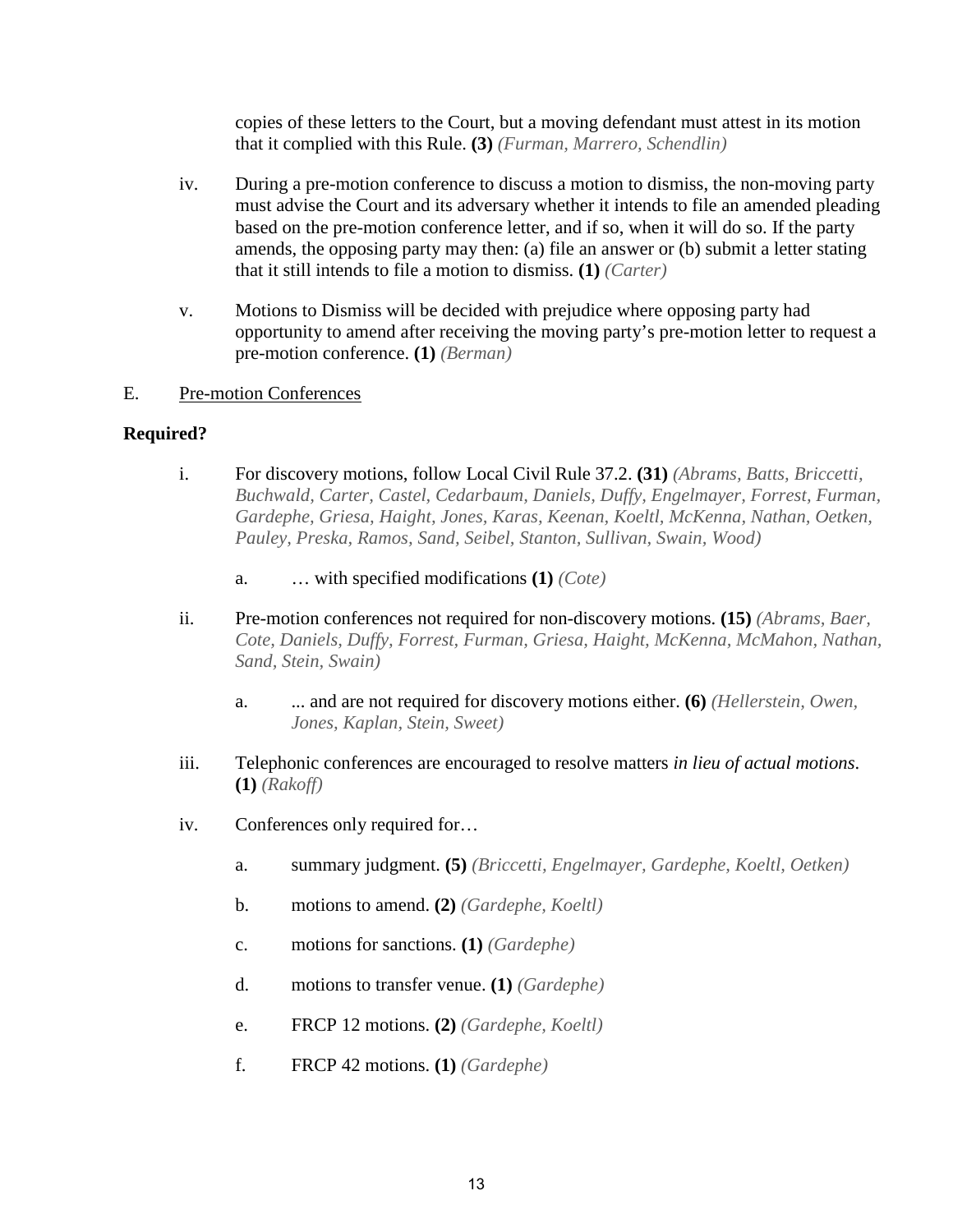copies of these letters to the Court, but a moving defendant must attest in its motion that it complied with this Rule. **(3)** *(Furman, Marrero, Schendlin)*

iv. During a pre-motion conference to discuss a motion to dismiss, the non-moving party must advise the Court and its adversary whether it intends to file an amended pleading based on the pre-motion conference letter, and if so, when it will do so. If the party amends, the opposing party may then: (a) file an answer or (b) submit a letter stating that it still intends to file a motion to dismiss. **(1)** *(Carter)*

v. Motions to Dismiss will be decided with prejudice where opposing party had opportunity to amend after receiving the moving party's pre-motion letter to request a pre-motion conference. **(1)** *(Berman)*

E. <u>Pre-motion Conferences</u>

**Required?**

i. For discovery motions, follow Local Civil Rule 37.2. **(31)** *(Abrams, Batts, Briccetti, Buchwald, Carter, Castel, Cedarbaum, Daniels, Duffy, Engelmayer, Forrest, Furman, Gardephe, Griesa, Haight, Jones, Karas, Keenan, Koeltl, McKenna, Nathan, Oetken, Pauley, Preska, Ramos, Sand, Seibel, Stanton, Sullivan, Swain, Wood)*

  a. … with specified modifications **(1)** *(Cote)*

ii. Pre-motion conferences not required for non-discovery motions. **(15)** *(Abrams, Baer, Cote, Daniels, Duffy, Forrest, Furman, Griesa, Haight, McKenna, McMahon, Nathan, Sand, Stein, Swain)*

  a. ... and are not required for discovery motions either. **(6)** *(Hellerstein, Owen, Jones, Kaplan, Stein, Sweet)*

iii. Telephonic conferences are encouraged to resolve matters *in lieu of actual motions*. **(1)** *(Rakoff)*

iv. Conferences only required for…

  a. summary judgment. **(5)** *(Briccetti, Engelmayer, Gardephe, Koeltl, Oetken)*

  b. motions to amend. **(2)** *(Gardephe, Koeltl)*

  c. motions for sanctions. **(1)** *(Gardephe)*

  d. motions to transfer venue. **(1)** *(Gardephe)*

  e. FRCP 12 motions. **(2)** *(Gardephe, Koeltl)*

  f. FRCP 42 motions. **(1)** *(Gardephe)*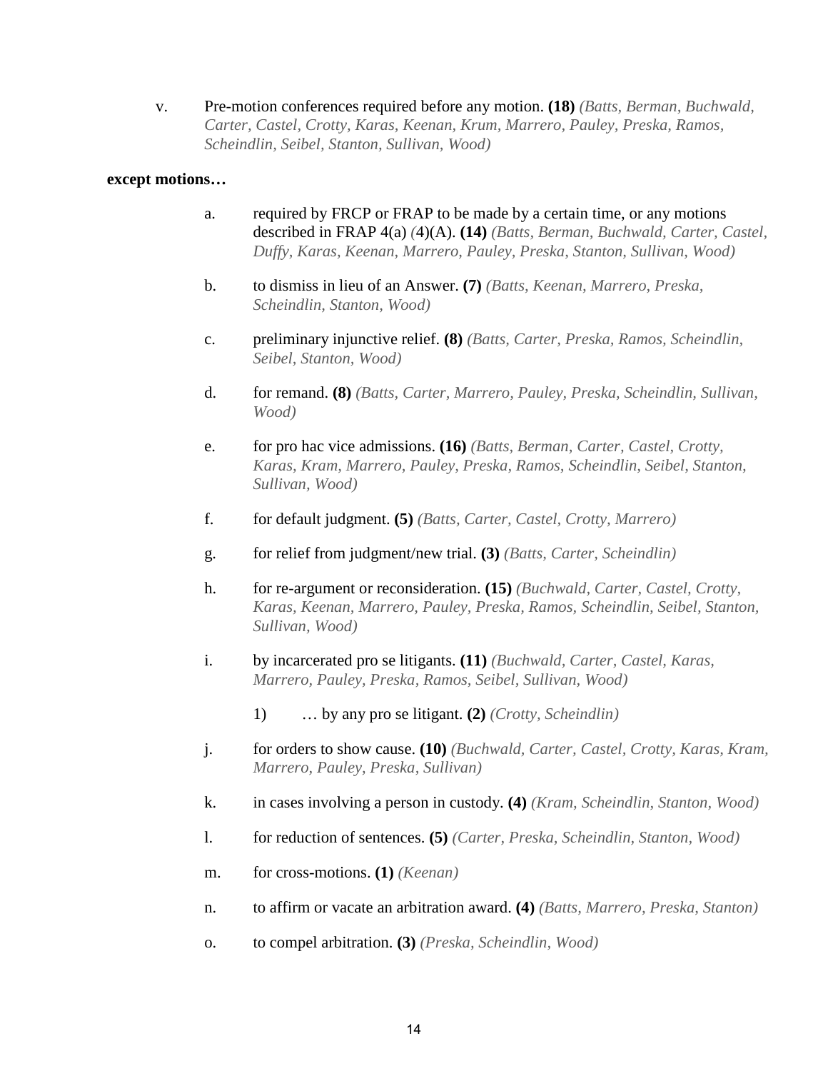v. Pre-motion conferences required before any motion. **(18)** *(Batts, Berman, Buchwald, Carter, Castel, Crotty, Karas, Keenan, Krum, Marrero, Pauley, Preska, Ramos, Scheindlin, Seibel, Stanton, Sullivan, Wood)*

**except motions…**

a. required by FRCP or FRAP to be made by a certain time, or any motions described in FRAP 4(a) *(*4)(A). **(14)** *(Batts, Berman, Buchwald, Carter, Castel, Duffy, Karas, Keenan, Marrero, Pauley, Preska, Stanton, Sullivan, Wood)*

b. to dismiss in lieu of an Answer. **(7)** *(Batts, Keenan, Marrero, Preska, Scheindlin, Stanton, Wood)*

c. preliminary injunctive relief. **(8)** *(Batts, Carter, Preska, Ramos, Scheindlin, Seibel, Stanton, Wood)*

d. for remand. **(8)** *(Batts, Carter, Marrero, Pauley, Preska, Scheindlin, Sullivan, Wood)*

e. for pro hac vice admissions. **(16)** *(Batts, Berman, Carter, Castel, Crotty, Karas, Kram, Marrero, Pauley, Preska, Ramos, Scheindlin, Seibel, Stanton, Sullivan, Wood)*

f. for default judgment. **(5)** *(Batts, Carter, Castel, Crotty, Marrero)*

g. for relief from judgment/new trial. **(3)** *(Batts, Carter, Scheindlin)*

h. for re-argument or reconsideration. **(15)** *(Buchwald, Carter, Castel, Crotty, Karas, Keenan, Marrero, Pauley, Preska, Ramos, Scheindlin, Seibel, Stanton, Sullivan, Wood)*

i. by incarcerated pro se litigants. **(11)** *(Buchwald, Carter, Castel, Karas, Marrero, Pauley, Preska, Ramos, Seibel, Sullivan, Wood)*

   1) … by any pro se litigant. **(2)** *(Crotty, Scheindlin)*

j. for orders to show cause. **(10)** *(Buchwald, Carter, Castel, Crotty, Karas, Kram, Marrero, Pauley, Preska, Sullivan)*

k. in cases involving a person in custody. **(4)** *(Kram, Scheindlin, Stanton, Wood)*

l. for reduction of sentences. **(5)** *(Carter, Preska, Scheindlin, Stanton, Wood)*

m. for cross-motions. **(1)** *(Keenan)*

n. to affirm or vacate an arbitration award. **(4)** *(Batts, Marrero, Preska, Stanton)*

o. to compel arbitration. **(3)** *(Preska, Scheindlin, Wood)*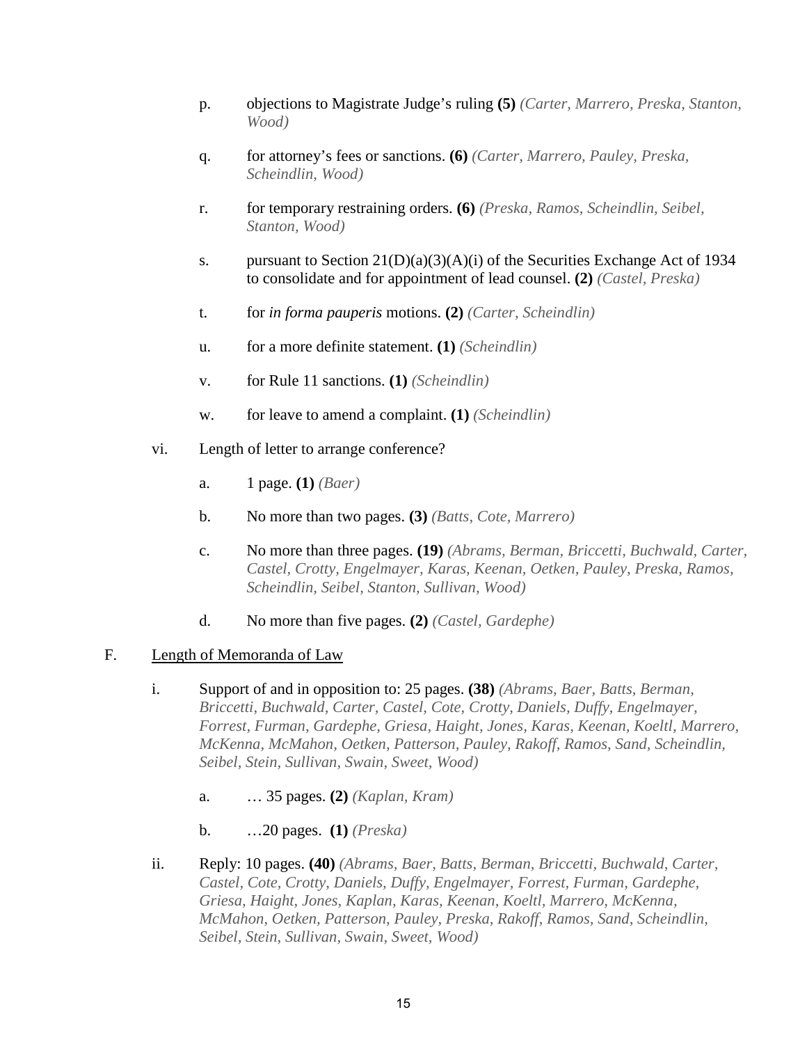p. objections to Magistrate Judge's ruling **(5)** *(Carter, Marrero, Preska, Stanton, Wood)*

q. for attorney's fees or sanctions. **(6)** *(Carter, Marrero, Pauley, Preska, Scheindlin, Wood)*

r. for temporary restraining orders. **(6)** *(Preska, Ramos, Scheindlin, Seibel, Stanton, Wood)*

s. pursuant to Section 21(D)(a)(3)(A)(i) of the Securities Exchange Act of 1934 to consolidate and for appointment of lead counsel. **(2)** *(Castel, Preska)*

t. for *in forma pauperis* motions. **(2)** *(Carter, Scheindlin)*

u. for a more definite statement. **(1)** *(Scheindlin)*

v. for Rule 11 sanctions. **(1)** *(Scheindlin)*

w. for leave to amend a complaint. **(1)** *(Scheindlin)*

vi. Length of letter to arrange conference?

a. 1 page. **(1)** *(Baer)*

b. No more than two pages. **(3)** *(Batts, Cote, Marrero)*

c. No more than three pages. **(19)** *(Abrams, Berman, Briccetti, Buchwald, Carter, Castel, Crotty, Engelmayer, Karas, Keenan, Oetken, Pauley, Preska, Ramos, Scheindlin, Seibel, Stanton, Sullivan, Wood)*

d. No more than five pages. **(2)** *(Castel, Gardephe)*

F. <u>Length of Memoranda of Law</u>

i. Support of and in opposition to: 25 pages. **(38)** *(Abrams, Baer, Batts, Berman, Briccetti, Buchwald, Carter, Castel, Cote, Crotty, Daniels, Duffy, Engelmayer, Forrest, Furman, Gardephe, Griesa, Haight, Jones, Karas, Keenan, Koeltl, Marrero, McKenna, McMahon, Oetken, Patterson, Pauley, Rakoff, Ramos, Sand, Scheindlin, Seibel, Stein, Sullivan, Swain, Sweet, Wood)*

a. … 35 pages. **(2)** *(Kaplan, Kram)*

b. …20 pages. **(1)** *(Preska)*

ii. Reply: 10 pages. **(40)** *(Abrams, Baer, Batts, Berman, Briccetti, Buchwald, Carter, Castel, Cote, Crotty, Daniels, Duffy, Engelmayer, Forrest, Furman, Gardephe, Griesa, Haight, Jones, Kaplan, Karas, Keenan, Koeltl, Marrero, McKenna, McMahon, Oetken, Patterson, Pauley, Preska, Rakoff, Ramos, Sand, Scheindlin, Seibel, Stein, Sullivan, Swain, Sweet, Wood)*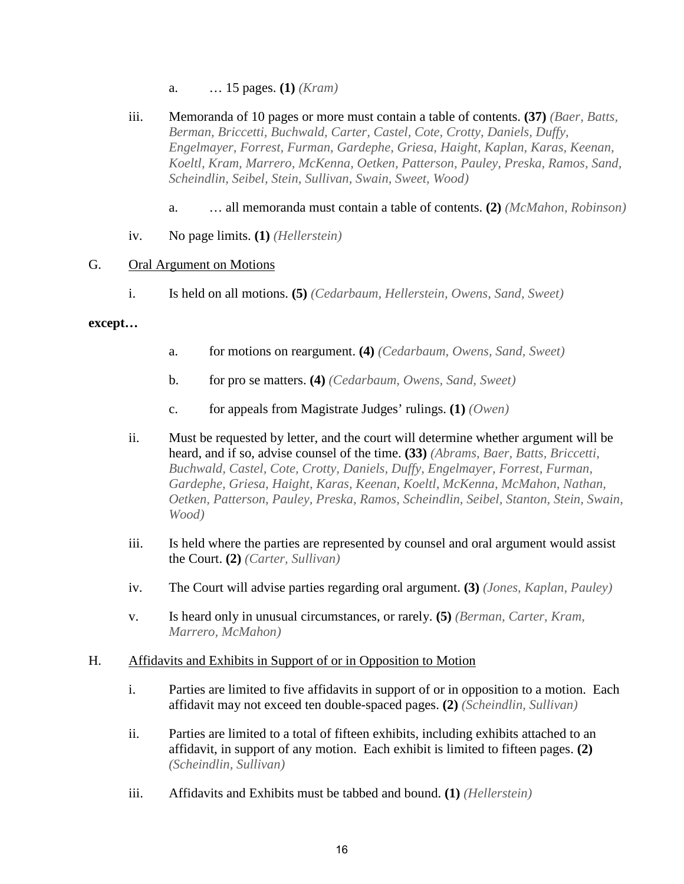a. … 15 pages. **(1)** *(Kram)*

iii. Memoranda of 10 pages or more must contain a table of contents. **(37)** *(Baer, Batts, Berman, Briccetti, Buchwald, Carter, Castel, Cote, Crotty, Daniels, Duffy, Engelmayer, Forrest, Furman, Gardephe, Griesa, Haight, Kaplan, Karas, Keenan, Koeltl, Kram, Marrero, McKenna, Oetken, Patterson, Pauley, Preska, Ramos, Sand, Scheindlin, Seibel, Stein, Sullivan, Swain, Sweet, Wood)*

a. … all memoranda must contain a table of contents. **(2)** *(McMahon, Robinson)*

iv. No page limits. **(1)** *(Hellerstein)*

G. Oral Argument on Motions

i. Is held on all motions. **(5)** *(Cedarbaum, Hellerstein, Owens, Sand, Sweet)*

**except…**

a. for motions on reargument. **(4)** *(Cedarbaum, Owens, Sand, Sweet)*

b. for pro se matters. **(4)** *(Cedarbaum, Owens, Sand, Sweet)*

c. for appeals from Magistrate Judges' rulings. **(1)** *(Owen)*

ii. Must be requested by letter, and the court will determine whether argument will be heard, and if so, advise counsel of the time. **(33)** *(Abrams, Baer, Batts, Briccetti, Buchwald, Castel, Cote, Crotty, Daniels, Duffy, Engelmayer, Forrest, Furman, Gardephe, Griesa, Haight, Karas, Keenan, Koeltl, McKenna, McMahon, Nathan, Oetken, Patterson, Pauley, Preska, Ramos, Scheindlin, Seibel, Stanton, Stein, Swain, Wood)*

iii. Is held where the parties are represented by counsel and oral argument would assist the Court. **(2)** *(Carter, Sullivan)*

iv. The Court will advise parties regarding oral argument. **(3)** *(Jones, Kaplan, Pauley)*

v. Is heard only in unusual circumstances, or rarely. **(5)** *(Berman, Carter, Kram, Marrero, McMahon)*

H. Affidavits and Exhibits in Support of or in Opposition to Motion

i. Parties are limited to five affidavits in support of or in opposition to a motion. Each affidavit may not exceed ten double-spaced pages. **(2)** *(Scheindlin, Sullivan)*

ii. Parties are limited to a total of fifteen exhibits, including exhibits attached to an affidavit, in support of any motion. Each exhibit is limited to fifteen pages. **(2)** *(Scheindlin, Sullivan)*

iii. Affidavits and Exhibits must be tabbed and bound. **(1)** *(Hellerstein)*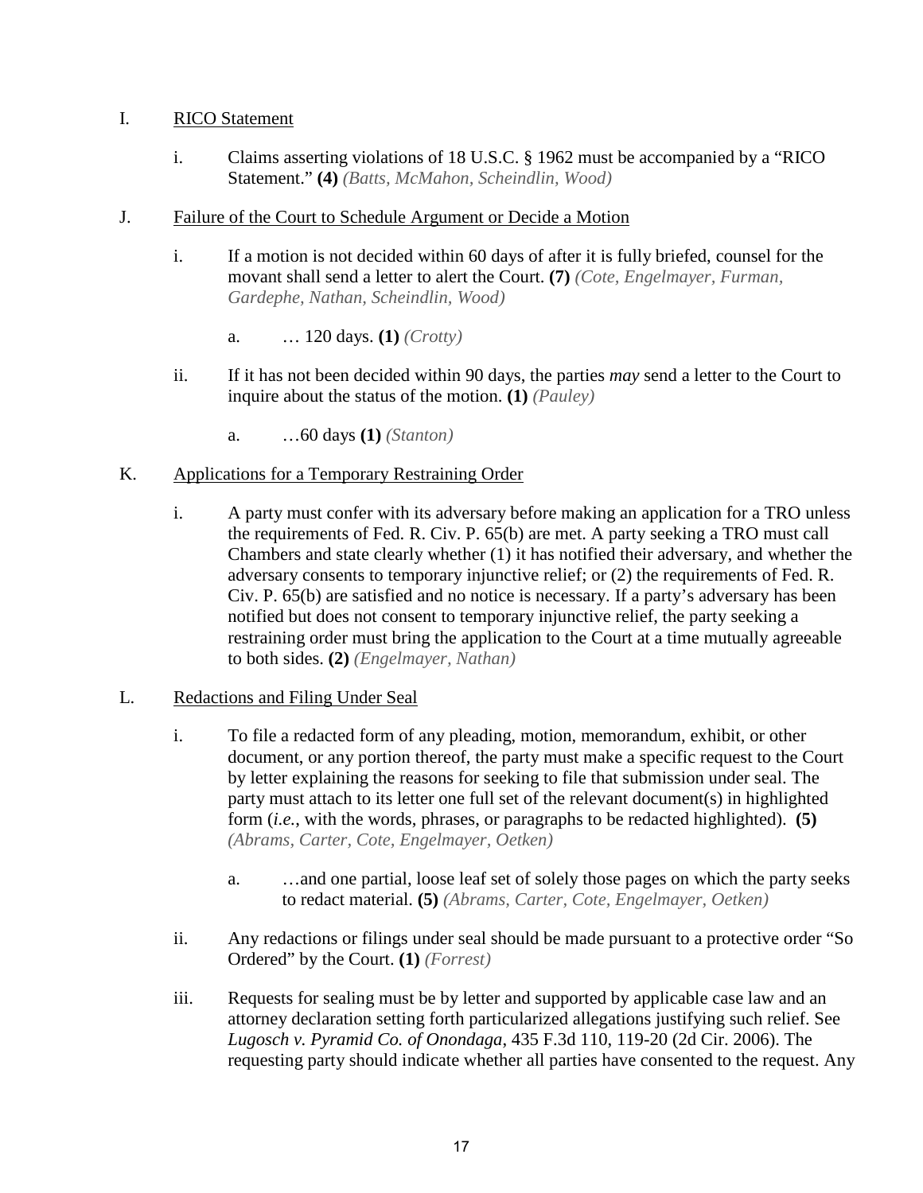I. <u>RICO Statement</u>

   i. Claims asserting violations of 18 U.S.C. § 1962 must be accompanied by a "RICO Statement." **(4)** *(Batts, McMahon, Scheindlin, Wood)*

J. <u>Failure of the Court to Schedule Argument or Decide a Motion</u>

   i. If a motion is not decided within 60 days of after it is fully briefed, counsel for the movant shall send a letter to alert the Court. **(7)** *(Cote, Engelmayer, Furman, Gardephe, Nathan, Scheindlin, Wood)*

      a. … 120 days. **(1)** *(Crotty)*

   ii. If it has not been decided within 90 days, the parties *may* send a letter to the Court to inquire about the status of the motion. **(1)** *(Pauley)*

      a. …60 days **(1)** *(Stanton)*

K. <u>Applications for a Temporary Restraining Order</u>

   i. A party must confer with its adversary before making an application for a TRO unless the requirements of Fed. R. Civ. P. 65(b) are met. A party seeking a TRO must call Chambers and state clearly whether (1) it has notified their adversary, and whether the adversary consents to temporary injunctive relief; or (2) the requirements of Fed. R. Civ. P. 65(b) are satisfied and no notice is necessary. If a party's adversary has been notified but does not consent to temporary injunctive relief, the party seeking a restraining order must bring the application to the Court at a time mutually agreeable to both sides. **(2)** *(Engelmayer, Nathan)*

L. <u>Redactions and Filing Under Seal</u>

   i. To file a redacted form of any pleading, motion, memorandum, exhibit, or other document, or any portion thereof, the party must make a specific request to the Court by letter explaining the reasons for seeking to file that submission under seal. The party must attach to its letter one full set of the relevant document(s) in highlighted form (*i.e.*, with the words, phrases, or paragraphs to be redacted highlighted). **(5)** *(Abrams, Carter, Cote, Engelmayer, Oetken)*

      a. …and one partial, loose leaf set of solely those pages on which the party seeks to redact material. **(5)** *(Abrams, Carter, Cote, Engelmayer, Oetken)*

   ii. Any redactions or filings under seal should be made pursuant to a protective order "So Ordered" by the Court. **(1)** *(Forrest)*

   iii. Requests for sealing must be by letter and supported by applicable case law and an attorney declaration setting forth particularized allegations justifying such relief. See *Lugosch v. Pyramid Co. of Onondaga*, 435 F.3d 110, 119-20 (2d Cir. 2006). The requesting party should indicate whether all parties have consented to the request. Any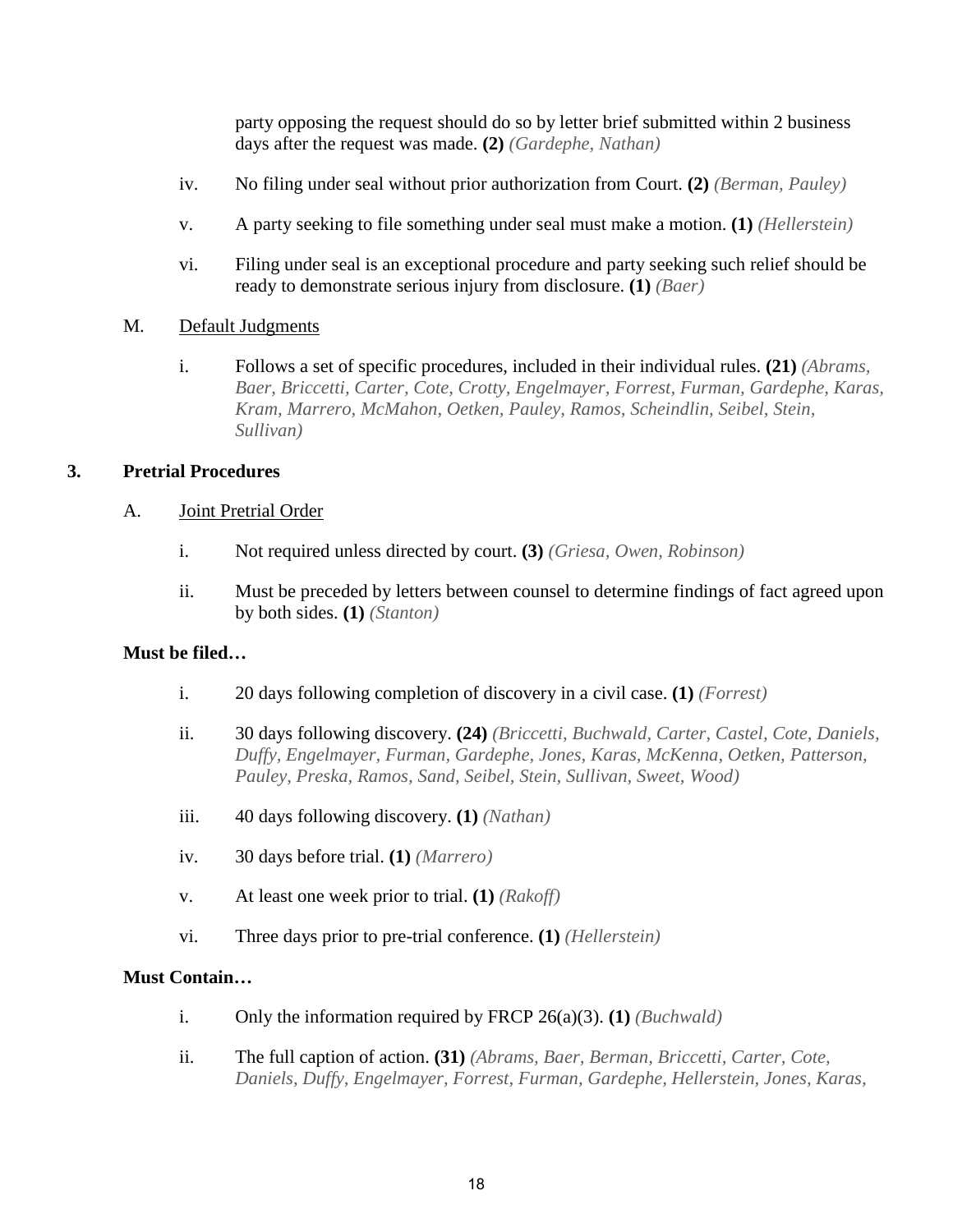party opposing the request should do so by letter brief submitted within 2 business days after the request was made. **(2)** *(Gardephe, Nathan)*

iv. No filing under seal without prior authorization from Court. **(2)** *(Berman, Pauley)*

v. A party seeking to file something under seal must make a motion. **(1)** *(Hellerstein)*

vi. Filing under seal is an exceptional procedure and party seeking such relief should be ready to demonstrate serious injury from disclosure. **(1)** *(Baer)*

M. Default Judgments

i. Follows a set of specific procedures, included in their individual rules. **(21)** *(Abrams, Baer, Briccetti, Carter, Cote, Crotty, Engelmayer, Forrest, Furman, Gardephe, Karas, Kram, Marrero, McMahon, Oetken, Pauley, Ramos, Scheindlin, Seibel, Stein, Sullivan)*

## 3. Pretrial Procedures

A. Joint Pretrial Order

i. Not required unless directed by court. **(3)** *(Griesa, Owen, Robinson)*

ii. Must be preceded by letters between counsel to determine findings of fact agreed upon by both sides. **(1)** *(Stanton)*

**Must be filed…**

i. 20 days following completion of discovery in a civil case. **(1)** *(Forrest)*

ii. 30 days following discovery. **(24)** *(Briccetti, Buchwald, Carter, Castel, Cote, Daniels, Duffy, Engelmayer, Furman, Gardephe, Jones, Karas, McKenna, Oetken, Patterson, Pauley, Preska, Ramos, Sand, Seibel, Stein, Sullivan, Sweet, Wood)*

iii. 40 days following discovery. **(1)** *(Nathan)*

iv. 30 days before trial. **(1)** *(Marrero)*

v. At least one week prior to trial. **(1)** *(Rakoff)*

vi. Three days prior to pre-trial conference. **(1)** *(Hellerstein)*

**Must Contain…**

i. Only the information required by FRCP 26(a)(3). **(1)** *(Buchwald)*

ii. The full caption of action. **(31)** *(Abrams, Baer, Berman, Briccetti, Carter, Cote, Daniels, Duffy, Engelmayer, Forrest, Furman, Gardephe, Hellerstein, Jones, Karas,*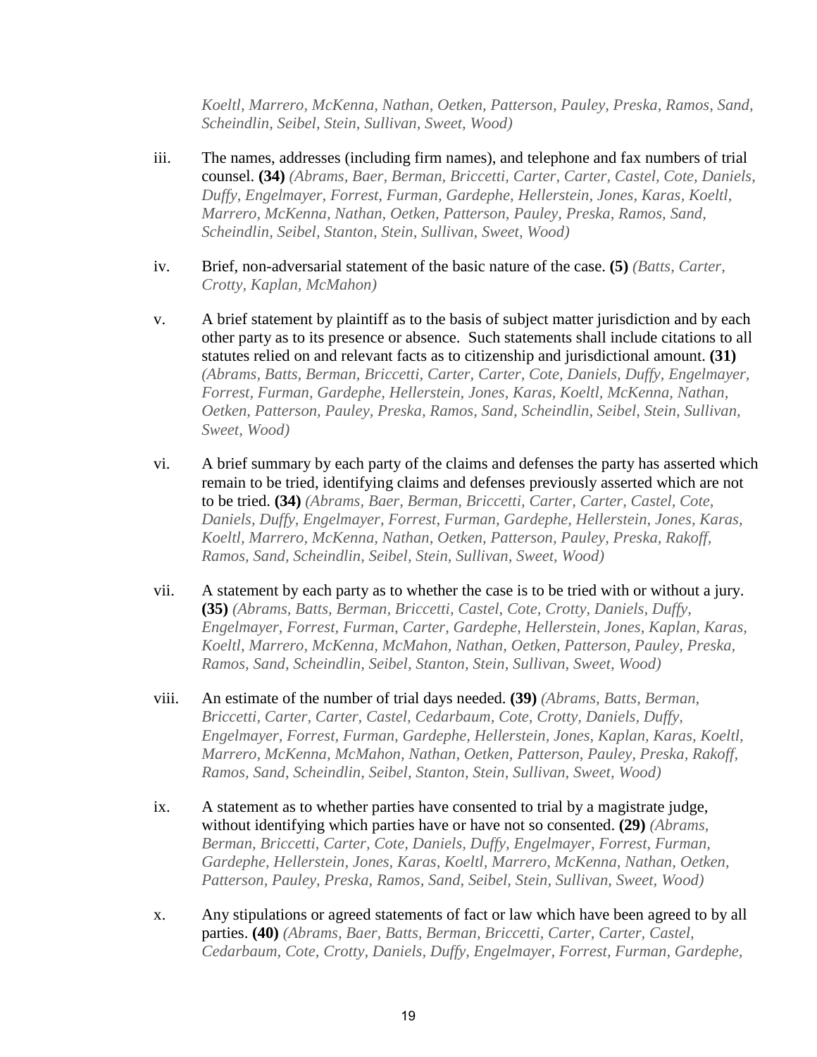*Koeltl, Marrero, McKenna, Nathan, Oetken, Patterson, Pauley, Preska, Ramos, Sand, Scheindlin, Seibel, Stein, Sullivan, Sweet, Wood)*

iii. The names, addresses (including firm names), and telephone and fax numbers of trial counsel. **(34)** *(Abrams, Baer, Berman, Briccetti, Carter, Carter, Castel, Cote, Daniels, Duffy, Engelmayer, Forrest, Furman, Gardephe, Hellerstein, Jones, Karas, Koeltl, Marrero, McKenna, Nathan, Oetken, Patterson, Pauley, Preska, Ramos, Sand, Scheindlin, Seibel, Stanton, Stein, Sullivan, Sweet, Wood)*

iv. Brief, non-adversarial statement of the basic nature of the case. **(5)** *(Batts, Carter, Crotty, Kaplan, McMahon)*

v. A brief statement by plaintiff as to the basis of subject matter jurisdiction and by each other party as to its presence or absence. Such statements shall include citations to all statutes relied on and relevant facts as to citizenship and jurisdictional amount. **(31)** *(Abrams, Batts, Berman, Briccetti, Carter, Carter, Cote, Daniels, Duffy, Engelmayer, Forrest, Furman, Gardephe, Hellerstein, Jones, Karas, Koeltl, McKenna, Nathan, Oetken, Patterson, Pauley, Preska, Ramos, Sand, Scheindlin, Seibel, Stein, Sullivan, Sweet, Wood)*

vi. A brief summary by each party of the claims and defenses the party has asserted which remain to be tried, identifying claims and defenses previously asserted which are not to be tried. **(34)** *(Abrams, Baer, Berman, Briccetti, Carter, Carter, Castel, Cote, Daniels, Duffy, Engelmayer, Forrest, Furman, Gardephe, Hellerstein, Jones, Karas, Koeltl, Marrero, McKenna, Nathan, Oetken, Patterson, Pauley, Preska, Rakoff, Ramos, Sand, Scheindlin, Seibel, Stein, Sullivan, Sweet, Wood)*

vii. A statement by each party as to whether the case is to be tried with or without a jury. **(35)** *(Abrams, Batts, Berman, Briccetti, Castel, Cote, Crotty, Daniels, Duffy, Engelmayer, Forrest, Furman, Carter, Gardephe, Hellerstein, Jones, Kaplan, Karas, Koeltl, Marrero, McKenna, McMahon, Nathan, Oetken, Patterson, Pauley, Preska, Ramos, Sand, Scheindlin, Seibel, Stanton, Stein, Sullivan, Sweet, Wood)*

viii. An estimate of the number of trial days needed. **(39)** *(Abrams, Batts, Berman, Briccetti, Carter, Carter, Castel, Cedarbaum, Cote, Crotty, Daniels, Duffy, Engelmayer, Forrest, Furman, Gardephe, Hellerstein, Jones, Kaplan, Karas, Koeltl, Marrero, McKenna, McMahon, Nathan, Oetken, Patterson, Pauley, Preska, Rakoff, Ramos, Sand, Scheindlin, Seibel, Stanton, Stein, Sullivan, Sweet, Wood)*

ix. A statement as to whether parties have consented to trial by a magistrate judge, without identifying which parties have or have not so consented. **(29)** *(Abrams, Berman, Briccetti, Carter, Cote, Daniels, Duffy, Engelmayer, Forrest, Furman, Gardephe, Hellerstein, Jones, Karas, Koeltl, Marrero, McKenna, Nathan, Oetken, Patterson, Pauley, Preska, Ramos, Sand, Seibel, Stein, Sullivan, Sweet, Wood)*

x. Any stipulations or agreed statements of fact or law which have been agreed to by all parties. **(40)** *(Abrams, Baer, Batts, Berman, Briccetti, Carter, Carter, Castel, Cedarbaum, Cote, Crotty, Daniels, Duffy, Engelmayer, Forrest, Furman, Gardephe,*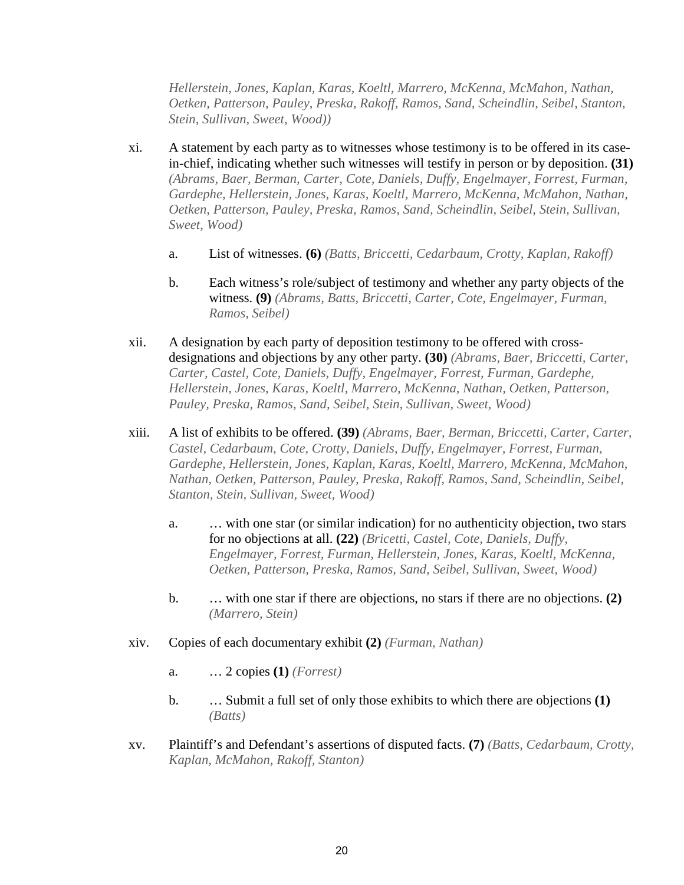*Hellerstein, Jones, Kaplan, Karas, Koeltl, Marrero, McKenna, McMahon, Nathan, Oetken, Patterson, Pauley, Preska, Rakoff, Ramos, Sand, Scheindlin, Seibel, Stanton, Stein, Sullivan, Sweet, Wood))*

xi. A statement by each party as to witnesses whose testimony is to be offered in its case-in-chief, indicating whether such witnesses will testify in person or by deposition. **(31)** *(Abrams, Baer, Berman, Carter, Cote, Daniels, Duffy, Engelmayer, Forrest, Furman, Gardephe, Hellerstein, Jones, Karas, Koeltl, Marrero, McKenna, McMahon, Nathan, Oetken, Patterson, Pauley, Preska, Ramos, Sand, Scheindlin, Seibel, Stein, Sullivan, Sweet, Wood)*

  a. List of witnesses. **(6)** *(Batts, Briccetti, Cedarbaum, Crotty, Kaplan, Rakoff)*

  b. Each witness's role/subject of testimony and whether any party objects of the witness. **(9)** *(Abrams, Batts, Briccetti, Carter, Cote, Engelmayer, Furman, Ramos, Seibel)*

xii. A designation by each party of deposition testimony to be offered with cross-designations and objections by any other party. **(30)** *(Abrams, Baer, Briccetti, Carter, Carter, Castel, Cote, Daniels, Duffy, Engelmayer, Forrest, Furman, Gardephe, Hellerstein, Jones, Karas, Koeltl, Marrero, McKenna, Nathan, Oetken, Patterson, Pauley, Preska, Ramos, Sand, Seibel, Stein, Sullivan, Sweet, Wood)*

xiii. A list of exhibits to be offered. **(39)** *(Abrams, Baer, Berman, Briccetti, Carter, Carter, Castel, Cedarbaum, Cote, Crotty, Daniels, Duffy, Engelmayer, Forrest, Furman, Gardephe, Hellerstein, Jones, Kaplan, Karas, Koeltl, Marrero, McKenna, McMahon, Nathan, Oetken, Patterson, Pauley, Preska, Rakoff, Ramos, Sand, Scheindlin, Seibel, Stanton, Stein, Sullivan, Sweet, Wood)*

  a. … with one star (or similar indication) for no authenticity objection, two stars for no objections at all. **(22)** *(Bricetti, Castel, Cote, Daniels, Duffy, Engelmayer, Forrest, Furman, Hellerstein, Jones, Karas, Koeltl, McKenna, Oetken, Patterson, Preska, Ramos, Sand, Seibel, Sullivan, Sweet, Wood)*

  b. … with one star if there are objections, no stars if there are no objections. **(2)** *(Marrero, Stein)*

xiv. Copies of each documentary exhibit **(2)** *(Furman, Nathan)*

  a. … 2 copies **(1)** *(Forrest)*

  b. … Submit a full set of only those exhibits to which there are objections **(1)** *(Batts)*

xv. Plaintiff's and Defendant's assertions of disputed facts. **(7)** *(Batts, Cedarbaum, Crotty, Kaplan, McMahon, Rakoff, Stanton)*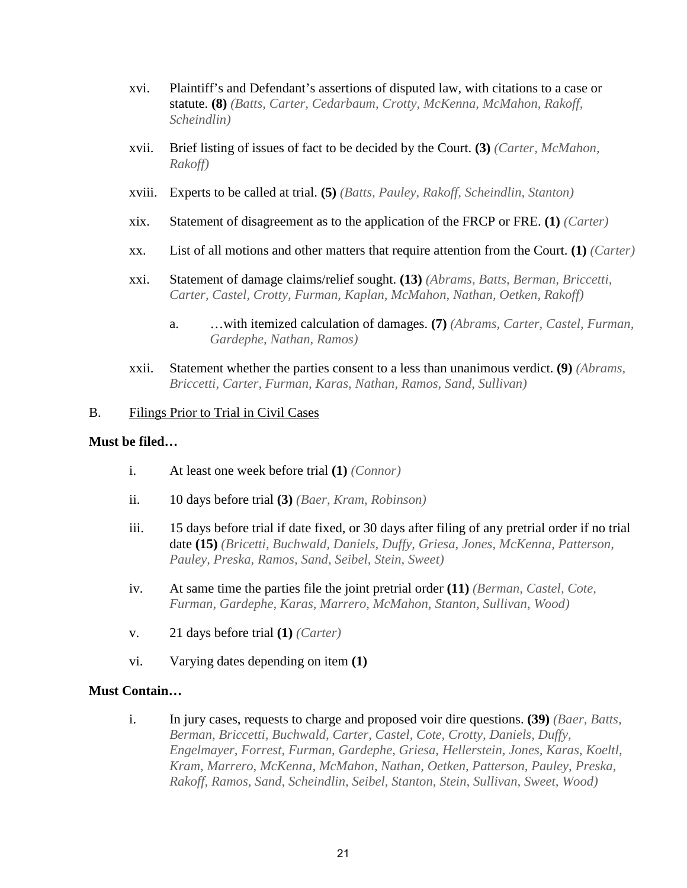xvi. Plaintiff's and Defendant's assertions of disputed law, with citations to a case or statute. **(8)** *(Batts, Carter, Cedarbaum, Crotty, McKenna, McMahon, Rakoff, Scheindlin)*

xvii. Brief listing of issues of fact to be decided by the Court. **(3)** *(Carter, McMahon, Rakoff)*

xviii. Experts to be called at trial. **(5)** *(Batts, Pauley, Rakoff, Scheindlin, Stanton)*

xix. Statement of disagreement as to the application of the FRCP or FRE. **(1)** *(Carter)*

xx. List of all motions and other matters that require attention from the Court. **(1)** *(Carter)*

xxi. Statement of damage claims/relief sought. **(13)** *(Abrams, Batts, Berman, Briccetti, Carter, Castel, Crotty, Furman, Kaplan, McMahon, Nathan, Oetken, Rakoff)*

  a. …with itemized calculation of damages. **(7)** *(Abrams, Carter, Castel, Furman, Gardephe, Nathan, Ramos)*

xxii. Statement whether the parties consent to a less than unanimous verdict. **(9)** *(Abrams, Briccetti, Carter, Furman, Karas, Nathan, Ramos, Sand, Sullivan)*

B. <u>Filings Prior to Trial in Civil Cases</u>

**Must be filed…**

i. At least one week before trial **(1)** *(Connor)*

ii. 10 days before trial **(3)** *(Baer, Kram, Robinson)*

iii. 15 days before trial if date fixed, or 30 days after filing of any pretrial order if no trial date **(15)** *(Bricetti, Buchwald, Daniels, Duffy, Griesa, Jones, McKenna, Patterson, Pauley, Preska, Ramos, Sand, Seibel, Stein, Sweet)*

iv. At same time the parties file the joint pretrial order **(11)** *(Berman, Castel, Cote, Furman, Gardephe, Karas, Marrero, McMahon, Stanton, Sullivan, Wood)*

v. 21 days before trial **(1)** *(Carter)*

vi. Varying dates depending on item **(1)**

**Must Contain…**

i. In jury cases, requests to charge and proposed voir dire questions. **(39)** *(Baer, Batts, Berman, Briccetti, Buchwald, Carter, Castel, Cote, Crotty, Daniels, Duffy, Engelmayer, Forrest, Furman, Gardephe, Griesa, Hellerstein, Jones, Karas, Koeltl, Kram, Marrero, McKenna, McMahon, Nathan, Oetken, Patterson, Pauley, Preska, Rakoff, Ramos, Sand, Scheindlin, Seibel, Stanton, Stein, Sullivan, Sweet, Wood)*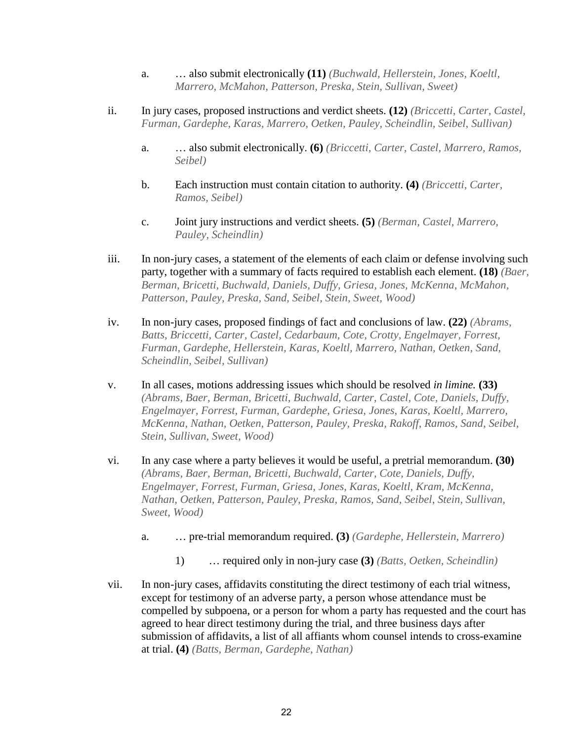a. … also submit electronically **(11)** *(Buchwald, Hellerstein, Jones, Koeltl, Marrero, McMahon, Patterson, Preska, Stein, Sullivan, Sweet)*

ii. In jury cases, proposed instructions and verdict sheets. **(12)** *(Briccetti, Carter, Castel, Furman, Gardephe, Karas, Marrero, Oetken, Pauley, Scheindlin, Seibel, Sullivan)*

   a. … also submit electronically. **(6)** *(Briccetti, Carter, Castel, Marrero, Ramos, Seibel)*

   b. Each instruction must contain citation to authority. **(4)** *(Briccetti, Carter, Ramos, Seibel)*

   c. Joint jury instructions and verdict sheets. **(5)** *(Berman, Castel, Marrero, Pauley, Scheindlin)*

iii. In non-jury cases, a statement of the elements of each claim or defense involving such party, together with a summary of facts required to establish each element. **(18)** *(Baer, Berman, Bricetti, Buchwald, Daniels, Duffy, Griesa, Jones, McKenna, McMahon, Patterson, Pauley, Preska, Sand, Seibel, Stein, Sweet, Wood)*

iv. In non-jury cases, proposed findings of fact and conclusions of law. **(22)** *(Abrams, Batts, Briccetti, Carter, Castel, Cedarbaum, Cote, Crotty, Engelmayer, Forrest, Furman, Gardephe, Hellerstein, Karas, Koeltl, Marrero, Nathan, Oetken, Sand, Scheindlin, Seibel, Sullivan)*

v. In all cases, motions addressing issues which should be resolved *in limine.* **(33)** *(Abrams, Baer, Berman, Bricetti, Buchwald, Carter, Castel, Cote, Daniels, Duffy, Engelmayer, Forrest, Furman, Gardephe, Griesa, Jones, Karas, Koeltl, Marrero, McKenna, Nathan, Oetken, Patterson, Pauley, Preska, Rakoff, Ramos, Sand, Seibel, Stein, Sullivan, Sweet, Wood)*

vi. In any case where a party believes it would be useful, a pretrial memorandum. **(30)** *(Abrams, Baer, Berman, Bricetti, Buchwald, Carter, Cote, Daniels, Duffy, Engelmayer, Forrest, Furman, Griesa, Jones, Karas, Koeltl, Kram, McKenna, Nathan, Oetken, Patterson, Pauley, Preska, Ramos, Sand, Seibel, Stein, Sullivan, Sweet, Wood)*

   a. … pre-trial memorandum required. **(3)** *(Gardephe, Hellerstein, Marrero)*

      1) … required only in non-jury case **(3)** *(Batts, Oetken, Scheindlin)*

vii. In non-jury cases, affidavits constituting the direct testimony of each trial witness, except for testimony of an adverse party, a person whose attendance must be compelled by subpoena, or a person for whom a party has requested and the court has agreed to hear direct testimony during the trial, and three business days after submission of affidavits, a list of all affiants whom counsel intends to cross-examine at trial. **(4)** *(Batts, Berman, Gardephe, Nathan)*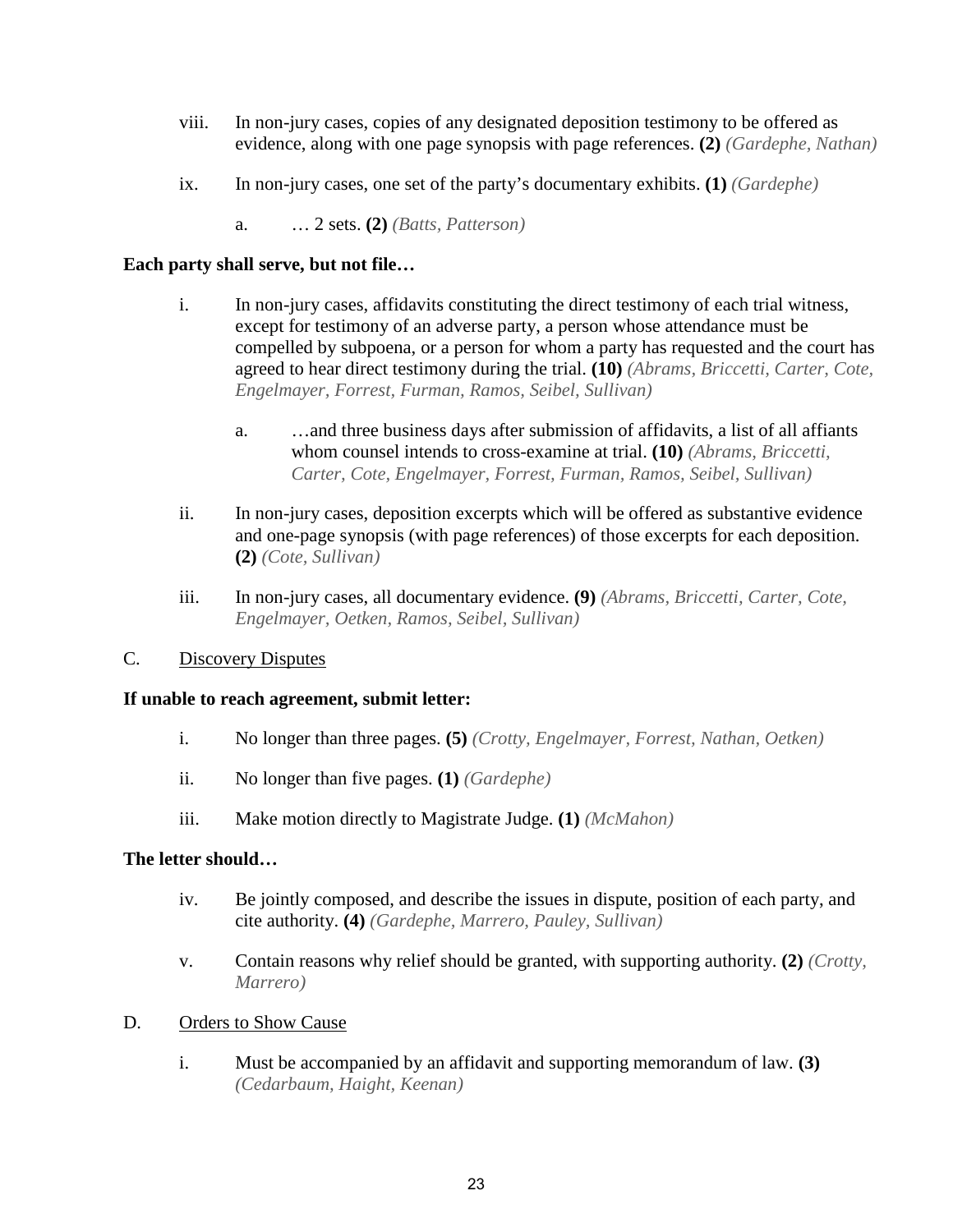viii. In non-jury cases, copies of any designated deposition testimony to be offered as evidence, along with one page synopsis with page references. **(2)** *(Gardephe, Nathan)*

ix. In non-jury cases, one set of the party's documentary exhibits. **(1)** *(Gardephe)*

  a. … 2 sets. **(2)** *(Batts, Patterson)*

**Each party shall serve, but not file…**

i. In non-jury cases, affidavits constituting the direct testimony of each trial witness, except for testimony of an adverse party, a person whose attendance must be compelled by subpoena, or a person for whom a party has requested and the court has agreed to hear direct testimony during the trial. **(10)** *(Abrams, Briccetti, Carter, Cote, Engelmayer, Forrest, Furman, Ramos, Seibel, Sullivan)*

  a. …and three business days after submission of affidavits, a list of all affiants whom counsel intends to cross-examine at trial. **(10)** *(Abrams, Briccetti, Carter, Cote, Engelmayer, Forrest, Furman, Ramos, Seibel, Sullivan)*

ii. In non-jury cases, deposition excerpts which will be offered as substantive evidence and one-page synopsis (with page references) of those excerpts for each deposition. **(2)** *(Cote, Sullivan)*

iii. In non-jury cases, all documentary evidence. **(9)** *(Abrams, Briccetti, Carter, Cote, Engelmayer, Oetken, Ramos, Seibel, Sullivan)*

C. Discovery Disputes

**If unable to reach agreement, submit letter:**

i. No longer than three pages. **(5)** *(Crotty, Engelmayer, Forrest, Nathan, Oetken)*

ii. No longer than five pages. **(1)** *(Gardephe)*

iii. Make motion directly to Magistrate Judge. **(1)** *(McMahon)*

**The letter should…**

iv. Be jointly composed, and describe the issues in dispute, position of each party, and cite authority. **(4)** *(Gardephe, Marrero, Pauley, Sullivan)*

v. Contain reasons why relief should be granted, with supporting authority. **(2)** *(Crotty, Marrero)*

D. Orders to Show Cause

i. Must be accompanied by an affidavit and supporting memorandum of law. **(3)** *(Cedarbaum, Haight, Keenan)*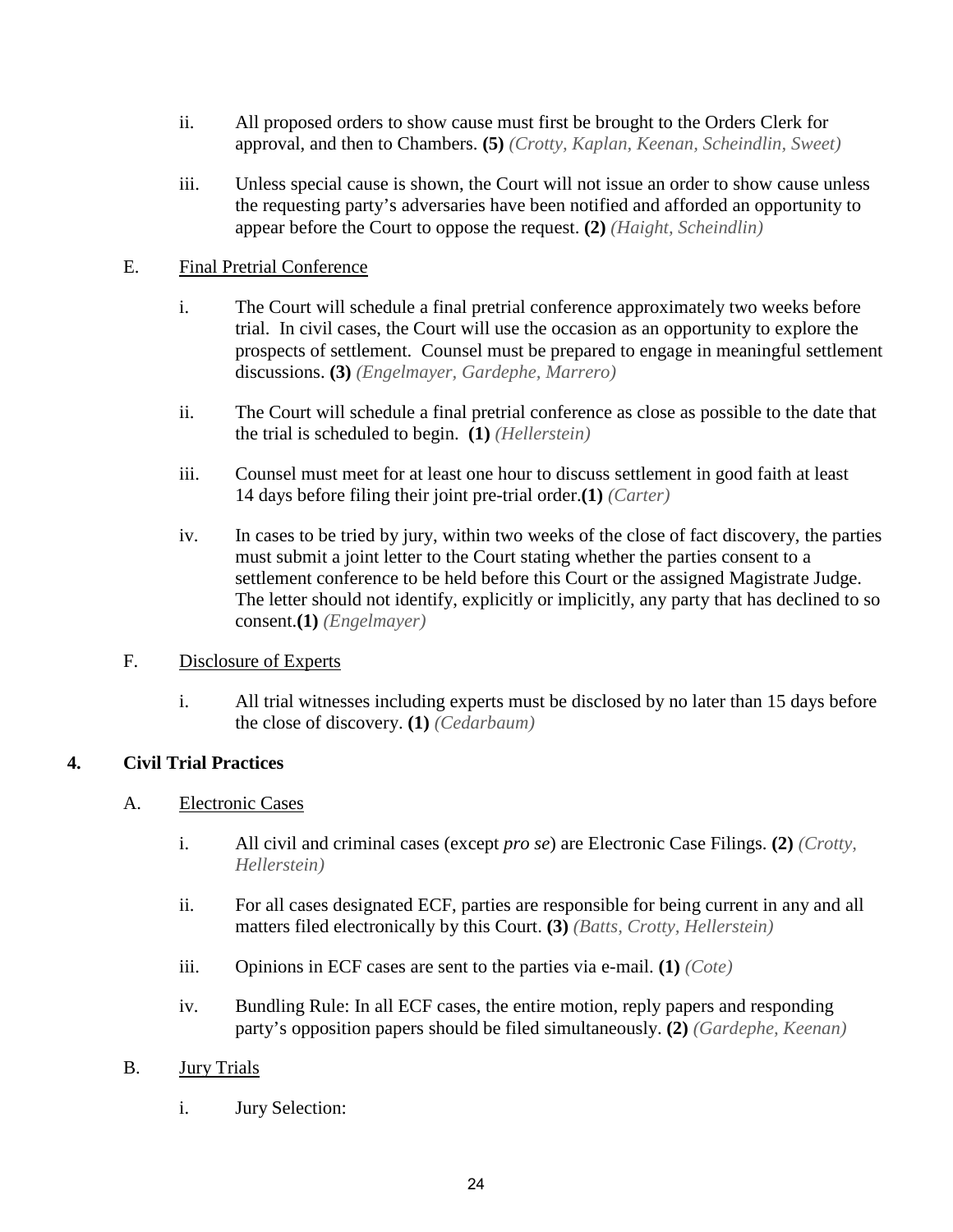ii. All proposed orders to show cause must first be brought to the Orders Clerk for approval, and then to Chambers. **(5)** *(Crotty, Kaplan, Keenan, Scheindlin, Sweet)*

iii. Unless special cause is shown, the Court will not issue an order to show cause unless the requesting party's adversaries have been notified and afforded an opportunity to appear before the Court to oppose the request. **(2)** *(Haight, Scheindlin)*

E. Final Pretrial Conference

i. The Court will schedule a final pretrial conference approximately two weeks before trial. In civil cases, the Court will use the occasion as an opportunity to explore the prospects of settlement. Counsel must be prepared to engage in meaningful settlement discussions. **(3)** *(Engelmayer, Gardephe, Marrero)*

ii. The Court will schedule a final pretrial conference as close as possible to the date that the trial is scheduled to begin. **(1)** *(Hellerstein)*

iii. Counsel must meet for at least one hour to discuss settlement in good faith at least 14 days before filing their joint pre-trial order.**(1)** *(Carter)*

iv. In cases to be tried by jury, within two weeks of the close of fact discovery, the parties must submit a joint letter to the Court stating whether the parties consent to a settlement conference to be held before this Court or the assigned Magistrate Judge. The letter should not identify, explicitly or implicitly, any party that has declined to so consent.**(1)** *(Engelmayer)*

F. Disclosure of Experts

i. All trial witnesses including experts must be disclosed by no later than 15 days before the close of discovery. **(1)** *(Cedarbaum)*

## 4. Civil Trial Practices

A. Electronic Cases

i. All civil and criminal cases (except *pro se*) are Electronic Case Filings. **(2)** *(Crotty, Hellerstein)*

ii. For all cases designated ECF, parties are responsible for being current in any and all matters filed electronically by this Court. **(3)** *(Batts, Crotty, Hellerstein)*

iii. Opinions in ECF cases are sent to the parties via e-mail. **(1)** *(Cote)*

iv. Bundling Rule: In all ECF cases, the entire motion, reply papers and responding party's opposition papers should be filed simultaneously. **(2)** *(Gardephe, Keenan)*

B. Jury Trials

i. Jury Selection: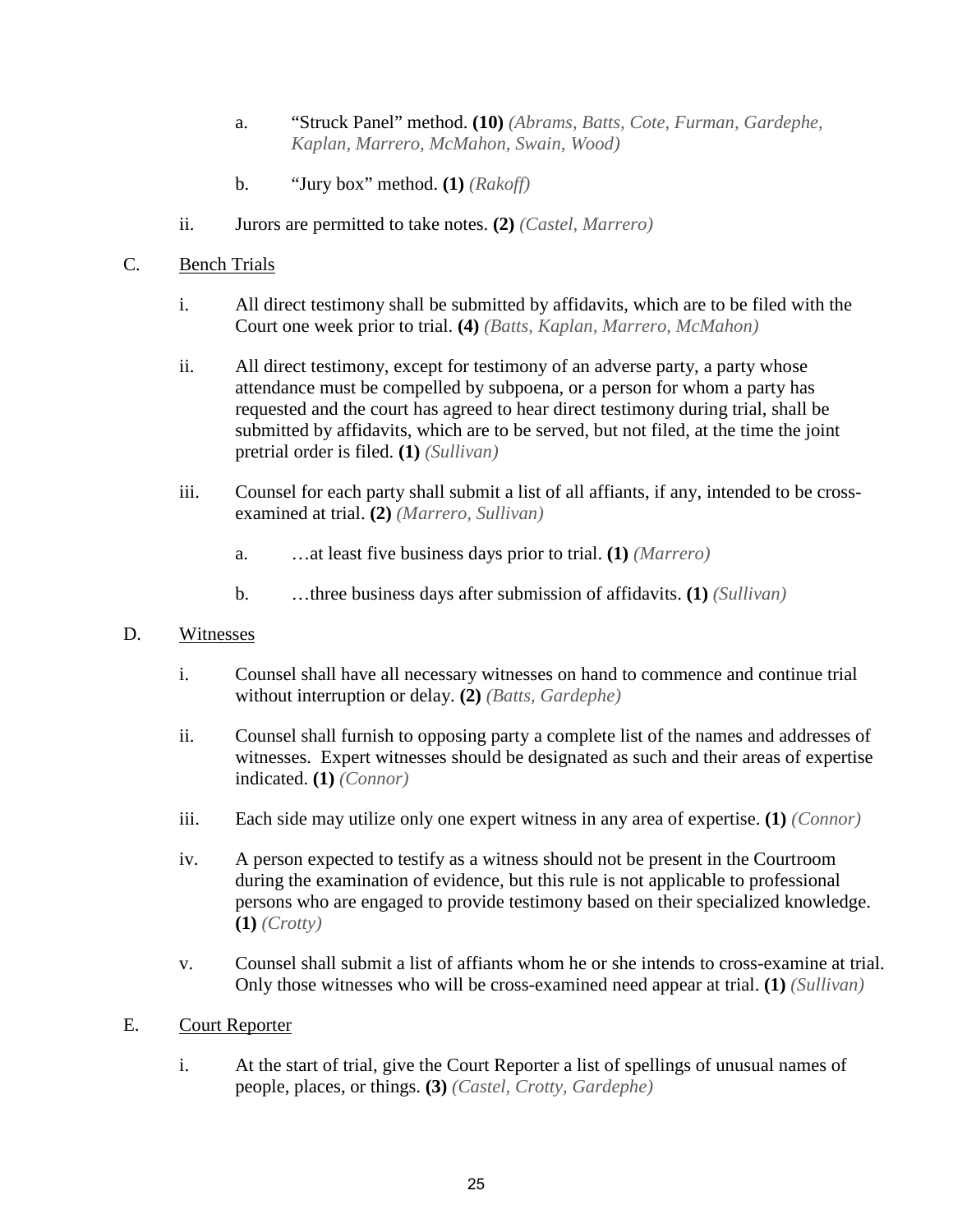a. "Struck Panel" method. **(10)** *(Abrams, Batts, Cote, Furman, Gardephe, Kaplan, Marrero, McMahon, Swain, Wood)*

b. "Jury box" method. **(1)** *(Rakoff)*

ii. Jurors are permitted to take notes. **(2)** *(Castel, Marrero)*

C. Bench Trials

i. All direct testimony shall be submitted by affidavits, which are to be filed with the Court one week prior to trial. **(4)** *(Batts, Kaplan, Marrero, McMahon)*

ii. All direct testimony, except for testimony of an adverse party, a party whose attendance must be compelled by subpoena, or a person for whom a party has requested and the court has agreed to hear direct testimony during trial, shall be submitted by affidavits, which are to be served, but not filed, at the time the joint pretrial order is filed. **(1)** *(Sullivan)*

iii. Counsel for each party shall submit a list of all affiants, if any, intended to be cross-examined at trial. **(2)** *(Marrero, Sullivan)*

a. …at least five business days prior to trial. **(1)** *(Marrero)*

b. …three business days after submission of affidavits. **(1)** *(Sullivan)*

D. Witnesses

i. Counsel shall have all necessary witnesses on hand to commence and continue trial without interruption or delay. **(2)** *(Batts, Gardephe)*

ii. Counsel shall furnish to opposing party a complete list of the names and addresses of witnesses. Expert witnesses should be designated as such and their areas of expertise indicated. **(1)** *(Connor)*

iii. Each side may utilize only one expert witness in any area of expertise. **(1)** *(Connor)*

iv. A person expected to testify as a witness should not be present in the Courtroom during the examination of evidence, but this rule is not applicable to professional persons who are engaged to provide testimony based on their specialized knowledge. **(1)** *(Crotty)*

v. Counsel shall submit a list of affiants whom he or she intends to cross-examine at trial. Only those witnesses who will be cross-examined need appear at trial. **(1)** *(Sullivan)*

E. Court Reporter

i. At the start of trial, give the Court Reporter a list of spellings of unusual names of people, places, or things. **(3)** *(Castel, Crotty, Gardephe)*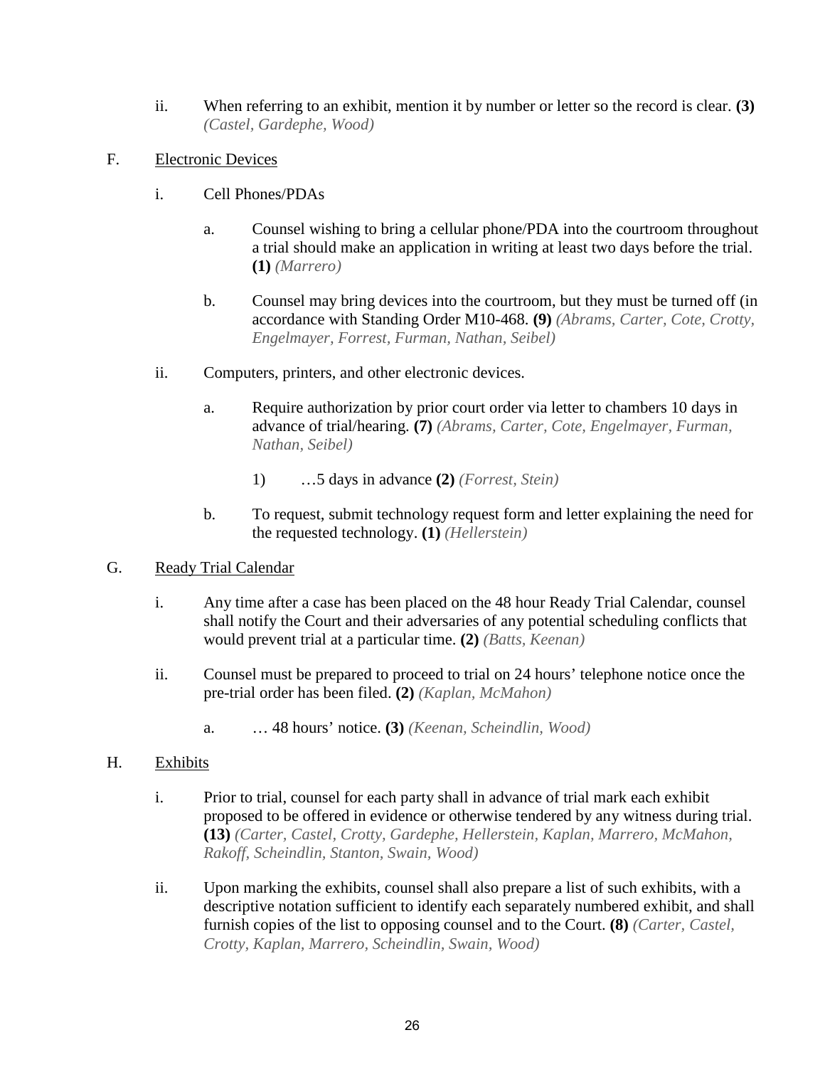ii. When referring to an exhibit, mention it by number or letter so the record is clear. **(3)** *(Castel, Gardephe, Wood)*

F. Electronic Devices

i. Cell Phones/PDAs

a. Counsel wishing to bring a cellular phone/PDA into the courtroom throughout a trial should make an application in writing at least two days before the trial. **(1)** *(Marrero)*

b. Counsel may bring devices into the courtroom, but they must be turned off (in accordance with Standing Order M10-468. **(9)** *(Abrams, Carter, Cote, Crotty, Engelmayer, Forrest, Furman, Nathan, Seibel)*

ii. Computers, printers, and other electronic devices.

a. Require authorization by prior court order via letter to chambers 10 days in advance of trial/hearing. **(7)** *(Abrams, Carter, Cote, Engelmayer, Furman, Nathan, Seibel)*

1) …5 days in advance **(2)** *(Forrest, Stein)*

b. To request, submit technology request form and letter explaining the need for the requested technology. **(1)** *(Hellerstein)*

G. Ready Trial Calendar

i. Any time after a case has been placed on the 48 hour Ready Trial Calendar, counsel shall notify the Court and their adversaries of any potential scheduling conflicts that would prevent trial at a particular time. **(2)** *(Batts, Keenan)*

ii. Counsel must be prepared to proceed to trial on 24 hours' telephone notice once the pre-trial order has been filed. **(2)** *(Kaplan, McMahon)*

a. … 48 hours' notice. **(3)** *(Keenan, Scheindlin, Wood)*

H. Exhibits

i. Prior to trial, counsel for each party shall in advance of trial mark each exhibit proposed to be offered in evidence or otherwise tendered by any witness during trial. **(13)** *(Carter, Castel, Crotty, Gardephe, Hellerstein, Kaplan, Marrero, McMahon, Rakoff, Scheindlin, Stanton, Swain, Wood)*

ii. Upon marking the exhibits, counsel shall also prepare a list of such exhibits, with a descriptive notation sufficient to identify each separately numbered exhibit, and shall furnish copies of the list to opposing counsel and to the Court. **(8)** *(Carter, Castel, Crotty, Kaplan, Marrero, Scheindlin, Swain, Wood)*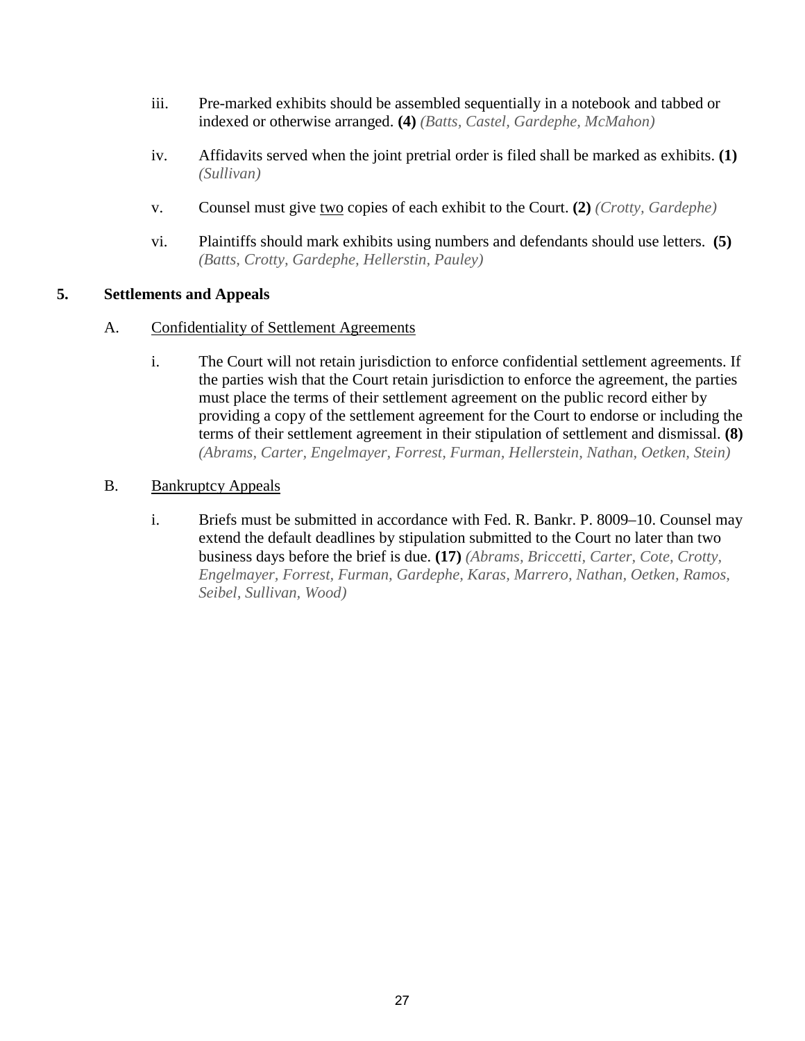iii. Pre-marked exhibits should be assembled sequentially in a notebook and tabbed or indexed or otherwise arranged. **(4)** *(Batts, Castel, Gardephe, McMahon)*

iv. Affidavits served when the joint pretrial order is filed shall be marked as exhibits. **(1)** *(Sullivan)*

v. Counsel must give <u>two</u> copies of each exhibit to the Court. **(2)** *(Crotty, Gardephe)*

vi. Plaintiffs should mark exhibits using numbers and defendants should use letters. **(5)** *(Batts, Crotty, Gardephe, Hellerstin, Pauley)*

## 5. Settlements and Appeals

### A. <u>Confidentiality of Settlement Agreements</u>

i. The Court will not retain jurisdiction to enforce confidential settlement agreements. If the parties wish that the Court retain jurisdiction to enforce the agreement, the parties must place the terms of their settlement agreement on the public record either by providing a copy of the settlement agreement for the Court to endorse or including the terms of their settlement agreement in their stipulation of settlement and dismissal. **(8)** *(Abrams, Carter, Engelmayer, Forrest, Furman, Hellerstein, Nathan, Oetken, Stein)*

### B. <u>Bankruptcy Appeals</u>

i. Briefs must be submitted in accordance with Fed. R. Bankr. P. 8009–10. Counsel may extend the default deadlines by stipulation submitted to the Court no later than two business days before the brief is due. **(17)** *(Abrams, Briccetti, Carter, Cote, Crotty, Engelmayer, Forrest, Furman, Gardephe, Karas, Marrero, Nathan, Oetken, Ramos, Seibel, Sullivan, Wood)*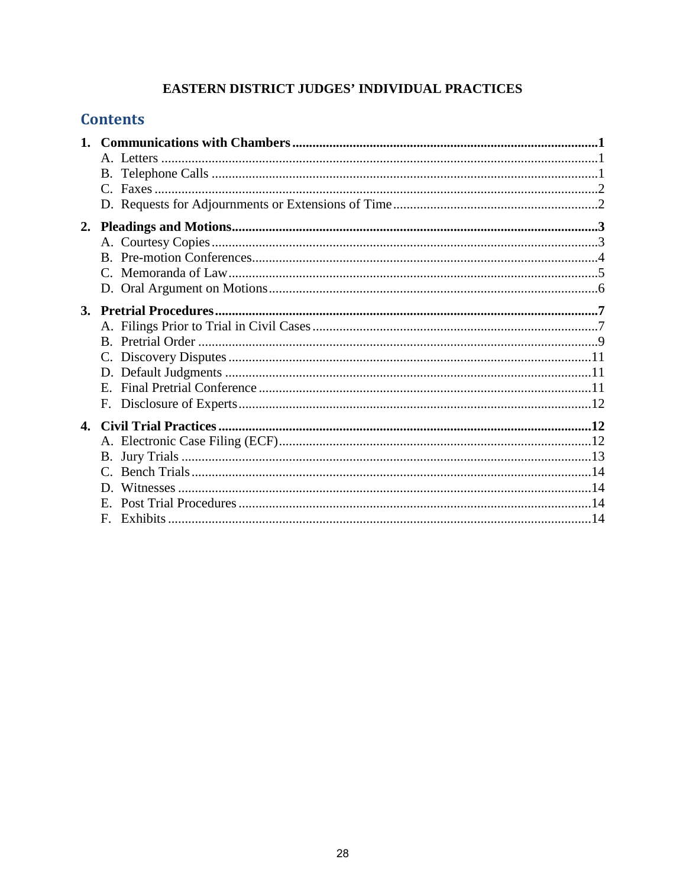**EASTERN DISTRICT JUDGES' INDIVIDUAL PRACTICES**

## Contents

**1. Communications with Chambers ....................................................................................1**
- A. Letters ...................................................................................................................1
- B. Telephone Calls .....................................................................................................1
- C. Faxes ....................................................................................................................2
- D. Requests for Adjournments or Extensions of Time ................................................2

**2. Pleadings and Motions ......................................................................................................3**
- A. Courtesy Copies .....................................................................................................3
- B. Pre-motion Conferences .........................................................................................4
- C. Memoranda of Law ................................................................................................5
- D. Oral Argument on Motions ....................................................................................6

**3. Pretrial Procedures ..........................................................................................................7**
- A. Filings Prior to Trial in Civil Cases .......................................................................7
- B. Pretrial Order .........................................................................................................9
- C. Discovery Disputes ..............................................................................................11
- D. Default Judgments ...............................................................................................11
- E. Final Pretrial Conference .....................................................................................11
- F. Disclosure of Experts ...........................................................................................12

**4. Civil Trial Practices .......................................................................................................12**
- A. Electronic Case Filing (ECF) ...............................................................................12
- B. Jury Trials ...........................................................................................................13
- C. Bench Trials ........................................................................................................14
- D. Witnesses ............................................................................................................14
- E. Post Trial Procedures ...........................................................................................14
- F. Exhibits ...............................................................................................................14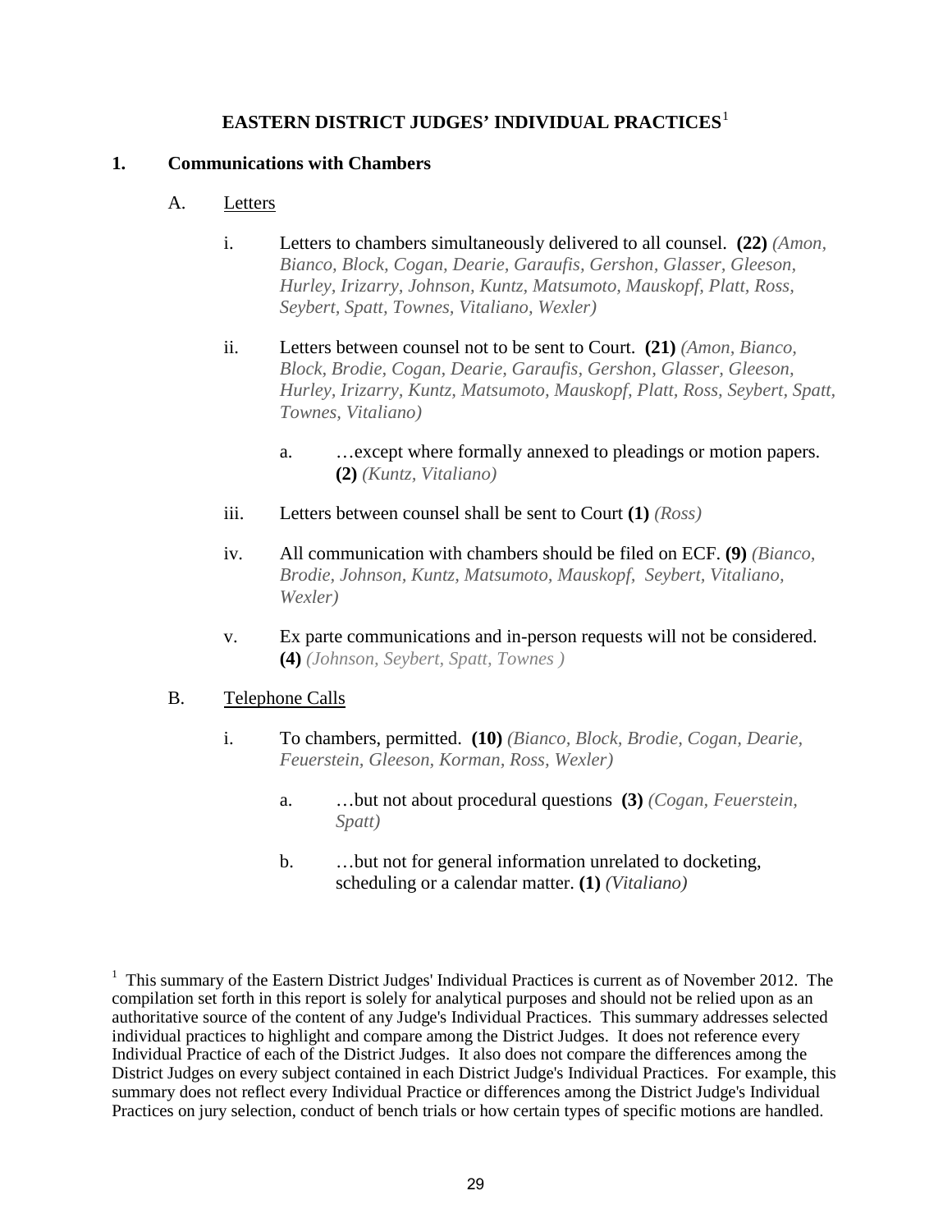## EASTERN DISTRICT JUDGES' INDIVIDUAL PRACTICES[1]

### 1. Communications with Chambers

#### A. Letters

i. Letters to chambers simultaneously delivered to all counsel. **(22)** *(Amon, Bianco, Block, Cogan, Dearie, Garaufis, Gershon, Glasser, Gleeson, Hurley, Irizarry, Johnson, Kuntz, Matsumoto, Mauskopf, Platt, Ross, Seybert, Spatt, Townes, Vitaliano, Wexler)*

ii. Letters between counsel not to be sent to Court. **(21)** *(Amon, Bianco, Block, Brodie, Cogan, Dearie, Garaufis, Gershon, Glasser, Gleeson, Hurley, Irizarry, Kuntz, Matsumoto, Mauskopf, Platt, Ross, Seybert, Spatt, Townes, Vitaliano)*

   a. …except where formally annexed to pleadings or motion papers. **(2)** *(Kuntz, Vitaliano)*

iii. Letters between counsel shall be sent to Court **(1)** *(Ross)*

iv. All communication with chambers should be filed on ECF. **(9)** *(Bianco, Brodie, Johnson, Kuntz, Matsumoto, Mauskopf, Seybert, Vitaliano, Wexler)*

v. Ex parte communications and in-person requests will not be considered. **(4)** *(Johnson, Seybert, Spatt, Townes )*

#### B. Telephone Calls

i. To chambers, permitted. **(10)** *(Bianco, Block, Brodie, Cogan, Dearie, Feuerstein, Gleeson, Korman, Ross, Wexler)*

   a. …but not about procedural questions **(3)** *(Cogan, Feuerstein, Spatt)*

   b. …but not for general information unrelated to docketing, scheduling or a calendar matter. **(1)** *(Vitaliano)*

---

[1] This summary of the Eastern District Judges' Individual Practices is current as of November 2012. The compilation set forth in this report is solely for analytical purposes and should not be relied upon as an authoritative source of the content of any Judge's Individual Practices. This summary addresses selected individual practices to highlight and compare among the District Judges. It does not reference every Individual Practice of each of the District Judges. It also does not compare the differences among the District Judges on every subject contained in each District Judge's Individual Practices. For example, this summary does not reflect every Individual Practice or differences among the District Judge's Individual Practices on jury selection, conduct of bench trials or how certain types of specific motions are handled.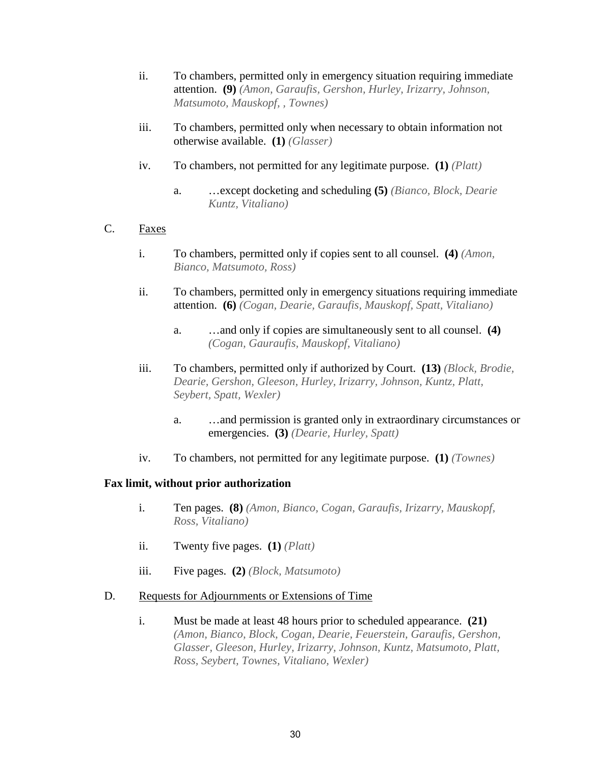ii. To chambers, permitted only in emergency situation requiring immediate attention. **(9)** *(Amon, Garaufis, Gershon, Hurley, Irizarry, Johnson, Matsumoto, Mauskopf, , Townes)*

iii. To chambers, permitted only when necessary to obtain information not otherwise available. **(1)** *(Glasser)*

iv. To chambers, not permitted for any legitimate purpose. **(1)** *(Platt)*

  a. …except docketing and scheduling **(5)** *(Bianco, Block, Dearie Kuntz, Vitaliano)*

C. Faxes

i. To chambers, permitted only if copies sent to all counsel. **(4)** *(Amon, Bianco, Matsumoto, Ross)*

ii. To chambers, permitted only in emergency situations requiring immediate attention. **(6)** *(Cogan, Dearie, Garaufis, Mauskopf, Spatt, Vitaliano)*

  a. …and only if copies are simultaneously sent to all counsel. **(4)** *(Cogan, Gauraufis, Mauskopf, Vitaliano)*

iii. To chambers, permitted only if authorized by Court. **(13)** *(Block, Brodie, Dearie, Gershon, Gleeson, Hurley, Irizarry, Johnson, Kuntz, Platt, Seybert, Spatt, Wexler)*

  a. …and permission is granted only in extraordinary circumstances or emergencies. **(3)** *(Dearie, Hurley, Spatt)*

iv. To chambers, not permitted for any legitimate purpose. **(1)** *(Townes)*

**Fax limit, without prior authorization**

i. Ten pages. **(8)** *(Amon, Bianco, Cogan, Garaufis, Irizarry, Mauskopf, Ross, Vitaliano)*

ii. Twenty five pages. **(1)** *(Platt)*

iii. Five pages. **(2)** *(Block, Matsumoto)*

D. Requests for Adjournments or Extensions of Time

i. Must be made at least 48 hours prior to scheduled appearance. **(21)** *(Amon, Bianco, Block, Cogan, Dearie, Feuerstein, Garaufis, Gershon, Glasser, Gleeson, Hurley, Irizarry, Johnson, Kuntz, Matsumoto, Platt, Ross, Seybert, Townes, Vitaliano, Wexler)*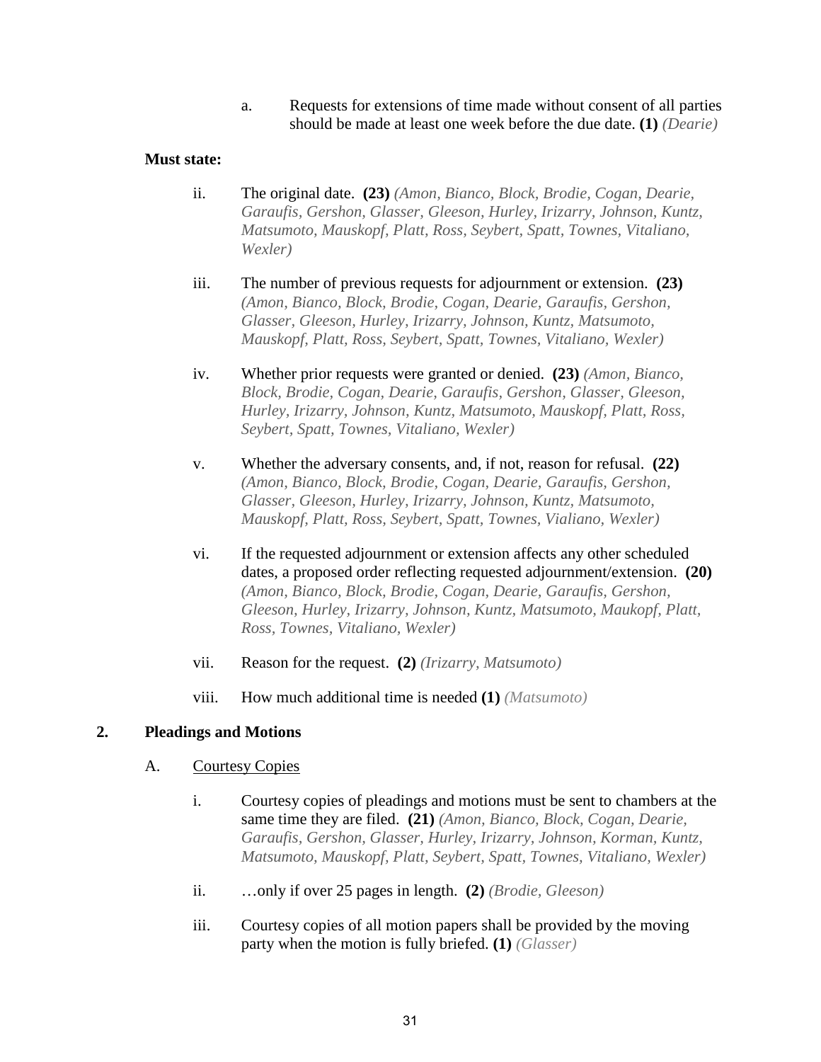a. Requests for extensions of time made without consent of all parties should be made at least one week before the due date. **(1)** *(Dearie)*

**Must state:**

ii. The original date. **(23)** *(Amon, Bianco, Block, Brodie, Cogan, Dearie, Garaufis, Gershon, Glasser, Gleeson, Hurley, Irizarry, Johnson, Kuntz, Matsumoto, Mauskopf, Platt, Ross, Seybert, Spatt, Townes, Vitaliano, Wexler)*

iii. The number of previous requests for adjournment or extension. **(23)** *(Amon, Bianco, Block, Brodie, Cogan, Dearie, Garaufis, Gershon, Glasser, Gleeson, Hurley, Irizarry, Johnson, Kuntz, Matsumoto, Mauskopf, Platt, Ross, Seybert, Spatt, Townes, Vitaliano, Wexler)*

iv. Whether prior requests were granted or denied. **(23)** *(Amon, Bianco, Block, Brodie, Cogan, Dearie, Garaufis, Gershon, Glasser, Gleeson, Hurley, Irizarry, Johnson, Kuntz, Matsumoto, Mauskopf, Platt, Ross, Seybert, Spatt, Townes, Vitaliano, Wexler)*

v. Whether the adversary consents, and, if not, reason for refusal. **(22)** *(Amon, Bianco, Block, Brodie, Cogan, Dearie, Garaufis, Gershon, Glasser, Gleeson, Hurley, Irizarry, Johnson, Kuntz, Matsumoto, Mauskopf, Platt, Ross, Seybert, Spatt, Townes, Vialiano, Wexler)*

vi. If the requested adjournment or extension affects any other scheduled dates, a proposed order reflecting requested adjournment/extension. **(20)** *(Amon, Bianco, Block, Brodie, Cogan, Dearie, Garaufis, Gershon, Gleeson, Hurley, Irizarry, Johnson, Kuntz, Matsumoto, Maukopf, Platt, Ross, Townes, Vitaliano, Wexler)*

vii. Reason for the request. **(2)** *(Irizarry, Matsumoto)*

viii. How much additional time is needed **(1)** *(Matsumoto)*

## 2. Pleadings and Motions

### A. Courtesy Copies

i. Courtesy copies of pleadings and motions must be sent to chambers at the same time they are filed. **(21)** *(Amon, Bianco, Block, Cogan, Dearie, Garaufis, Gershon, Glasser, Hurley, Irizarry, Johnson, Korman, Kuntz, Matsumoto, Mauskopf, Platt, Seybert, Spatt, Townes, Vitaliano, Wexler)*

ii. …only if over 25 pages in length. **(2)** *(Brodie, Gleeson)*

iii. Courtesy copies of all motion papers shall be provided by the moving party when the motion is fully briefed. **(1)** *(Glasser)*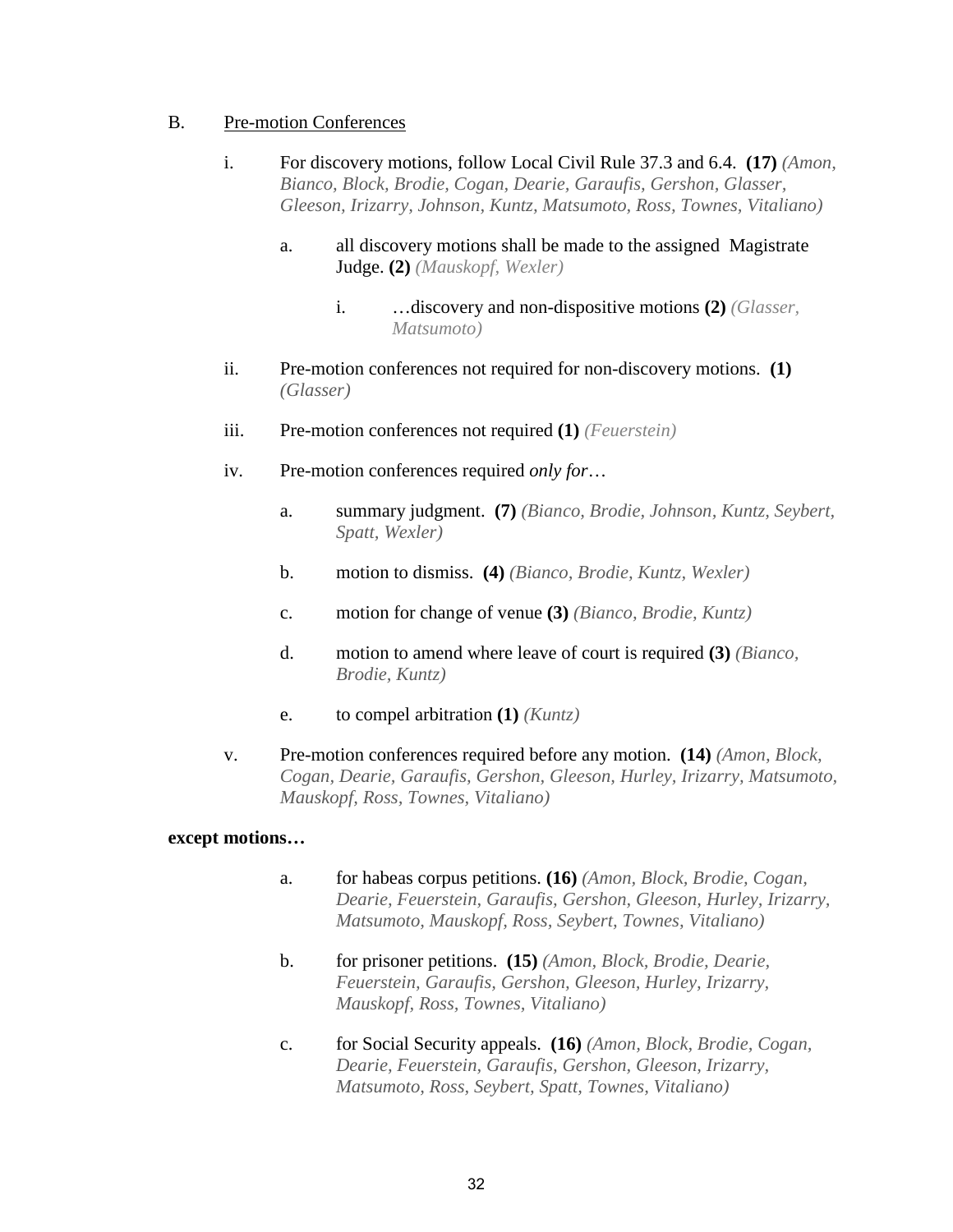B. <u>Pre-motion Conferences</u>

- i. For discovery motions, follow Local Civil Rule 37.3 and 6.4. **(17)** *(Amon, Bianco, Block, Brodie, Cogan, Dearie, Garaufis, Gershon, Glasser, Gleeson, Irizarry, Johnson, Kuntz, Matsumoto, Ross, Townes, Vitaliano)*
  - a. all discovery motions shall be made to the assigned Magistrate Judge. **(2)** *(Mauskopf, Wexler)*
    - i. …discovery and non-dispositive motions **(2)** *(Glasser, Matsumoto)*
- ii. Pre-motion conferences not required for non-discovery motions. **(1)** *(Glasser)*
- iii. Pre-motion conferences not required **(1)** *(Feuerstein)*
- iv. Pre-motion conferences required *only for*…
  - a. summary judgment. **(7)** *(Bianco, Brodie, Johnson, Kuntz, Seybert, Spatt, Wexler)*
  - b. motion to dismiss. **(4)** *(Bianco, Brodie, Kuntz, Wexler)*
  - c. motion for change of venue **(3)** *(Bianco, Brodie, Kuntz)*
  - d. motion to amend where leave of court is required **(3)** *(Bianco, Brodie, Kuntz)*
  - e. to compel arbitration **(1)** *(Kuntz)*
- v. Pre-motion conferences required before any motion. **(14)** *(Amon, Block, Cogan, Dearie, Garaufis, Gershon, Gleeson, Hurley, Irizarry, Matsumoto, Mauskopf, Ross, Townes, Vitaliano)*

**except motions…**

- a. for habeas corpus petitions. **(16)** *(Amon, Block, Brodie, Cogan, Dearie, Feuerstein, Garaufis, Gershon, Gleeson, Hurley, Irizarry, Matsumoto, Mauskopf, Ross, Seybert, Townes, Vitaliano)*
- b. for prisoner petitions. **(15)** *(Amon, Block, Brodie, Dearie, Feuerstein, Garaufis, Gershon, Gleeson, Hurley, Irizarry, Mauskopf, Ross, Townes, Vitaliano)*
- c. for Social Security appeals. **(16)** *(Amon, Block, Brodie, Cogan, Dearie, Feuerstein, Garaufis, Gershon, Gleeson, Irizarry, Matsumoto, Ross, Seybert, Spatt, Townes, Vitaliano)*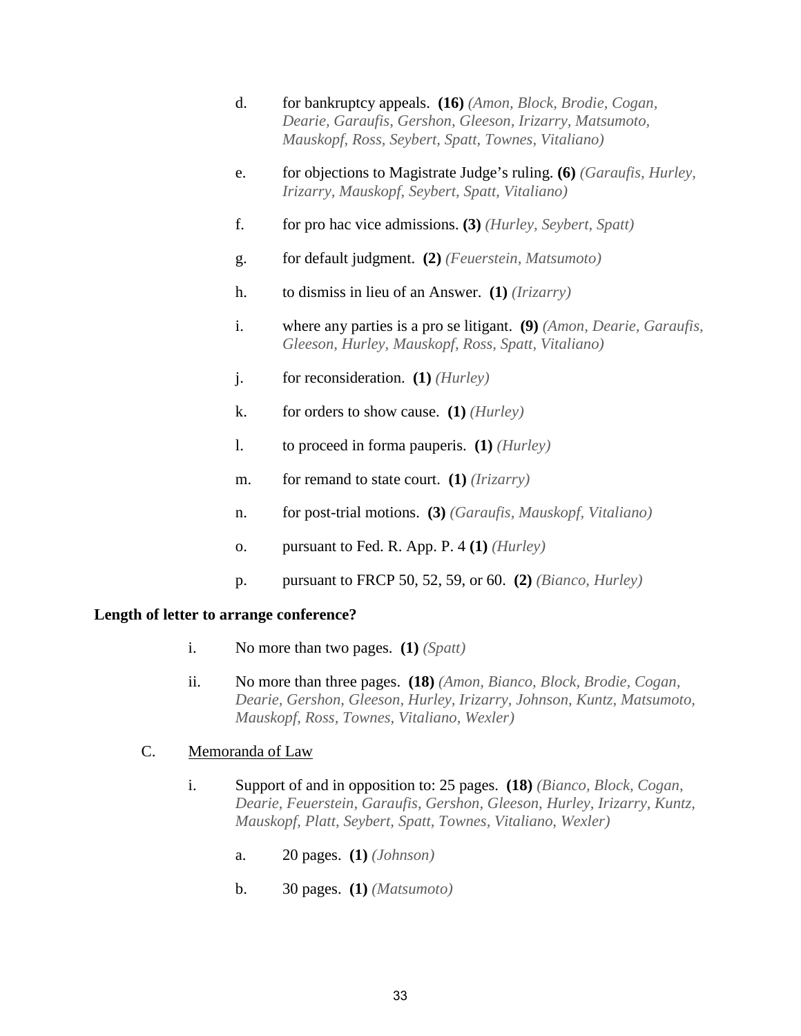d. for bankruptcy appeals. **(16)** *(Amon, Block, Brodie, Cogan, Dearie, Garaufis, Gershon, Gleeson, Irizarry, Matsumoto, Mauskopf, Ross, Seybert, Spatt, Townes, Vitaliano)*

e. for objections to Magistrate Judge's ruling. **(6)** *(Garaufis, Hurley, Irizarry, Mauskopf, Seybert, Spatt, Vitaliano)*

f. for pro hac vice admissions. **(3)** *(Hurley, Seybert, Spatt)*

g. for default judgment. **(2)** *(Feuerstein, Matsumoto)*

h. to dismiss in lieu of an Answer. **(1)** *(Irizarry)*

i. where any parties is a pro se litigant. **(9)** *(Amon, Dearie, Garaufis, Gleeson, Hurley, Mauskopf, Ross, Spatt, Vitaliano)*

j. for reconsideration. **(1)** *(Hurley)*

k. for orders to show cause. **(1)** *(Hurley)*

l. to proceed in forma pauperis. **(1)** *(Hurley)*

m. for remand to state court. **(1)** *(Irizarry)*

n. for post-trial motions. **(3)** *(Garaufis, Mauskopf, Vitaliano)*

o. pursuant to Fed. R. App. P. 4 **(1)** *(Hurley)*

p. pursuant to FRCP 50, 52, 59, or 60. **(2)** *(Bianco, Hurley)*

**Length of letter to arrange conference?**

i. No more than two pages. **(1)** *(Spatt)*

ii. No more than three pages. **(18)** *(Amon, Bianco, Block, Brodie, Cogan, Dearie, Gershon, Gleeson, Hurley, Irizarry, Johnson, Kuntz, Matsumoto, Mauskopf, Ross, Townes, Vitaliano, Wexler)*

C. <u>Memoranda of Law</u>

i. Support of and in opposition to: 25 pages. **(18)** *(Bianco, Block, Cogan, Dearie, Feuerstein, Garaufis, Gershon, Gleeson, Hurley, Irizarry, Kuntz, Mauskopf, Platt, Seybert, Spatt, Townes, Vitaliano, Wexler)*

a. 20 pages. **(1)** *(Johnson)*

b. 30 pages. **(1)** *(Matsumoto)*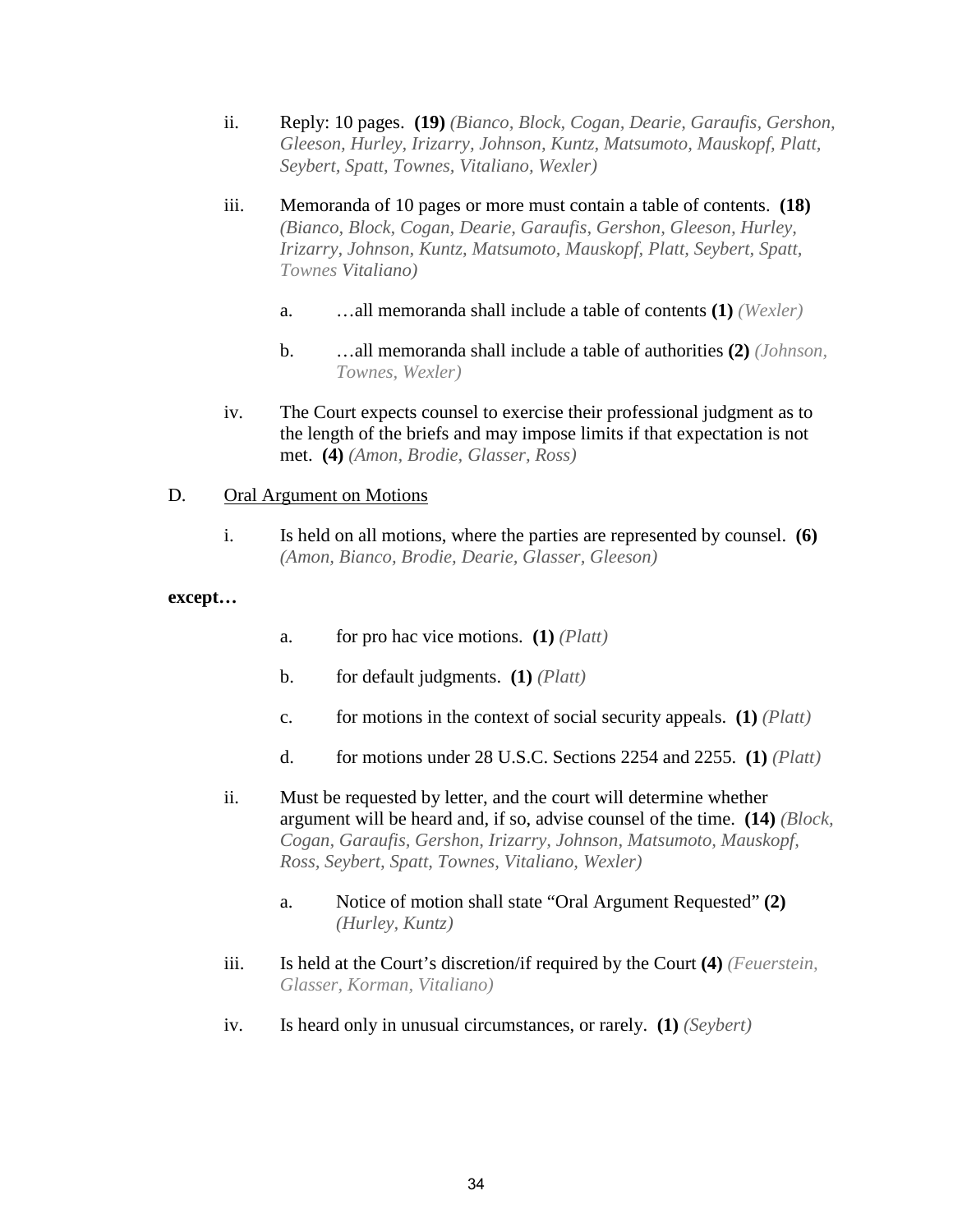ii. Reply: 10 pages. **(19)** *(Bianco, Block, Cogan, Dearie, Garaufis, Gershon, Gleeson, Hurley, Irizarry, Johnson, Kuntz, Matsumoto, Mauskopf, Platt, Seybert, Spatt, Townes, Vitaliano, Wexler)*

iii. Memoranda of 10 pages or more must contain a table of contents. **(18)** *(Bianco, Block, Cogan, Dearie, Garaufis, Gershon, Gleeson, Hurley, Irizarry, Johnson, Kuntz, Matsumoto, Mauskopf, Platt, Seybert, Spatt, Townes Vitaliano)*

a. …all memoranda shall include a table of contents **(1)** *(Wexler)*

b. …all memoranda shall include a table of authorities **(2)** *(Johnson, Townes, Wexler)*

iv. The Court expects counsel to exercise their professional judgment as to the length of the briefs and may impose limits if that expectation is not met. **(4)** *(Amon, Brodie, Glasser, Ross)*

D. Oral Argument on Motions

i. Is held on all motions, where the parties are represented by counsel. **(6)** *(Amon, Bianco, Brodie, Dearie, Glasser, Gleeson)*

**except…**

a. for pro hac vice motions. **(1)** *(Platt)*

b. for default judgments. **(1)** *(Platt)*

c. for motions in the context of social security appeals. **(1)** *(Platt)*

d. for motions under 28 U.S.C. Sections 2254 and 2255. **(1)** *(Platt)*

ii. Must be requested by letter, and the court will determine whether argument will be heard and, if so, advise counsel of the time. **(14)** *(Block, Cogan, Garaufis, Gershon, Irizarry, Johnson, Matsumoto, Mauskopf, Ross, Seybert, Spatt, Townes, Vitaliano, Wexler)*

a. Notice of motion shall state "Oral Argument Requested" **(2)** *(Hurley, Kuntz)*

iii. Is held at the Court's discretion/if required by the Court **(4)** *(Feuerstein, Glasser, Korman, Vitaliano)*

iv. Is heard only in unusual circumstances, or rarely. **(1)** *(Seybert)*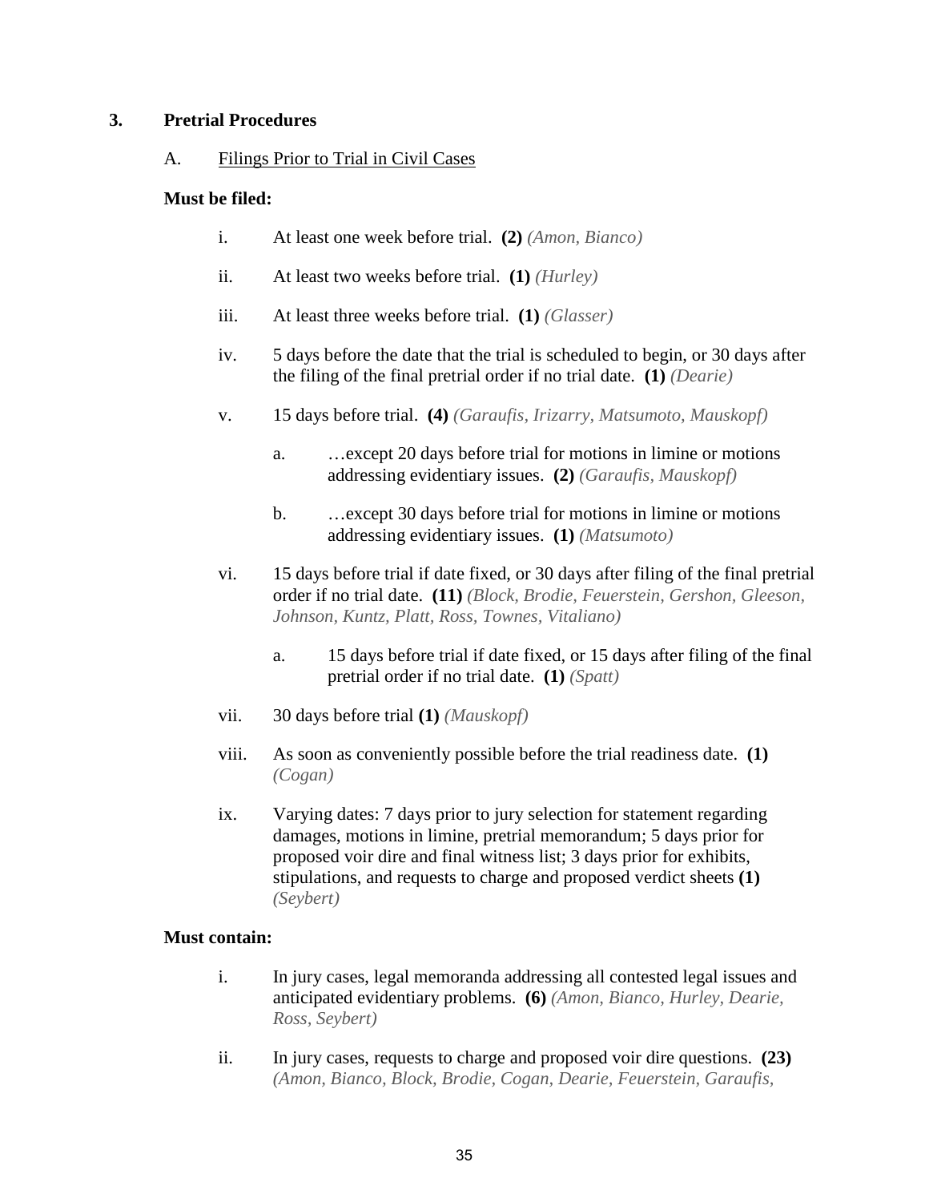## 3. Pretrial Procedures

### A. Filings Prior to Trial in Civil Cases

**Must be filed:**

i. At least one week before trial. **(2)** *(Amon, Bianco)*

ii. At least two weeks before trial. **(1)** *(Hurley)*

iii. At least three weeks before trial. **(1)** *(Glasser)*

iv. 5 days before the date that the trial is scheduled to begin, or 30 days after the filing of the final pretrial order if no trial date. **(1)** *(Dearie)*

v. 15 days before trial. **(4)** *(Garaufis, Irizarry, Matsumoto, Mauskopf)*

  a. …except 20 days before trial for motions in limine or motions addressing evidentiary issues. **(2)** *(Garaufis, Mauskopf)*

  b. …except 30 days before trial for motions in limine or motions addressing evidentiary issues. **(1)** *(Matsumoto)*

vi. 15 days before trial if date fixed, or 30 days after filing of the final pretrial order if no trial date. **(11)** *(Block, Brodie, Feuerstein, Gershon, Gleeson, Johnson, Kuntz, Platt, Ross, Townes, Vitaliano)*

  a. 15 days before trial if date fixed, or 15 days after filing of the final pretrial order if no trial date. **(1)** *(Spatt)*

vii. 30 days before trial **(1)** *(Mauskopf)*

viii. As soon as conveniently possible before the trial readiness date. **(1)** *(Cogan)*

ix. Varying dates: 7 days prior to jury selection for statement regarding damages, motions in limine, pretrial memorandum; 5 days prior for proposed voir dire and final witness list; 3 days prior for exhibits, stipulations, and requests to charge and proposed verdict sheets **(1)** *(Seybert)*

**Must contain:**

i. In jury cases, legal memoranda addressing all contested legal issues and anticipated evidentiary problems. **(6)** *(Amon, Bianco, Hurley, Dearie, Ross, Seybert)*

ii. In jury cases, requests to charge and proposed voir dire questions. **(23)** *(Amon, Bianco, Block, Brodie, Cogan, Dearie, Feuerstein, Garaufis,*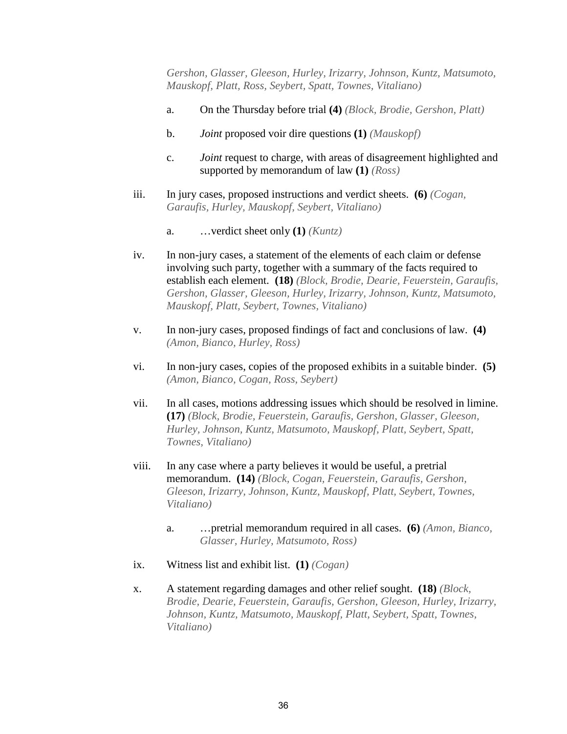*Gershon, Glasser, Gleeson, Hurley, Irizarry, Johnson, Kuntz, Matsumoto, Mauskopf, Platt, Ross, Seybert, Spatt, Townes, Vitaliano)*

a. On the Thursday before trial **(4)** *(Block, Brodie, Gershon, Platt)*

b. *Joint* proposed voir dire questions **(1)** *(Mauskopf)*

c. *Joint* request to charge, with areas of disagreement highlighted and supported by memorandum of law **(1)** *(Ross)*

iii. In jury cases, proposed instructions and verdict sheets. **(6)** *(Cogan, Garaufis, Hurley, Mauskopf, Seybert, Vitaliano)*

a. …verdict sheet only **(1)** *(Kuntz)*

iv. In non-jury cases, a statement of the elements of each claim or defense involving such party, together with a summary of the facts required to establish each element. **(18)** *(Block, Brodie, Dearie, Feuerstein, Garaufis, Gershon, Glasser, Gleeson, Hurley, Irizarry, Johnson, Kuntz, Matsumoto, Mauskopf, Platt, Seybert, Townes, Vitaliano)*

v. In non-jury cases, proposed findings of fact and conclusions of law. **(4)** *(Amon, Bianco, Hurley, Ross)*

vi. In non-jury cases, copies of the proposed exhibits in a suitable binder. **(5)** *(Amon, Bianco, Cogan, Ross, Seybert)*

vii. In all cases, motions addressing issues which should be resolved in limine. **(17)** *(Block, Brodie, Feuerstein, Garaufis, Gershon, Glasser, Gleeson, Hurley, Johnson, Kuntz, Matsumoto, Mauskopf, Platt, Seybert, Spatt, Townes, Vitaliano)*

viii. In any case where a party believes it would be useful, a pretrial memorandum. **(14)** *(Block, Cogan, Feuerstein, Garaufis, Gershon, Gleeson, Irizarry, Johnson, Kuntz, Mauskopf, Platt, Seybert, Townes, Vitaliano)*

a. …pretrial memorandum required in all cases. **(6)** *(Amon, Bianco, Glasser, Hurley, Matsumoto, Ross)*

ix. Witness list and exhibit list. **(1)** *(Cogan)*

x. A statement regarding damages and other relief sought. **(18)** *(Block, Brodie, Dearie, Feuerstein, Garaufis, Gershon, Gleeson, Hurley, Irizarry, Johnson, Kuntz, Matsumoto, Mauskopf, Platt, Seybert, Spatt, Townes, Vitaliano)*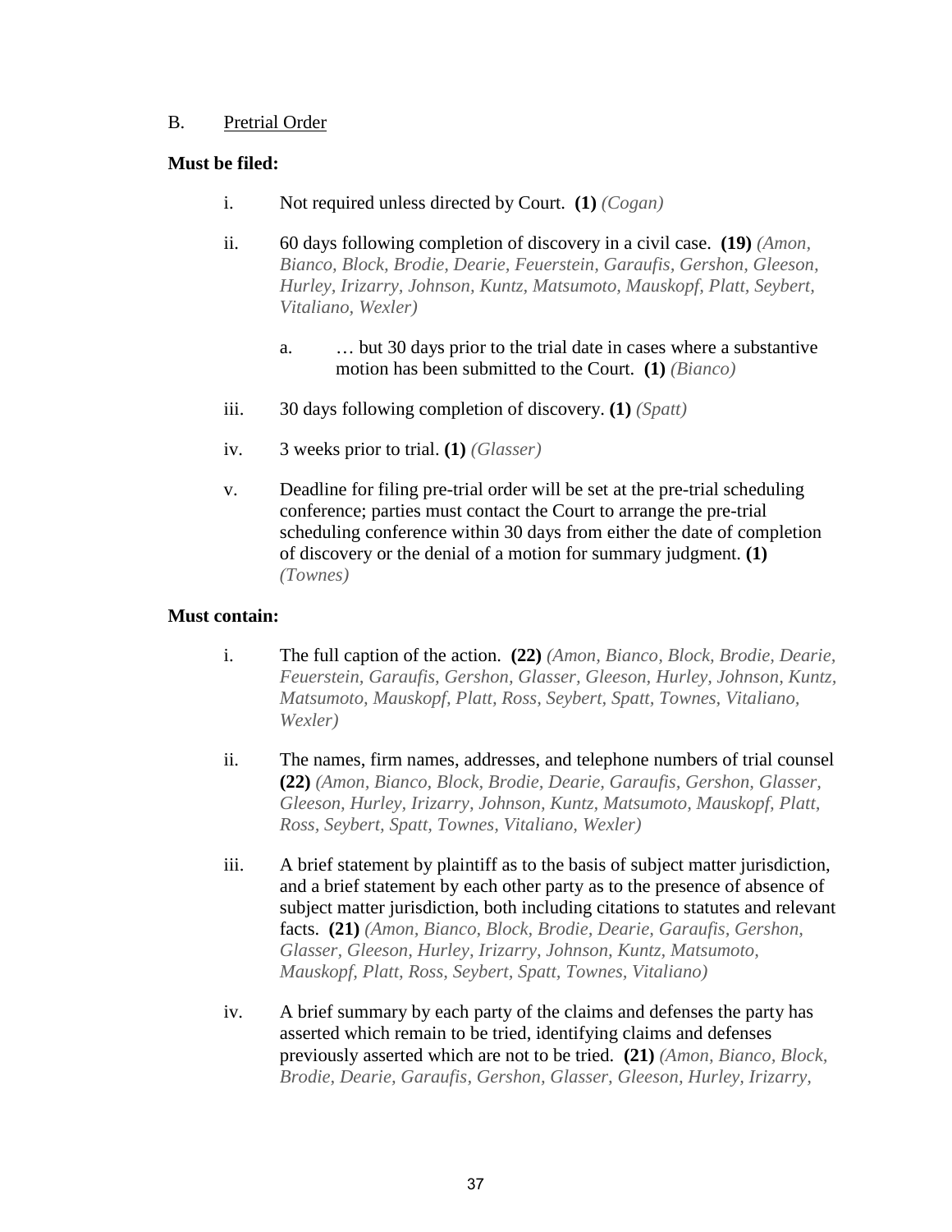B. Pretrial Order

**Must be filed:**

i. Not required unless directed by Court. **(1)** *(Cogan)*

ii. 60 days following completion of discovery in a civil case. **(19)** *(Amon, Bianco, Block, Brodie, Dearie, Feuerstein, Garaufis, Gershon, Gleeson, Hurley, Irizarry, Johnson, Kuntz, Matsumoto, Mauskopf, Platt, Seybert, Vitaliano, Wexler)*

   a. … but 30 days prior to the trial date in cases where a substantive motion has been submitted to the Court. **(1)** *(Bianco)*

iii. 30 days following completion of discovery. **(1)** *(Spatt)*

iv. 3 weeks prior to trial. **(1)** *(Glasser)*

v. Deadline for filing pre-trial order will be set at the pre-trial scheduling conference; parties must contact the Court to arrange the pre-trial scheduling conference within 30 days from either the date of completion of discovery or the denial of a motion for summary judgment. **(1)** *(Townes)*

**Must contain:**

i. The full caption of the action. **(22)** *(Amon, Bianco, Block, Brodie, Dearie, Feuerstein, Garaufis, Gershon, Glasser, Gleeson, Hurley, Johnson, Kuntz, Matsumoto, Mauskopf, Platt, Ross, Seybert, Spatt, Townes, Vitaliano, Wexler)*

ii. The names, firm names, addresses, and telephone numbers of trial counsel **(22)** *(Amon, Bianco, Block, Brodie, Dearie, Garaufis, Gershon, Glasser, Gleeson, Hurley, Irizarry, Johnson, Kuntz, Matsumoto, Mauskopf, Platt, Ross, Seybert, Spatt, Townes, Vitaliano, Wexler)*

iii. A brief statement by plaintiff as to the basis of subject matter jurisdiction, and a brief statement by each other party as to the presence of absence of subject matter jurisdiction, both including citations to statutes and relevant facts. **(21)** *(Amon, Bianco, Block, Brodie, Dearie, Garaufis, Gershon, Glasser, Gleeson, Hurley, Irizarry, Johnson, Kuntz, Matsumoto, Mauskopf, Platt, Ross, Seybert, Spatt, Townes, Vitaliano)*

iv. A brief summary by each party of the claims and defenses the party has asserted which remain to be tried, identifying claims and defenses previously asserted which are not to be tried. **(21)** *(Amon, Bianco, Block, Brodie, Dearie, Garaufis, Gershon, Glasser, Gleeson, Hurley, Irizarry,*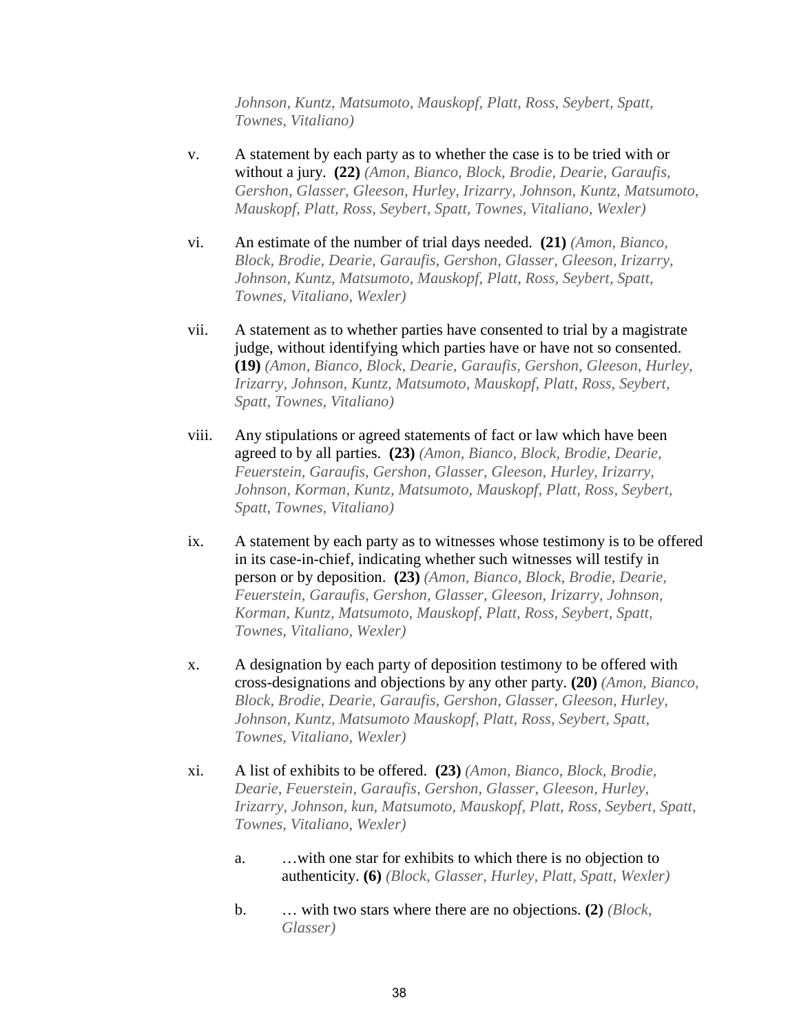*Johnson, Kuntz, Matsumoto, Mauskopf, Platt, Ross, Seybert, Spatt, Townes, Vitaliano)*

v. A statement by each party as to whether the case is to be tried with or without a jury. **(22)** *(Amon, Bianco, Block, Brodie, Dearie, Garaufis, Gershon, Glasser, Gleeson, Hurley, Irizarry, Johnson, Kuntz, Matsumoto, Mauskopf, Platt, Ross, Seybert, Spatt, Townes, Vitaliano, Wexler)*

vi. An estimate of the number of trial days needed. **(21)** *(Amon, Bianco, Block, Brodie, Dearie, Garaufis, Gershon, Glasser, Gleeson, Irizarry, Johnson, Kuntz, Matsumoto, Mauskopf, Platt, Ross, Seybert, Spatt, Townes, Vitaliano, Wexler)*

vii. A statement as to whether parties have consented to trial by a magistrate judge, without identifying which parties have or have not so consented. **(19)** *(Amon, Bianco, Block, Dearie, Garaufis, Gershon, Gleeson, Hurley, Irizarry, Johnson, Kuntz, Matsumoto, Mauskopf, Platt, Ross, Seybert, Spatt, Townes, Vitaliano)*

viii. Any stipulations or agreed statements of fact or law which have been agreed to by all parties. **(23)** *(Amon, Bianco, Block, Brodie, Dearie, Feuerstein, Garaufis, Gershon, Glasser, Gleeson, Hurley, Irizarry, Johnson, Korman, Kuntz, Matsumoto, Mauskopf, Platt, Ross, Seybert, Spatt, Townes, Vitaliano)*

ix. A statement by each party as to witnesses whose testimony is to be offered in its case-in-chief, indicating whether such witnesses will testify in person or by deposition. **(23)** *(Amon, Bianco, Block, Brodie, Dearie, Feuerstein, Garaufis, Gershon, Glasser, Gleeson, Irizarry, Johnson, Korman, Kuntz, Matsumoto, Mauskopf, Platt, Ross, Seybert, Spatt, Townes, Vitaliano, Wexler)*

x. A designation by each party of deposition testimony to be offered with cross-designations and objections by any other party. **(20)** *(Amon, Bianco, Block, Brodie, Dearie, Garaufis, Gershon, Glasser, Gleeson, Hurley, Johnson, Kuntz, Matsumoto Mauskopf, Platt, Ross, Seybert, Spatt, Townes, Vitaliano, Wexler)*

xi. A list of exhibits to be offered. **(23)** *(Amon, Bianco, Block, Brodie, Dearie, Feuerstein, Garaufis, Gershon, Glasser, Gleeson, Hurley, Irizarry, Johnson, kun, Matsumoto, Mauskopf, Platt, Ross, Seybert, Spatt, Townes, Vitaliano, Wexler)*

   a. …with one star for exhibits to which there is no objection to authenticity. **(6)** *(Block, Glasser, Hurley, Platt, Spatt, Wexler)*

   b. … with two stars where there are no objections. **(2)** *(Block, Glasser)*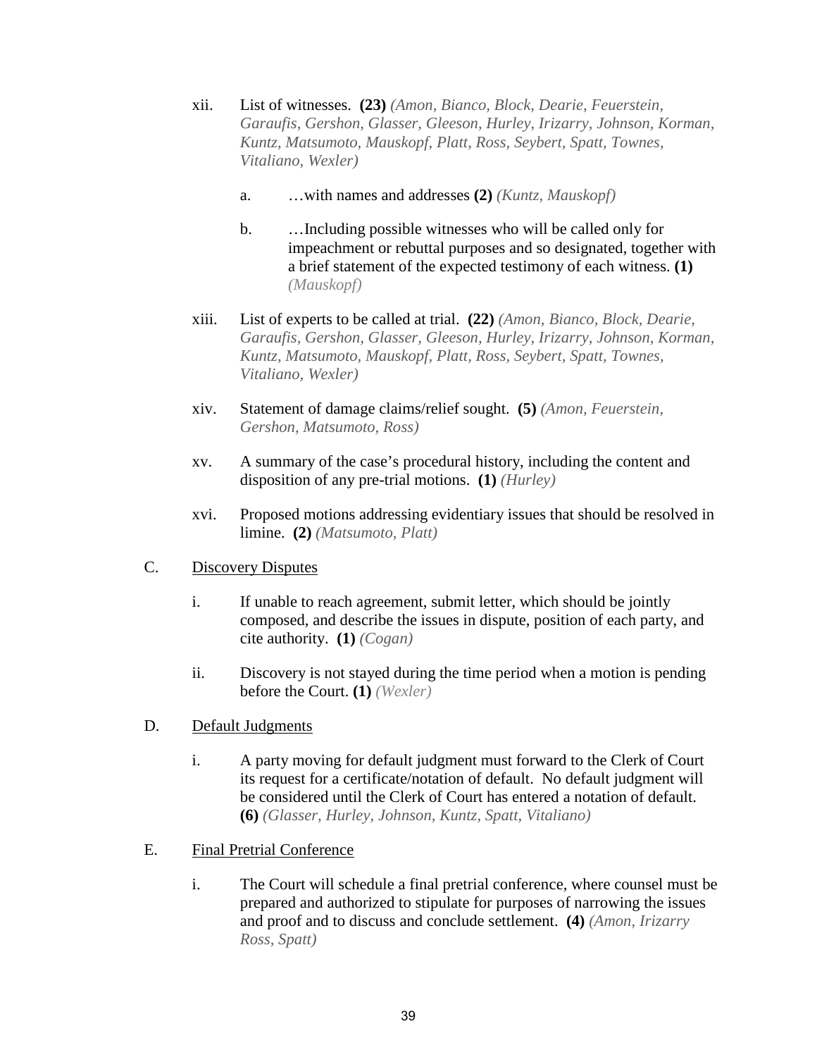xii. List of witnesses. **(23)** *(Amon, Bianco, Block, Dearie, Feuerstein, Garaufis, Gershon, Glasser, Gleeson, Hurley, Irizarry, Johnson, Korman, Kuntz, Matsumoto, Mauskopf, Platt, Ross, Seybert, Spatt, Townes, Vitaliano, Wexler)*

   a. …with names and addresses **(2)** *(Kuntz, Mauskopf)*

   b. …Including possible witnesses who will be called only for impeachment or rebuttal purposes and so designated, together with a brief statement of the expected testimony of each witness. **(1)** *(Mauskopf)*

xiii. List of experts to be called at trial. **(22)** *(Amon, Bianco, Block, Dearie, Garaufis, Gershon, Glasser, Gleeson, Hurley, Irizarry, Johnson, Korman, Kuntz, Matsumoto, Mauskopf, Platt, Ross, Seybert, Spatt, Townes, Vitaliano, Wexler)*

xiv. Statement of damage claims/relief sought. **(5)** *(Amon, Feuerstein, Gershon, Matsumoto, Ross)*

xv. A summary of the case's procedural history, including the content and disposition of any pre-trial motions. **(1)** *(Hurley)*

xvi. Proposed motions addressing evidentiary issues that should be resolved in limine. **(2)** *(Matsumoto, Platt)*

C. Discovery Disputes

   i. If unable to reach agreement, submit letter, which should be jointly composed, and describe the issues in dispute, position of each party, and cite authority. **(1)** *(Cogan)*

   ii. Discovery is not stayed during the time period when a motion is pending before the Court. **(1)** *(Wexler)*

D. Default Judgments

   i. A party moving for default judgment must forward to the Clerk of Court its request for a certificate/notation of default. No default judgment will be considered until the Clerk of Court has entered a notation of default. **(6)** *(Glasser, Hurley, Johnson, Kuntz, Spatt, Vitaliano)*

E. Final Pretrial Conference

   i. The Court will schedule a final pretrial conference, where counsel must be prepared and authorized to stipulate for purposes of narrowing the issues and proof and to discuss and conclude settlement. **(4)** *(Amon, Irizarry Ross, Spatt)*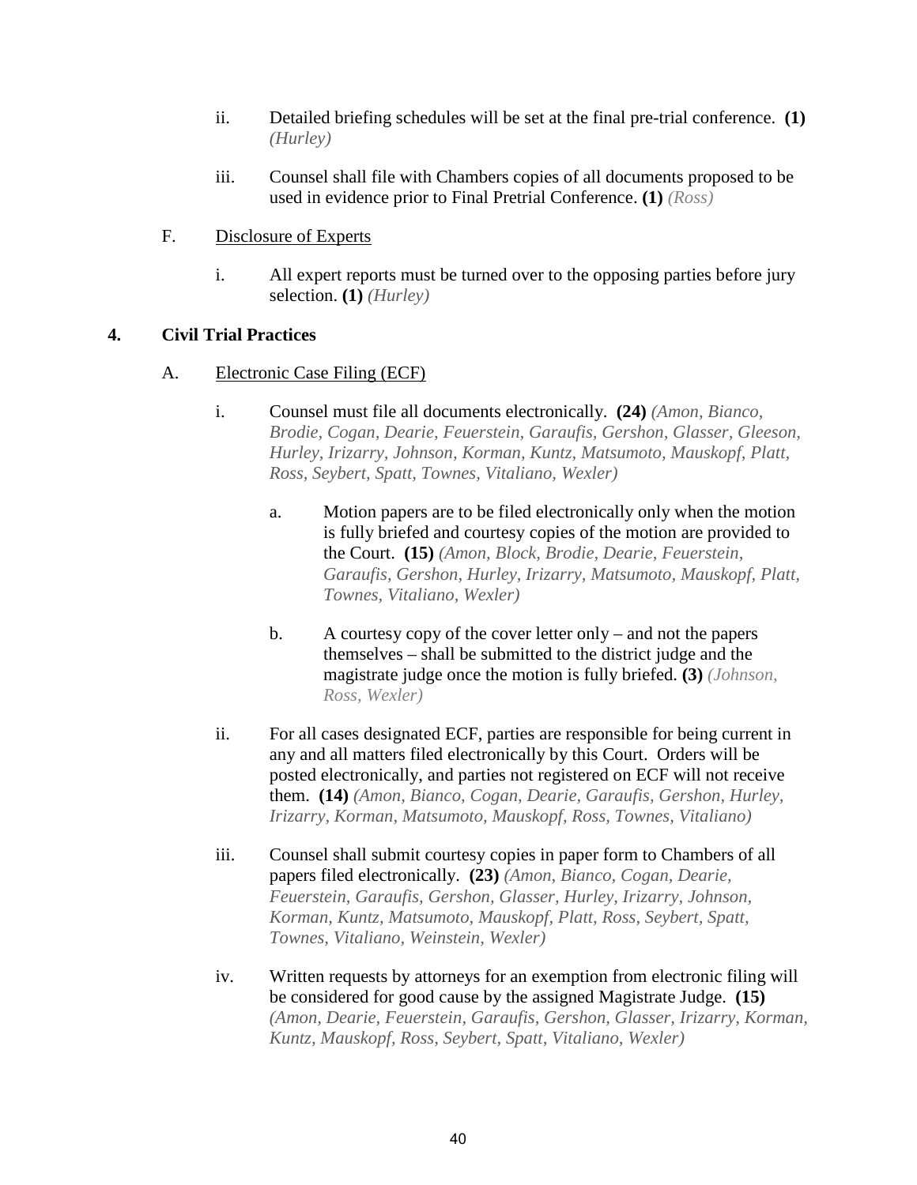ii. Detailed briefing schedules will be set at the final pre-trial conference. **(1)** *(Hurley)*

iii. Counsel shall file with Chambers copies of all documents proposed to be used in evidence prior to Final Pretrial Conference. **(1)** *(Ross)*

F. Disclosure of Experts

i. All expert reports must be turned over to the opposing parties before jury selection. **(1)** *(Hurley)*

**4. Civil Trial Practices**

A. Electronic Case Filing (ECF)

i. Counsel must file all documents electronically. **(24)** *(Amon, Bianco, Brodie, Cogan, Dearie, Feuerstein, Garaufis, Gershon, Glasser, Gleeson, Hurley, Irizarry, Johnson, Korman, Kuntz, Matsumoto, Mauskopf, Platt, Ross, Seybert, Spatt, Townes, Vitaliano, Wexler)*

a. Motion papers are to be filed electronically only when the motion is fully briefed and courtesy copies of the motion are provided to the Court. **(15)** *(Amon, Block, Brodie, Dearie, Feuerstein, Garaufis, Gershon, Hurley, Irizarry, Matsumoto, Mauskopf, Platt, Townes, Vitaliano, Wexler)*

b. A courtesy copy of the cover letter only – and not the papers themselves – shall be submitted to the district judge and the magistrate judge once the motion is fully briefed. **(3)** *(Johnson, Ross, Wexler)*

ii. For all cases designated ECF, parties are responsible for being current in any and all matters filed electronically by this Court. Orders will be posted electronically, and parties not registered on ECF will not receive them. **(14)** *(Amon, Bianco, Cogan, Dearie, Garaufis, Gershon, Hurley, Irizarry, Korman, Matsumoto, Mauskopf, Ross, Townes, Vitaliano)*

iii. Counsel shall submit courtesy copies in paper form to Chambers of all papers filed electronically. **(23)** *(Amon, Bianco, Cogan, Dearie, Feuerstein, Garaufis, Gershon, Glasser, Hurley, Irizarry, Johnson, Korman, Kuntz, Matsumoto, Mauskopf, Platt, Ross, Seybert, Spatt, Townes, Vitaliano, Weinstein, Wexler)*

iv. Written requests by attorneys for an exemption from electronic filing will be considered for good cause by the assigned Magistrate Judge. **(15)** *(Amon, Dearie, Feuerstein, Garaufis, Gershon, Glasser, Irizarry, Korman, Kuntz, Mauskopf, Ross, Seybert, Spatt, Vitaliano, Wexler)*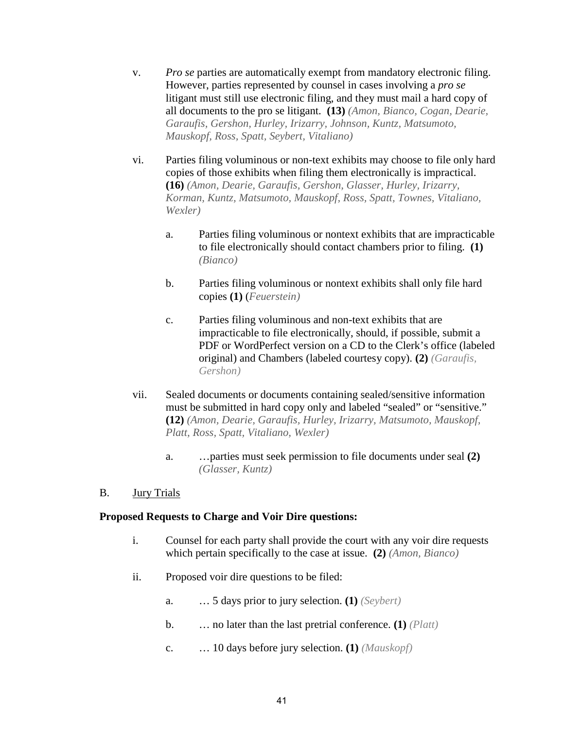v. *Pro se* parties are automatically exempt from mandatory electronic filing. However, parties represented by counsel in cases involving a *pro se* litigant must still use electronic filing, and they must mail a hard copy of all documents to the pro se litigant. **(13)** *(Amon, Bianco, Cogan, Dearie, Garaufis, Gershon, Hurley, Irizarry, Johnson, Kuntz, Matsumoto, Mauskopf, Ross, Spatt, Seybert, Vitaliano)*

vi. Parties filing voluminous or non-text exhibits may choose to file only hard copies of those exhibits when filing them electronically is impractical. **(16)** *(Amon, Dearie, Garaufis, Gershon, Glasser, Hurley, Irizarry, Korman, Kuntz, Matsumoto, Mauskopf, Ross, Spatt, Townes, Vitaliano, Wexler)*

  a. Parties filing voluminous or nontext exhibits that are impracticable to file electronically should contact chambers prior to filing. **(1)** *(Bianco)*

  b. Parties filing voluminous or nontext exhibits shall only file hard copies **(1)** (*Feuerstein)*

  c. Parties filing voluminous and non-text exhibits that are impracticable to file electronically, should, if possible, submit a PDF or WordPerfect version on a CD to the Clerk's office (labeled original) and Chambers (labeled courtesy copy). **(2)** *(Garaufis, Gershon)*

vii. Sealed documents or documents containing sealed/sensitive information must be submitted in hard copy only and labeled "sealed" or "sensitive." **(12)** *(Amon, Dearie, Garaufis, Hurley, Irizarry, Matsumoto, Mauskopf, Platt, Ross, Spatt, Vitaliano, Wexler)*

  a. …parties must seek permission to file documents under seal **(2)** *(Glasser, Kuntz)*

B. Jury Trials

**Proposed Requests to Charge and Voir Dire questions:**

i. Counsel for each party shall provide the court with any voir dire requests which pertain specifically to the case at issue. **(2)** *(Amon, Bianco)*

ii. Proposed voir dire questions to be filed:

  a. … 5 days prior to jury selection. **(1)** *(Seybert)*

  b. … no later than the last pretrial conference. **(1)** *(Platt)*

  c. … 10 days before jury selection. **(1)** *(Mauskopf)*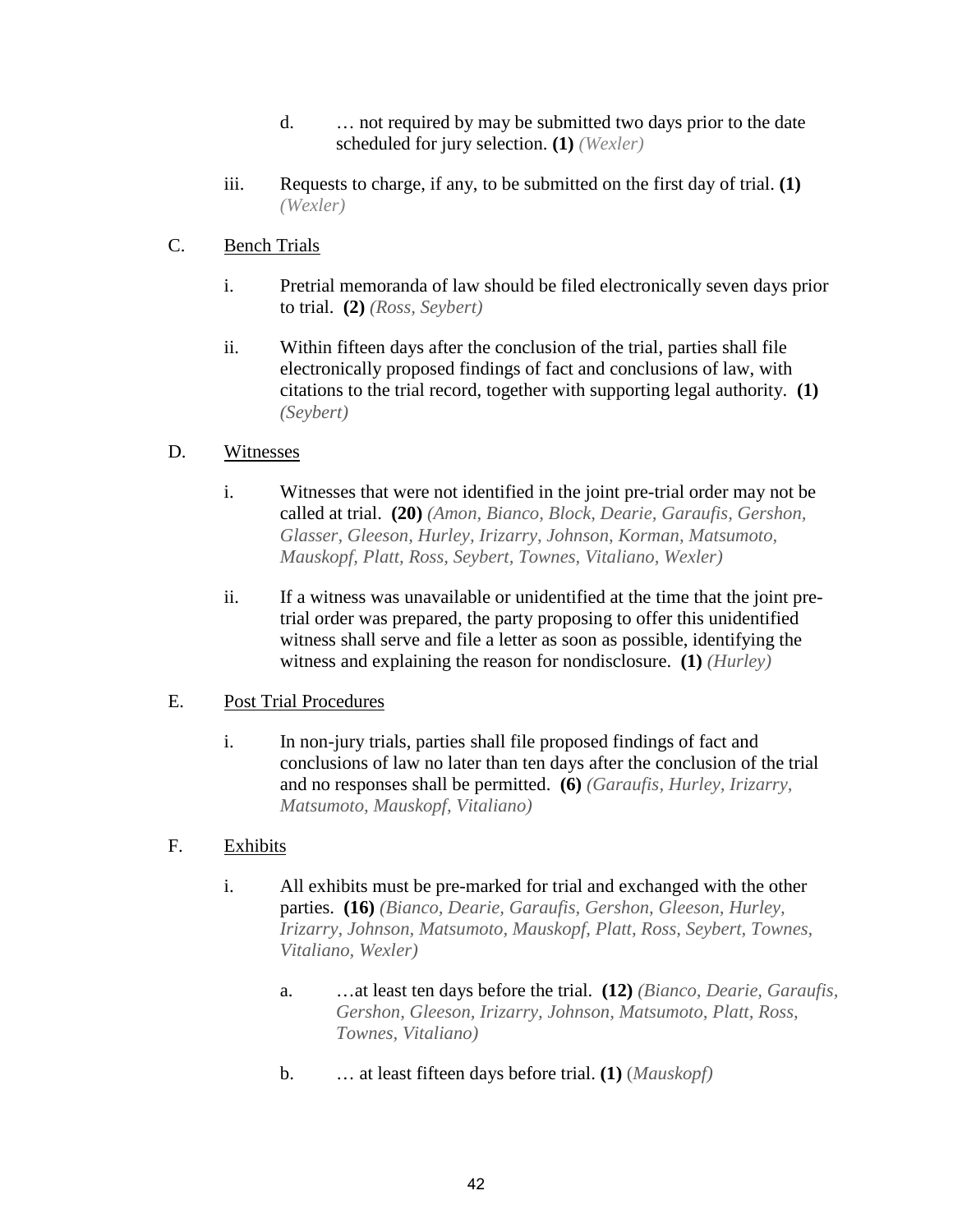d. … not required by may be submitted two days prior to the date scheduled for jury selection. **(1)** *(Wexler)*

iii. Requests to charge, if any, to be submitted on the first day of trial. **(1)** *(Wexler)*

C. Bench Trials

i. Pretrial memoranda of law should be filed electronically seven days prior to trial. **(2)** *(Ross, Seybert)*

ii. Within fifteen days after the conclusion of the trial, parties shall file electronically proposed findings of fact and conclusions of law, with citations to the trial record, together with supporting legal authority. **(1)** *(Seybert)*

D. Witnesses

i. Witnesses that were not identified in the joint pre-trial order may not be called at trial. **(20)** *(Amon, Bianco, Block, Dearie, Garaufis, Gershon, Glasser, Gleeson, Hurley, Irizarry, Johnson, Korman, Matsumoto, Mauskopf, Platt, Ross, Seybert, Townes, Vitaliano, Wexler)*

ii. If a witness was unavailable or unidentified at the time that the joint pre-trial order was prepared, the party proposing to offer this unidentified witness shall serve and file a letter as soon as possible, identifying the witness and explaining the reason for nondisclosure. **(1)** *(Hurley)*

E. Post Trial Procedures

i. In non-jury trials, parties shall file proposed findings of fact and conclusions of law no later than ten days after the conclusion of the trial and no responses shall be permitted. **(6)** *(Garaufis, Hurley, Irizarry, Matsumoto, Mauskopf, Vitaliano)*

F. Exhibits

i. All exhibits must be pre-marked for trial and exchanged with the other parties. **(16)** *(Bianco, Dearie, Garaufis, Gershon, Gleeson, Hurley, Irizarry, Johnson, Matsumoto, Mauskopf, Platt, Ross, Seybert, Townes, Vitaliano, Wexler)*

a. …at least ten days before the trial. **(12)** *(Bianco, Dearie, Garaufis, Gershon, Gleeson, Irizarry, Johnson, Matsumoto, Platt, Ross, Townes, Vitaliano)*

b. … at least fifteen days before trial. **(1)** (*Mauskopf)*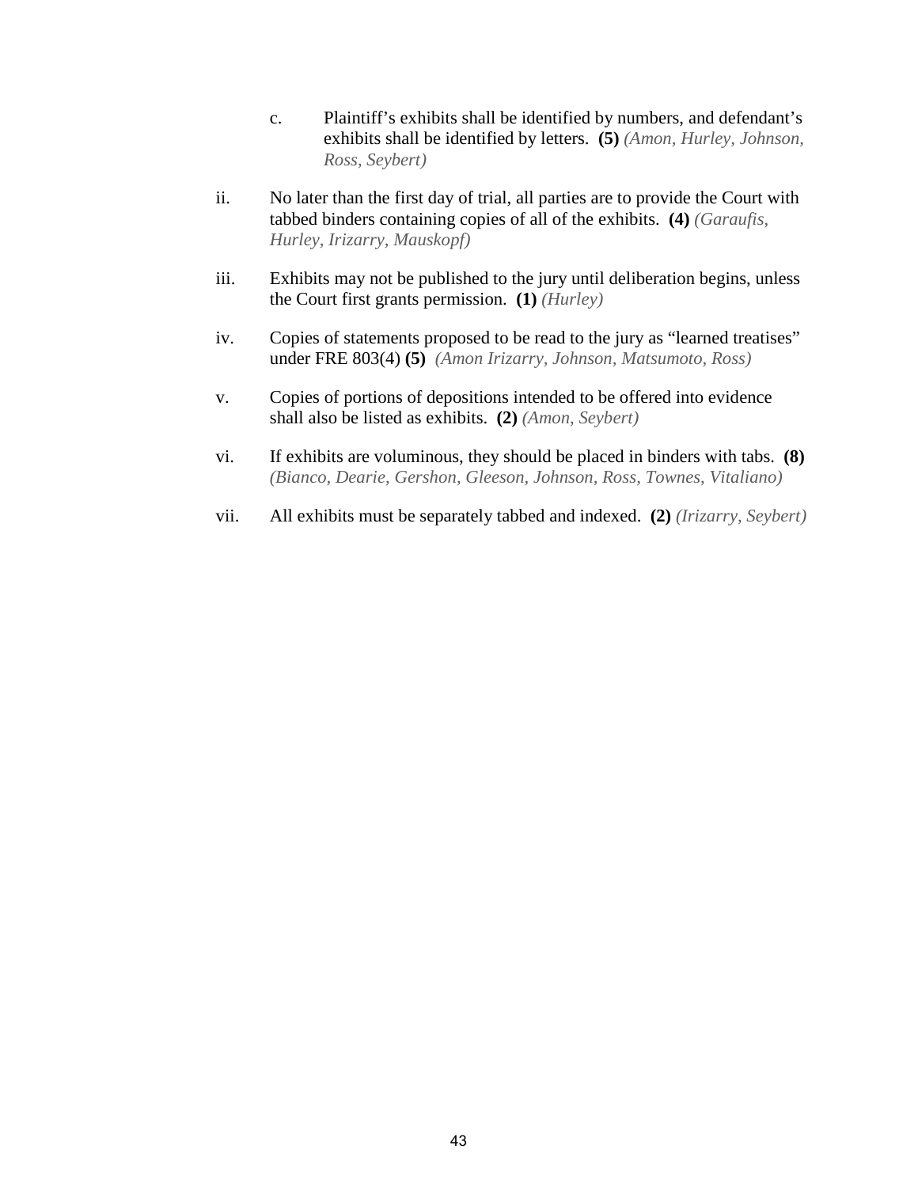c. Plaintiff's exhibits shall be identified by numbers, and defendant's exhibits shall be identified by letters. **(5)** *(Amon, Hurley, Johnson, Ross, Seybert)*

ii. No later than the first day of trial, all parties are to provide the Court with tabbed binders containing copies of all of the exhibits. **(4)** *(Garaufis, Hurley, Irizarry, Mauskopf)*

iii. Exhibits may not be published to the jury until deliberation begins, unless the Court first grants permission. **(1)** *(Hurley)*

iv. Copies of statements proposed to be read to the jury as "learned treatises" under FRE 803(4) **(5)** *(Amon Irizarry, Johnson, Matsumoto, Ross)*

v. Copies of portions of depositions intended to be offered into evidence shall also be listed as exhibits. **(2)** *(Amon, Seybert)*

vi. If exhibits are voluminous, they should be placed in binders with tabs. **(8)** *(Bianco, Dearie, Gershon, Gleeson, Johnson, Ross, Townes, Vitaliano)*

vii. All exhibits must be separately tabbed and indexed. **(2)** *(Irizarry, Seybert)*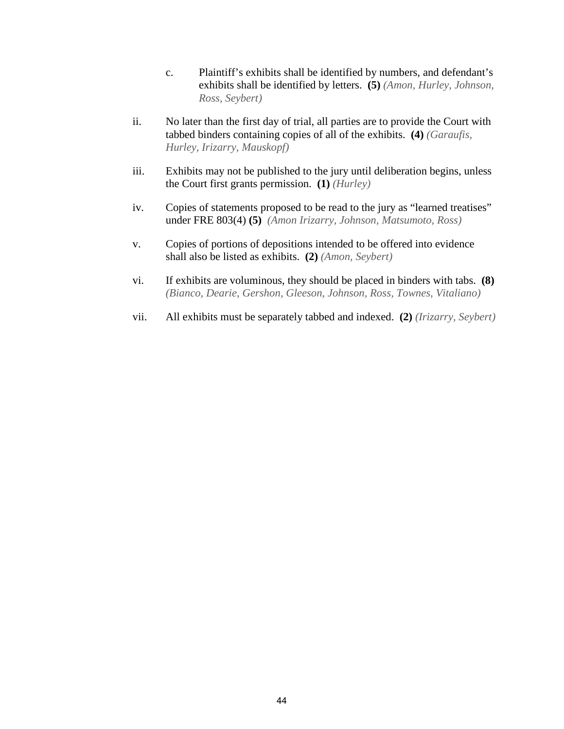c. Plaintiff's exhibits shall be identified by numbers, and defendant's exhibits shall be identified by letters. **(5)** *(Amon, Hurley, Johnson, Ross, Seybert)*

ii. No later than the first day of trial, all parties are to provide the Court with tabbed binders containing copies of all of the exhibits. **(4)** *(Garaufis, Hurley, Irizarry, Mauskopf)*

iii. Exhibits may not be published to the jury until deliberation begins, unless the Court first grants permission. **(1)** *(Hurley)*

iv. Copies of statements proposed to be read to the jury as "learned treatises" under FRE 803(4) **(5)** *(Amon Irizarry, Johnson, Matsumoto, Ross)*

v. Copies of portions of depositions intended to be offered into evidence shall also be listed as exhibits. **(2)** *(Amon, Seybert)*

vi. If exhibits are voluminous, they should be placed in binders with tabs. **(8)** *(Bianco, Dearie, Gershon, Gleeson, Johnson, Ross, Townes, Vitaliano)*

vii. All exhibits must be separately tabbed and indexed. **(2)** *(Irizarry, Seybert)*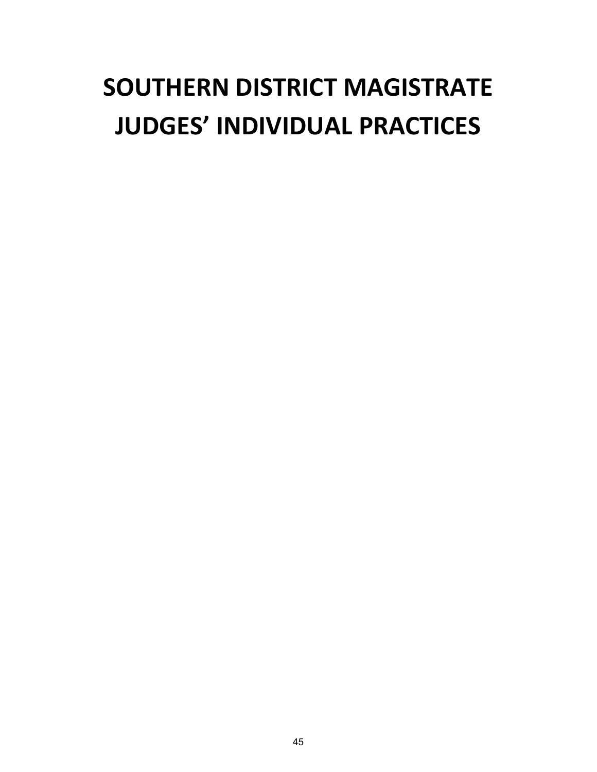# SOUTHERN DISTRICT MAGISTRATE JUDGES’ INDIVIDUAL PRACTICES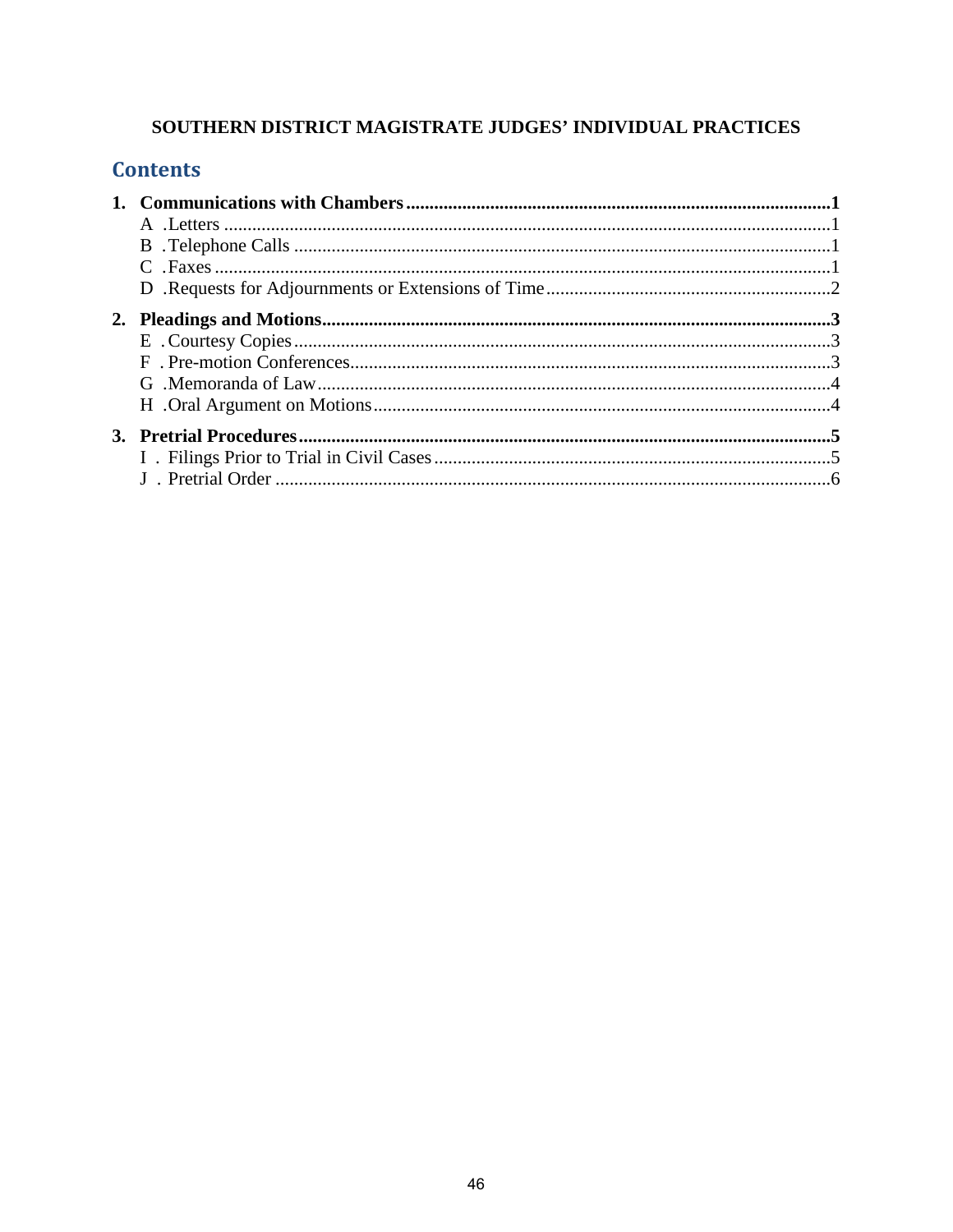**SOUTHERN DISTRICT MAGISTRATE JUDGES' INDIVIDUAL PRACTICES**

## Contents

**1. Communications with Chambers ........................................................................1**
- A . Letters ........................................................................1
- B . Telephone Calls ........................................................................1
- C . Faxes ........................................................................1
- D . Requests for Adjournments or Extensions of Time ........................................................................2

**2. Pleadings and Motions ........................................................................3**
- E . Courtesy Copies ........................................................................3
- F . Pre-motion Conferences ........................................................................3
- G . Memoranda of Law ........................................................................4
- H . Oral Argument on Motions ........................................................................4

**3. Pretrial Procedures ........................................................................5**
- I . Filings Prior to Trial in Civil Cases ........................................................................5
- J . Pretrial Order ........................................................................6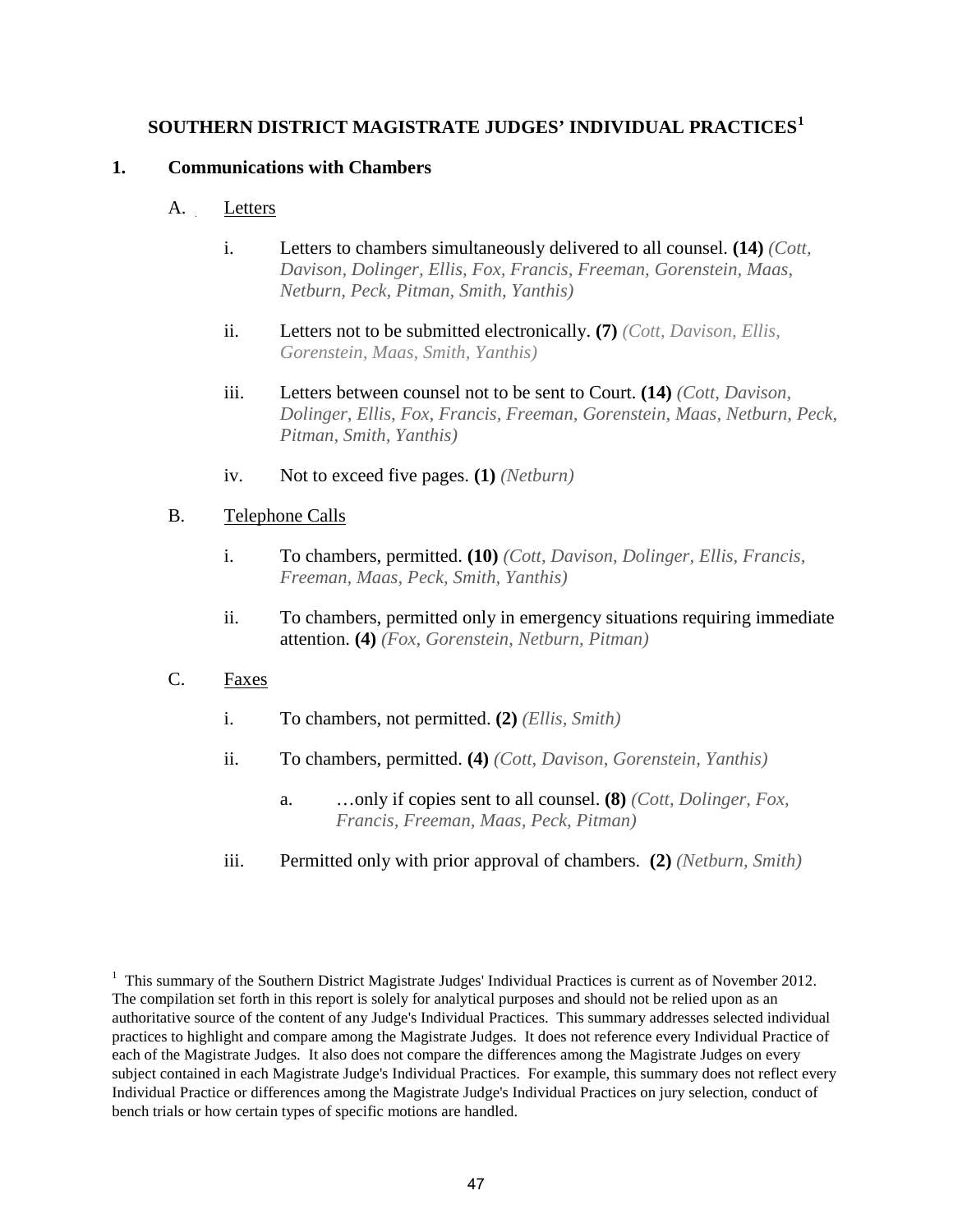## SOUTHERN DISTRICT MAGISTRATE JUDGES' INDIVIDUAL PRACTICES[1]

### 1. Communications with Chambers

#### A. Letters

i. Letters to chambers simultaneously delivered to all counsel. **(14)** *(Cott, Davison, Dolinger, Ellis, Fox, Francis, Freeman, Gorenstein, Maas, Netburn, Peck, Pitman, Smith, Yanthis)*

ii. Letters not to be submitted electronically. **(7)** *(Cott, Davison, Ellis, Gorenstein, Maas, Smith, Yanthis)*

iii. Letters between counsel not to be sent to Court. **(14)** *(Cott, Davison, Dolinger, Ellis, Fox, Francis, Freeman, Gorenstein, Maas, Netburn, Peck, Pitman, Smith, Yanthis)*

iv. Not to exceed five pages. **(1)** *(Netburn)*

#### B. Telephone Calls

i. To chambers, permitted. **(10)** *(Cott, Davison, Dolinger, Ellis, Francis, Freeman, Maas, Peck, Smith, Yanthis)*

ii. To chambers, permitted only in emergency situations requiring immediate attention. **(4)** *(Fox, Gorenstein, Netburn, Pitman)*

#### C. Faxes

i. To chambers, not permitted. **(2)** *(Ellis, Smith)*

ii. To chambers, permitted. **(4)** *(Cott, Davison, Gorenstein, Yanthis)*

a. …only if copies sent to all counsel. **(8)** *(Cott, Dolinger, Fox, Francis, Freeman, Maas, Peck, Pitman)*

iii. Permitted only with prior approval of chambers. **(2)** *(Netburn, Smith)*

---

[1] This summary of the Southern District Magistrate Judges' Individual Practices is current as of November 2012. The compilation set forth in this report is solely for analytical purposes and should not be relied upon as an authoritative source of the content of any Judge's Individual Practices. This summary addresses selected individual practices to highlight and compare among the Magistrate Judges. It does not reference every Individual Practice of each of the Magistrate Judges. It also does not compare the differences among the Magistrate Judges on every subject contained in each Magistrate Judge's Individual Practices. For example, this summary does not reflect every Individual Practice or differences among the Magistrate Judge's Individual Practices on jury selection, conduct of bench trials or how certain types of specific motions are handled.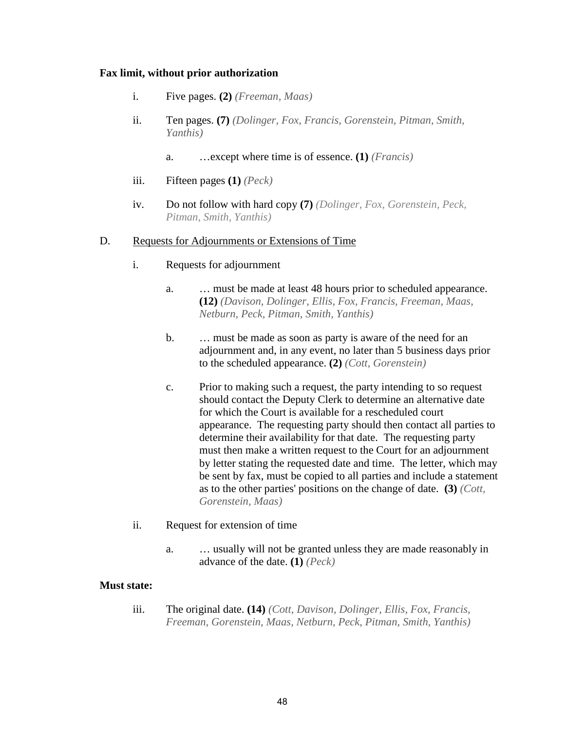**Fax limit, without prior authorization**

- i. Five pages. **(2)** *(Freeman, Maas)*
- ii. Ten pages. **(7)** *(Dolinger, Fox, Francis, Gorenstein, Pitman, Smith, Yanthis)*
  - a. …except where time is of essence. **(1)** *(Francis)*
- iii. Fifteen pages **(1)** *(Peck)*
- iv. Do not follow with hard copy **(7)** *(Dolinger, Fox, Gorenstein, Peck, Pitman, Smith, Yanthis)*

D. <u>Requests for Adjournments or Extensions of Time</u>

- i. Requests for adjournment
  - a. … must be made at least 48 hours prior to scheduled appearance. **(12)** *(Davison, Dolinger, Ellis, Fox, Francis, Freeman, Maas, Netburn, Peck, Pitman, Smith, Yanthis)*
  - b. … must be made as soon as party is aware of the need for an adjournment and, in any event, no later than 5 business days prior to the scheduled appearance. **(2)** *(Cott, Gorenstein)*
  - c. Prior to making such a request, the party intending to so request should contact the Deputy Clerk to determine an alternative date for which the Court is available for a rescheduled court appearance. The requesting party should then contact all parties to determine their availability for that date. The requesting party must then make a written request to the Court for an adjournment by letter stating the requested date and time. The letter, which may be sent by fax, must be copied to all parties and include a statement as to the other parties' positions on the change of date. **(3)** *(Cott, Gorenstein, Maas)*
- ii. Request for extension of time
  - a. … usually will not be granted unless they are made reasonably in advance of the date. **(1)** *(Peck)*

**Must state:**

- iii. The original date. **(14)** *(Cott, Davison, Dolinger, Ellis, Fox, Francis, Freeman, Gorenstein, Maas, Netburn, Peck, Pitman, Smith, Yanthis)*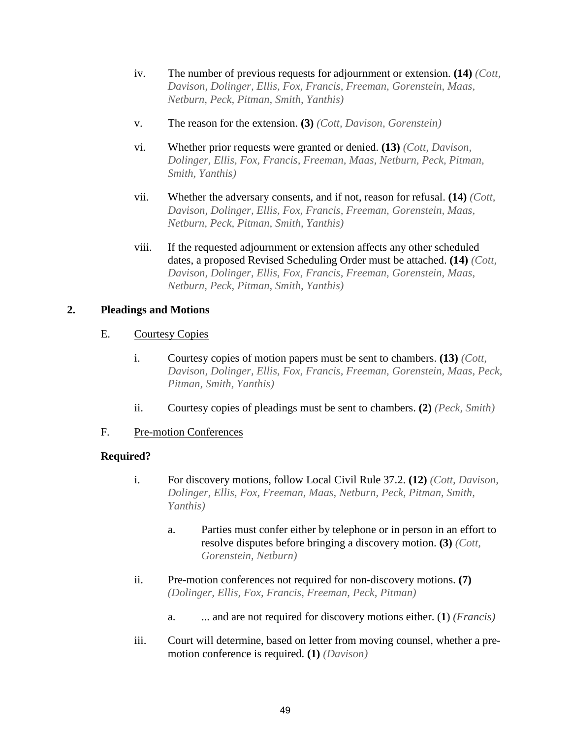iv. The number of previous requests for adjournment or extension. **(14)** *(Cott, Davison, Dolinger, Ellis, Fox, Francis, Freeman, Gorenstein, Maas, Netburn, Peck, Pitman, Smith, Yanthis)*

v. The reason for the extension. **(3)** *(Cott, Davison, Gorenstein)*

vi. Whether prior requests were granted or denied. **(13)** *(Cott, Davison, Dolinger, Ellis, Fox, Francis, Freeman, Maas, Netburn, Peck, Pitman, Smith, Yanthis)*

vii. Whether the adversary consents, and if not, reason for refusal. **(14)** *(Cott, Davison, Dolinger, Ellis, Fox, Francis, Freeman, Gorenstein, Maas, Netburn, Peck, Pitman, Smith, Yanthis)*

viii. If the requested adjournment or extension affects any other scheduled dates, a proposed Revised Scheduling Order must be attached. **(14)** *(Cott, Davison, Dolinger, Ellis, Fox, Francis, Freeman, Gorenstein, Maas, Netburn, Peck, Pitman, Smith, Yanthis)*

## 2. Pleadings and Motions

E. Courtesy Copies

i. Courtesy copies of motion papers must be sent to chambers. **(13)** *(Cott, Davison, Dolinger, Ellis, Fox, Francis, Freeman, Gorenstein, Maas, Peck, Pitman, Smith, Yanthis)*

ii. Courtesy copies of pleadings must be sent to chambers. **(2)** *(Peck, Smith)*

F. Pre-motion Conferences

**Required?**

i. For discovery motions, follow Local Civil Rule 37.2. **(12)** *(Cott, Davison, Dolinger, Ellis, Fox, Freeman, Maas, Netburn, Peck, Pitman, Smith, Yanthis)*

a. Parties must confer either by telephone or in person in an effort to resolve disputes before bringing a discovery motion. **(3)** *(Cott, Gorenstein, Netburn)*

ii. Pre-motion conferences not required for non-discovery motions. **(7)** *(Dolinger, Ellis, Fox, Francis, Freeman, Peck, Pitman)*

a. ... and are not required for discovery motions either. (**1**) *(Francis)*

iii. Court will determine, based on letter from moving counsel, whether a pre-motion conference is required. **(1)** *(Davison)*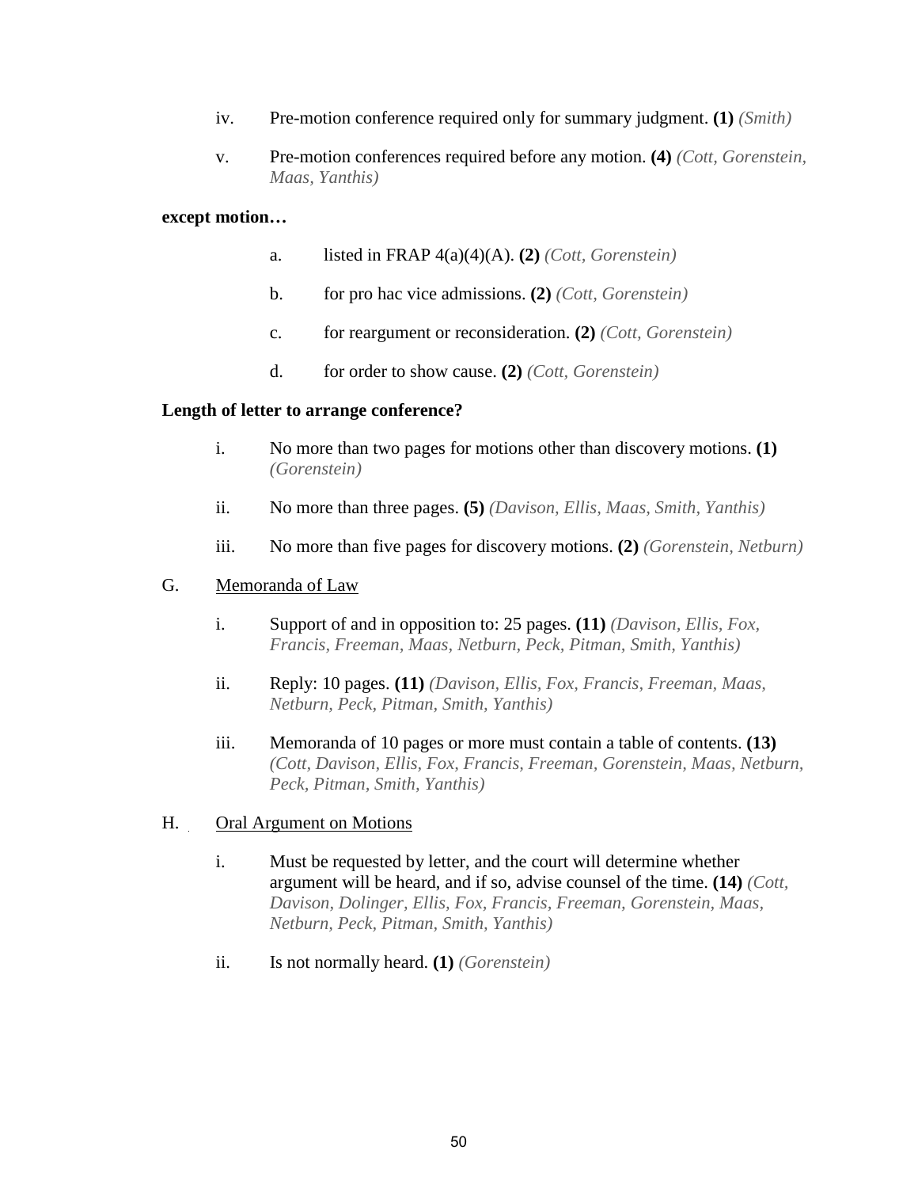iv. Pre-motion conference required only for summary judgment. **(1)** *(Smith)*

v. Pre-motion conferences required before any motion. **(4)** *(Cott, Gorenstein, Maas, Yanthis)*

**except motion…**

a. listed in FRAP 4(a)(4)(A). **(2)** *(Cott, Gorenstein)*

b. for pro hac vice admissions. **(2)** *(Cott, Gorenstein)*

c. for reargument or reconsideration. **(2)** *(Cott, Gorenstein)*

d. for order to show cause. **(2)** *(Cott, Gorenstein)*

**Length of letter to arrange conference?**

i. No more than two pages for motions other than discovery motions. **(1)** *(Gorenstein)*

ii. No more than three pages. **(5)** *(Davison, Ellis, Maas, Smith, Yanthis)*

iii. No more than five pages for discovery motions. **(2)** *(Gorenstein, Netburn)*

G. <u>Memoranda of Law</u>

i. Support of and in opposition to: 25 pages. **(11)** *(Davison, Ellis, Fox, Francis, Freeman, Maas, Netburn, Peck, Pitman, Smith, Yanthis)*

ii. Reply: 10 pages. **(11)** *(Davison, Ellis, Fox, Francis, Freeman, Maas, Netburn, Peck, Pitman, Smith, Yanthis)*

iii. Memoranda of 10 pages or more must contain a table of contents. **(13)** *(Cott, Davison, Ellis, Fox, Francis, Freeman, Gorenstein, Maas, Netburn, Peck, Pitman, Smith, Yanthis)*

H. <u>Oral Argument on Motions</u>

i. Must be requested by letter, and the court will determine whether argument will be heard, and if so, advise counsel of the time. **(14)** *(Cott, Davison, Dolinger, Ellis, Fox, Francis, Freeman, Gorenstein, Maas, Netburn, Peck, Pitman, Smith, Yanthis)*

ii. Is not normally heard. **(1)** *(Gorenstein)*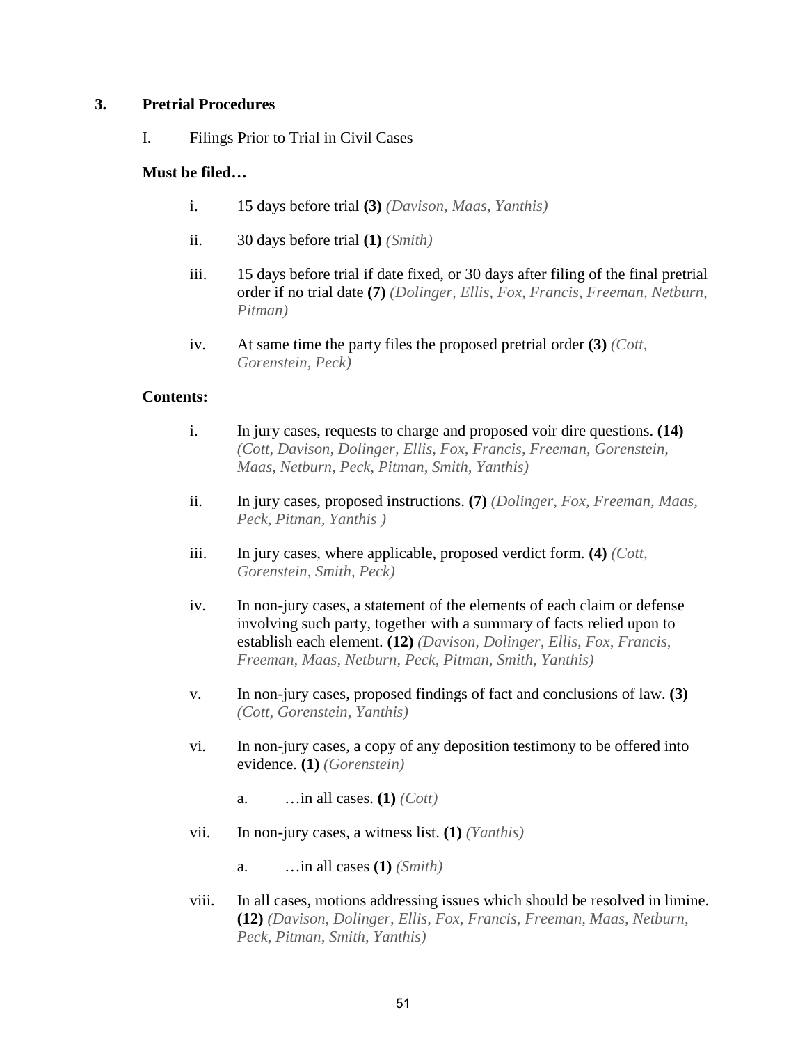## 3. Pretrial Procedures

### I. Filings Prior to Trial in Civil Cases

**Must be filed…**

i. 15 days before trial **(3)** *(Davison, Maas, Yanthis)*

ii. 30 days before trial **(1)** *(Smith)*

iii. 15 days before trial if date fixed, or 30 days after filing of the final pretrial order if no trial date **(7)** *(Dolinger, Ellis, Fox, Francis, Freeman, Netburn, Pitman)*

iv. At same time the party files the proposed pretrial order **(3)** *(Cott, Gorenstein, Peck)*

**Contents:**

i. In jury cases, requests to charge and proposed voir dire questions. **(14)** *(Cott, Davison, Dolinger, Ellis, Fox, Francis, Freeman, Gorenstein, Maas, Netburn, Peck, Pitman, Smith, Yanthis)*

ii. In jury cases, proposed instructions. **(7)** *(Dolinger, Fox, Freeman, Maas, Peck, Pitman, Yanthis )*

iii. In jury cases, where applicable, proposed verdict form. **(4)** *(Cott, Gorenstein, Smith, Peck)*

iv. In non-jury cases, a statement of the elements of each claim or defense involving such party, together with a summary of facts relied upon to establish each element. **(12)** *(Davison, Dolinger, Ellis, Fox, Francis, Freeman, Maas, Netburn, Peck, Pitman, Smith, Yanthis)*

v. In non-jury cases, proposed findings of fact and conclusions of law. **(3)** *(Cott, Gorenstein, Yanthis)*

vi. In non-jury cases, a copy of any deposition testimony to be offered into evidence. **(1)** *(Gorenstein)*

  a. …in all cases. **(1)** *(Cott)*

vii. In non-jury cases, a witness list. **(1)** *(Yanthis)*

  a. …in all cases **(1)** *(Smith)*

viii. In all cases, motions addressing issues which should be resolved in limine. **(12)** *(Davison, Dolinger, Ellis, Fox, Francis, Freeman, Maas, Netburn, Peck, Pitman, Smith, Yanthis)*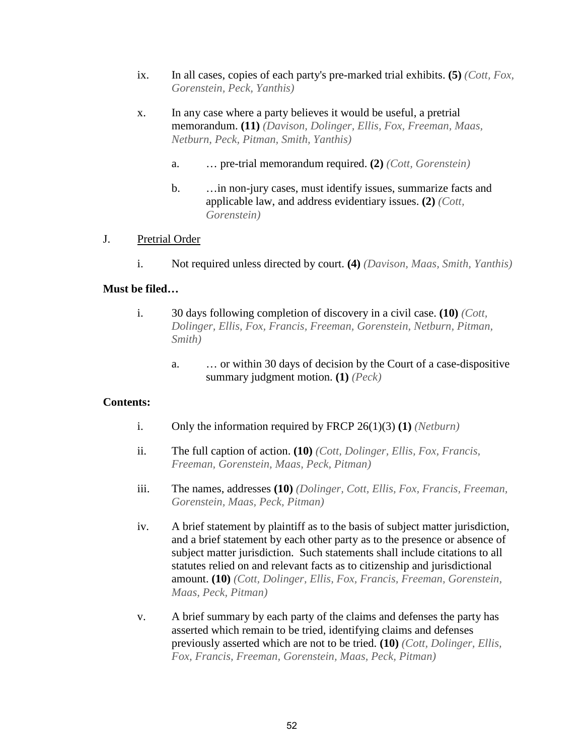ix. In all cases, copies of each party's pre-marked trial exhibits. **(5)** *(Cott, Fox, Gorenstein, Peck, Yanthis)*

x. In any case where a party believes it would be useful, a pretrial memorandum. **(11)** *(Davison, Dolinger, Ellis, Fox, Freeman, Maas, Netburn, Peck, Pitman, Smith, Yanthis)*

  a. … pre-trial memorandum required. **(2)** *(Cott, Gorenstein)*

  b. …in non-jury cases, must identify issues, summarize facts and applicable law, and address evidentiary issues. **(2)** *(Cott, Gorenstein)*

J. <u>Pretrial Order</u>

i. Not required unless directed by court. **(4)** *(Davison, Maas, Smith, Yanthis)*

**Must be filed…**

i. 30 days following completion of discovery in a civil case. **(10)** *(Cott, Dolinger, Ellis, Fox, Francis, Freeman, Gorenstein, Netburn, Pitman, Smith)*

  a. … or within 30 days of decision by the Court of a case-dispositive summary judgment motion. **(1)** *(Peck)*

**Contents:**

i. Only the information required by FRCP 26(1)(3) **(1)** *(Netburn)*

ii. The full caption of action. **(10)** *(Cott, Dolinger, Ellis, Fox, Francis, Freeman, Gorenstein, Maas, Peck, Pitman)*

iii. The names, addresses **(10)** *(Dolinger, Cott, Ellis, Fox, Francis, Freeman, Gorenstein, Maas, Peck, Pitman)*

iv. A brief statement by plaintiff as to the basis of subject matter jurisdiction, and a brief statement by each other party as to the presence or absence of subject matter jurisdiction. Such statements shall include citations to all statutes relied on and relevant facts as to citizenship and jurisdictional amount. **(10)** *(Cott, Dolinger, Ellis, Fox, Francis, Freeman, Gorenstein, Maas, Peck, Pitman)*

v. A brief summary by each party of the claims and defenses the party has asserted which remain to be tried, identifying claims and defenses previously asserted which are not to be tried. **(10)** *(Cott, Dolinger, Ellis, Fox, Francis, Freeman, Gorenstein, Maas, Peck, Pitman)*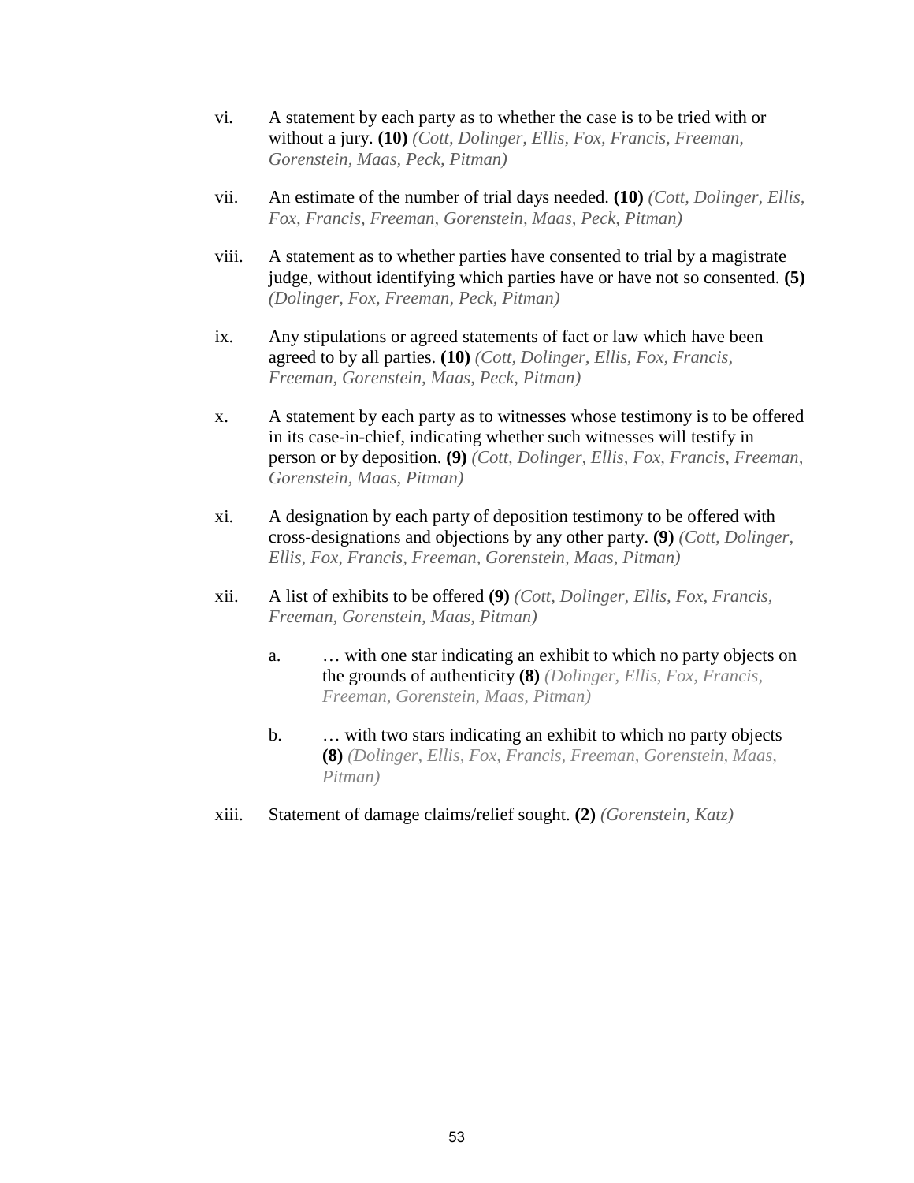vi. A statement by each party as to whether the case is to be tried with or without a jury. **(10)** *(Cott, Dolinger, Ellis, Fox, Francis, Freeman, Gorenstein, Maas, Peck, Pitman)*

vii. An estimate of the number of trial days needed. **(10)** *(Cott, Dolinger, Ellis, Fox, Francis, Freeman, Gorenstein, Maas, Peck, Pitman)*

viii. A statement as to whether parties have consented to trial by a magistrate judge, without identifying which parties have or have not so consented. **(5)** *(Dolinger, Fox, Freeman, Peck, Pitman)*

ix. Any stipulations or agreed statements of fact or law which have been agreed to by all parties. **(10)** *(Cott, Dolinger, Ellis, Fox, Francis, Freeman, Gorenstein, Maas, Peck, Pitman)*

x. A statement by each party as to witnesses whose testimony is to be offered in its case-in-chief, indicating whether such witnesses will testify in person or by deposition. **(9)** *(Cott, Dolinger, Ellis, Fox, Francis, Freeman, Gorenstein, Maas, Pitman)*

xi. A designation by each party of deposition testimony to be offered with cross-designations and objections by any other party. **(9)** *(Cott, Dolinger, Ellis, Fox, Francis, Freeman, Gorenstein, Maas, Pitman)*

xii. A list of exhibits to be offered **(9)** *(Cott, Dolinger, Ellis, Fox, Francis, Freeman, Gorenstein, Maas, Pitman)*

   a. … with one star indicating an exhibit to which no party objects on the grounds of authenticity **(8)** *(Dolinger, Ellis, Fox, Francis, Freeman, Gorenstein, Maas, Pitman)*

   b. … with two stars indicating an exhibit to which no party objects **(8)** *(Dolinger, Ellis, Fox, Francis, Freeman, Gorenstein, Maas, Pitman)*

xiii. Statement of damage claims/relief sought. **(2)** *(Gorenstein, Katz)*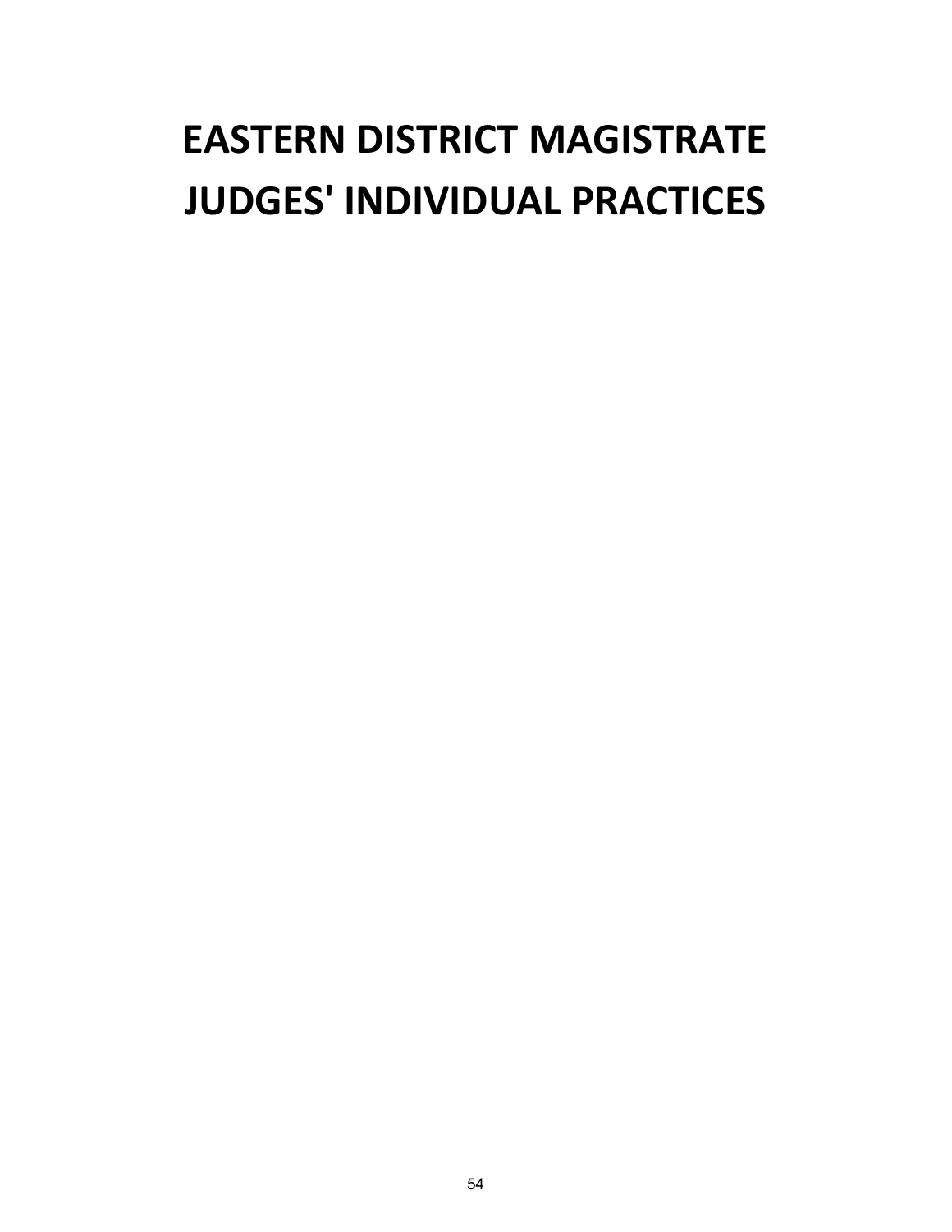# EASTERN DISTRICT MAGISTRATE JUDGES' INDIVIDUAL PRACTICES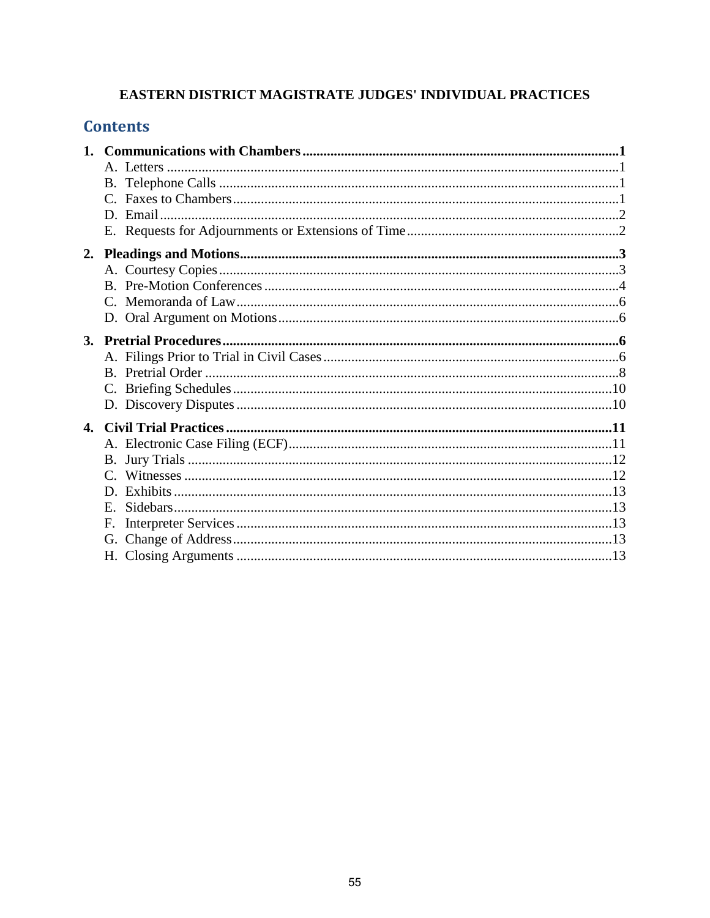**EASTERN DISTRICT MAGISTRATE JUDGES' INDIVIDUAL PRACTICES**

## Contents

1. **Communications with Chambers** ..... **1**
   - A. Letters ..... 1
   - B. Telephone Calls ..... 1
   - C. Faxes to Chambers ..... 1
   - D. Email ..... 2
   - E. Requests for Adjournments or Extensions of Time ..... 2
2. **Pleadings and Motions** ..... **3**
   - A. Courtesy Copies ..... 3
   - B. Pre-Motion Conferences ..... 4
   - C. Memoranda of Law ..... 6
   - D. Oral Argument on Motions ..... 6
3. **Pretrial Procedures** ..... **6**
   - A. Filings Prior to Trial in Civil Cases ..... 6
   - B. Pretrial Order ..... 8
   - C. Briefing Schedules ..... 10
   - D. Discovery Disputes ..... 10
4. **Civil Trial Practices** ..... **11**
   - A. Electronic Case Filing (ECF) ..... 11
   - B. Jury Trials ..... 12
   - C. Witnesses ..... 12
   - D. Exhibits ..... 13
   - E. Sidebars ..... 13
   - F. Interpreter Services ..... 13
   - G. Change of Address ..... 13
   - H. Closing Arguments ..... 13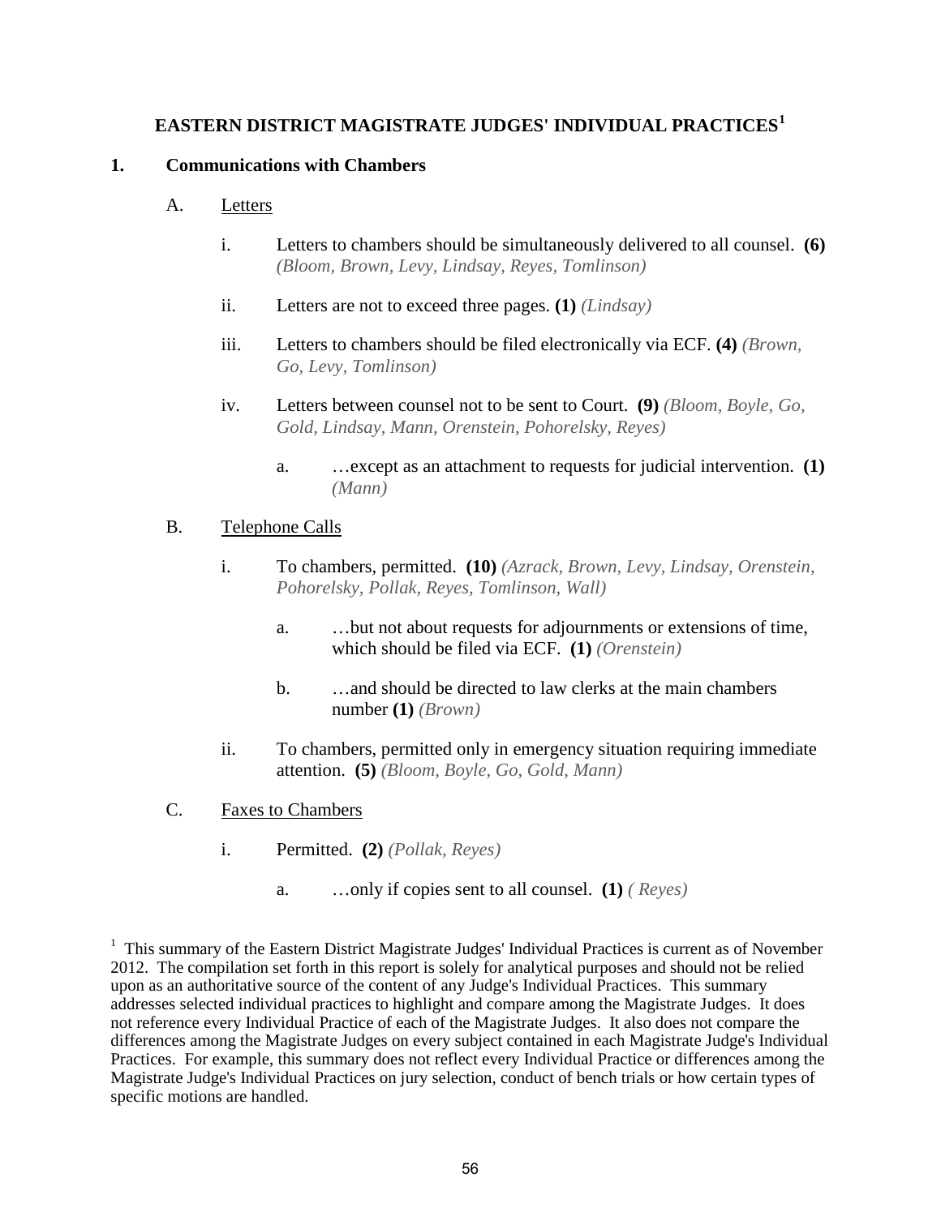# EASTERN DISTRICT MAGISTRATE JUDGES' INDIVIDUAL PRACTICES[1]

## 1. Communications with Chambers

### A. Letters

i. Letters to chambers should be simultaneously delivered to all counsel. **(6)** *(Bloom, Brown, Levy, Lindsay, Reyes, Tomlinson)*

ii. Letters are not to exceed three pages. **(1)** *(Lindsay)*

iii. Letters to chambers should be filed electronically via ECF. **(4)** *(Brown, Go, Levy, Tomlinson)*

iv. Letters between counsel not to be sent to Court. **(9)** *(Bloom, Boyle, Go, Gold, Lindsay, Mann, Orenstein, Pohorelsky, Reyes)*

   a. …except as an attachment to requests for judicial intervention. **(1)** *(Mann)*

### B. Telephone Calls

i. To chambers, permitted. **(10)** *(Azrack, Brown, Levy, Lindsay, Orenstein, Pohorelsky, Pollak, Reyes, Tomlinson, Wall)*

   a. …but not about requests for adjournments or extensions of time, which should be filed via ECF. **(1)** *(Orenstein)*

   b. …and should be directed to law clerks at the main chambers number **(1)** *(Brown)*

ii. To chambers, permitted only in emergency situation requiring immediate attention. **(5)** *(Bloom, Boyle, Go, Gold, Mann)*

### C. Faxes to Chambers

i. Permitted. **(2)** *(Pollak, Reyes)*

   a. …only if copies sent to all counsel. **(1)** *( Reyes)*

---

[1] This summary of the Eastern District Magistrate Judges' Individual Practices is current as of November 2012. The compilation set forth in this report is solely for analytical purposes and should not be relied upon as an authoritative source of the content of any Judge's Individual Practices. This summary addresses selected individual practices to highlight and compare among the Magistrate Judges. It does not reference every Individual Practice of each of the Magistrate Judges. It also does not compare the differences among the Magistrate Judges on every subject contained in each Magistrate Judge's Individual Practices. For example, this summary does not reflect every Individual Practice or differences among the Magistrate Judge's Individual Practices on jury selection, conduct of bench trials or how certain types of specific motions are handled.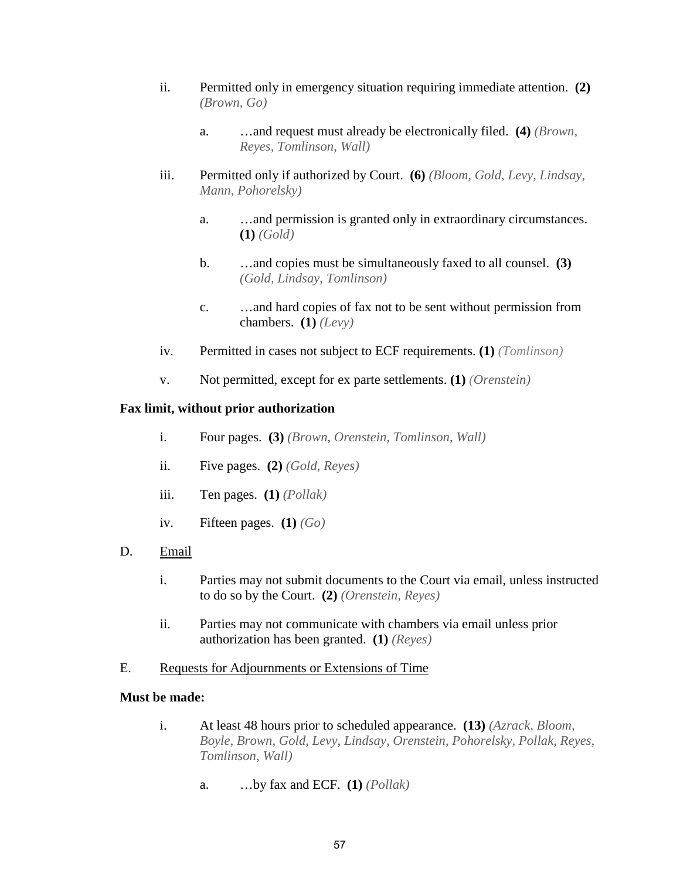ii. Permitted only in emergency situation requiring immediate attention. **(2)** *(Brown, Go)*

   a. …and request must already be electronically filed. **(4)** *(Brown, Reyes, Tomlinson, Wall)*

iii. Permitted only if authorized by Court. **(6)** *(Bloom, Gold, Levy, Lindsay, Mann, Pohorelsky)*

   a. …and permission is granted only in extraordinary circumstances. **(1)** *(Gold)*

   b. …and copies must be simultaneously faxed to all counsel. **(3)** *(Gold, Lindsay, Tomlinson)*

   c. …and hard copies of fax not to be sent without permission from chambers. **(1)** *(Levy)*

iv. Permitted in cases not subject to ECF requirements. **(1)** *(Tomlinson)*

v. Not permitted, except for ex parte settlements. **(1)** *(Orenstein)*

**Fax limit, without prior authorization**

i. Four pages. **(3)** *(Brown, Orenstein, Tomlinson, Wall)*

ii. Five pages. **(2)** *(Gold, Reyes)*

iii. Ten pages. **(1)** *(Pollak)*

iv. Fifteen pages. **(1)** *(Go)*

D. Email

i. Parties may not submit documents to the Court via email, unless instructed to do so by the Court. **(2)** *(Orenstein, Reyes)*

ii. Parties may not communicate with chambers via email unless prior authorization has been granted. **(1)** *(Reyes)*

E. Requests for Adjournments or Extensions of Time

**Must be made:**

i. At least 48 hours prior to scheduled appearance. **(13)** *(Azrack, Bloom, Boyle, Brown, Gold, Levy, Lindsay, Orenstein, Pohorelsky, Pollak, Reyes, Tomlinson, Wall)*

   a. …by fax and ECF. **(1)** *(Pollak)*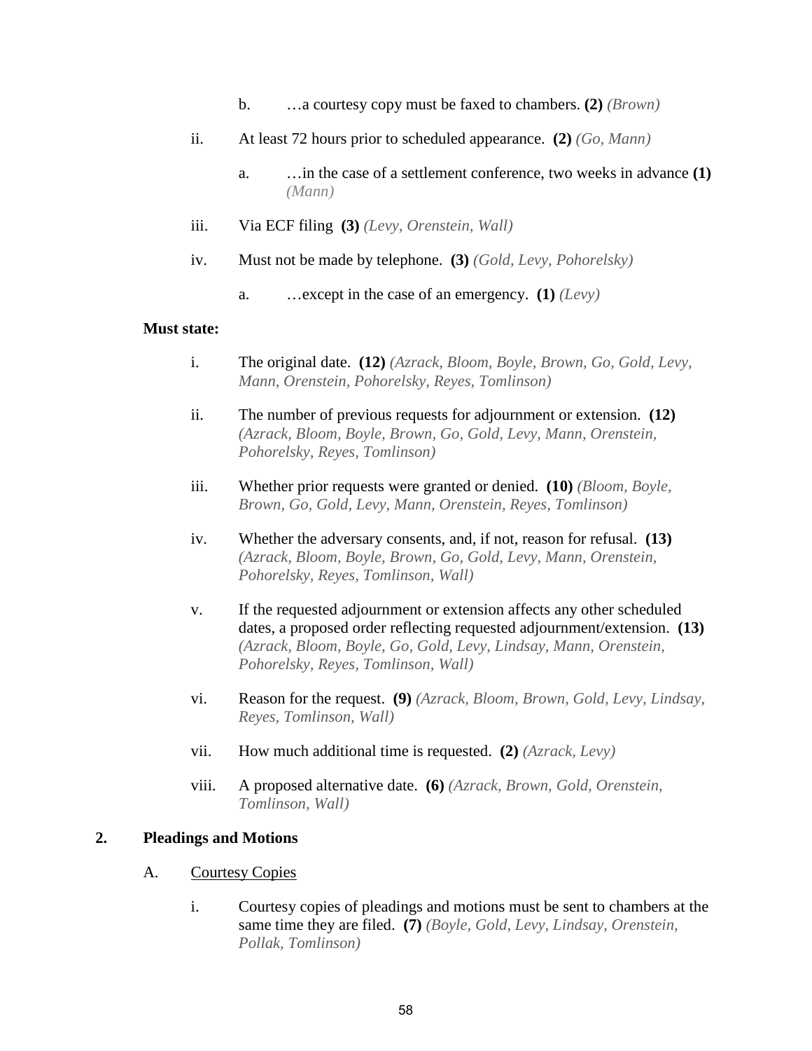b. …a courtesy copy must be faxed to chambers. **(2)** *(Brown)*

ii. At least 72 hours prior to scheduled appearance. **(2)** *(Go, Mann)*

a. …in the case of a settlement conference, two weeks in advance **(1)** *(Mann)*

iii. Via ECF filing **(3)** *(Levy, Orenstein, Wall)*

iv. Must not be made by telephone. **(3)** *(Gold, Levy, Pohorelsky)*

a. …except in the case of an emergency. **(1)** *(Levy)*

**Must state:**

i. The original date. **(12)** *(Azrack, Bloom, Boyle, Brown, Go, Gold, Levy, Mann, Orenstein, Pohorelsky, Reyes, Tomlinson)*

ii. The number of previous requests for adjournment or extension. **(12)** *(Azrack, Bloom, Boyle, Brown, Go, Gold, Levy, Mann, Orenstein, Pohorelsky, Reyes, Tomlinson)*

iii. Whether prior requests were granted or denied. **(10)** *(Bloom, Boyle, Brown, Go, Gold, Levy, Mann, Orenstein, Reyes, Tomlinson)*

iv. Whether the adversary consents, and, if not, reason for refusal. **(13)** *(Azrack, Bloom, Boyle, Brown, Go, Gold, Levy, Mann, Orenstein, Pohorelsky, Reyes, Tomlinson, Wall)*

v. If the requested adjournment or extension affects any other scheduled dates, a proposed order reflecting requested adjournment/extension. **(13)** *(Azrack, Bloom, Boyle, Go, Gold, Levy, Lindsay, Mann, Orenstein, Pohorelsky, Reyes, Tomlinson, Wall)*

vi. Reason for the request. **(9)** *(Azrack, Bloom, Brown, Gold, Levy, Lindsay, Reyes, Tomlinson, Wall)*

vii. How much additional time is requested. **(2)** *(Azrack, Levy)*

viii. A proposed alternative date. **(6)** *(Azrack, Brown, Gold, Orenstein, Tomlinson, Wall)*

## 2. Pleadings and Motions

### A. Courtesy Copies

i. Courtesy copies of pleadings and motions must be sent to chambers at the same time they are filed. **(7)** *(Boyle, Gold, Levy, Lindsay, Orenstein, Pollak, Tomlinson)*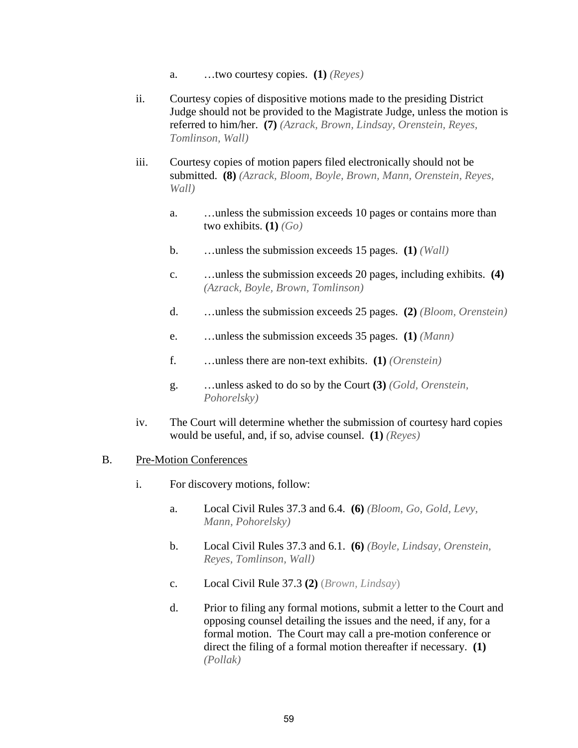a. …two courtesy copies. **(1)** *(Reyes)*

ii. Courtesy copies of dispositive motions made to the presiding District Judge should not be provided to the Magistrate Judge, unless the motion is referred to him/her. **(7)** *(Azrack, Brown, Lindsay, Orenstein, Reyes, Tomlinson, Wall)*

iii. Courtesy copies of motion papers filed electronically should not be submitted. **(8)** *(Azrack, Bloom, Boyle, Brown, Mann, Orenstein, Reyes, Wall)*

a. …unless the submission exceeds 10 pages or contains more than two exhibits. **(1)** *(Go)*

b. …unless the submission exceeds 15 pages. **(1)** *(Wall)*

c. …unless the submission exceeds 20 pages, including exhibits. **(4)** *(Azrack, Boyle, Brown, Tomlinson)*

d. …unless the submission exceeds 25 pages. **(2)** *(Bloom, Orenstein)*

e. …unless the submission exceeds 35 pages. **(1)** *(Mann)*

f. …unless there are non-text exhibits. **(1)** *(Orenstein)*

g. …unless asked to do so by the Court **(3)** *(Gold, Orenstein, Pohorelsky)*

iv. The Court will determine whether the submission of courtesy hard copies would be useful, and, if so, advise counsel. **(1)** *(Reyes)*

B. Pre-Motion Conferences

i. For discovery motions, follow:

a. Local Civil Rules 37.3 and 6.4. **(6)** *(Bloom, Go, Gold, Levy, Mann, Pohorelsky)*

b. Local Civil Rules 37.3 and 6.1. **(6)** *(Boyle, Lindsay, Orenstein, Reyes, Tomlinson, Wall)*

c. Local Civil Rule 37.3 **(2)** (*Brown, Lindsay*)

d. Prior to filing any formal motions, submit a letter to the Court and opposing counsel detailing the issues and the need, if any, for a formal motion. The Court may call a pre-motion conference or direct the filing of a formal motion thereafter if necessary. **(1)** *(Pollak)*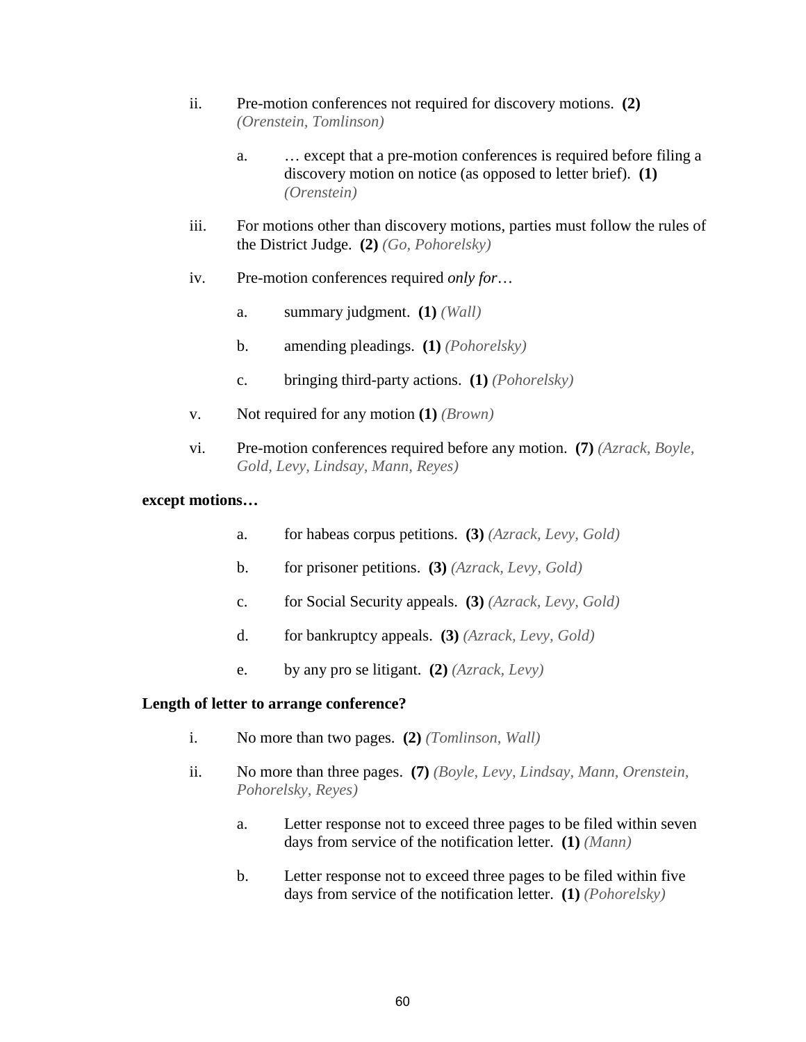ii. Pre-motion conferences not required for discovery motions. **(2)** *(Orenstein, Tomlinson)*

   a. … except that a pre-motion conferences is required before filing a discovery motion on notice (as opposed to letter brief). **(1)** *(Orenstein)*

iii. For motions other than discovery motions, parties must follow the rules of the District Judge. **(2)** *(Go, Pohorelsky)*

iv. Pre-motion conferences required *only for*…

   a. summary judgment. **(1)** *(Wall)*

   b. amending pleadings. **(1)** *(Pohorelsky)*

   c. bringing third-party actions. **(1)** *(Pohorelsky)*

v. Not required for any motion **(1)** *(Brown)*

vi. Pre-motion conferences required before any motion. **(7)** *(Azrack, Boyle, Gold, Levy, Lindsay, Mann, Reyes)*

**except motions…**

   a. for habeas corpus petitions. **(3)** *(Azrack, Levy, Gold)*

   b. for prisoner petitions. **(3)** *(Azrack, Levy, Gold)*

   c. for Social Security appeals. **(3)** *(Azrack, Levy, Gold)*

   d. for bankruptcy appeals. **(3)** *(Azrack, Levy, Gold)*

   e. by any pro se litigant. **(2)** *(Azrack, Levy)*

**Length of letter to arrange conference?**

i. No more than two pages. **(2)** *(Tomlinson, Wall)*

ii. No more than three pages. **(7)** *(Boyle, Levy, Lindsay, Mann, Orenstein, Pohorelsky, Reyes)*

   a. Letter response not to exceed three pages to be filed within seven days from service of the notification letter. **(1)** *(Mann)*

   b. Letter response not to exceed three pages to be filed within five days from service of the notification letter. **(1)** *(Pohorelsky)*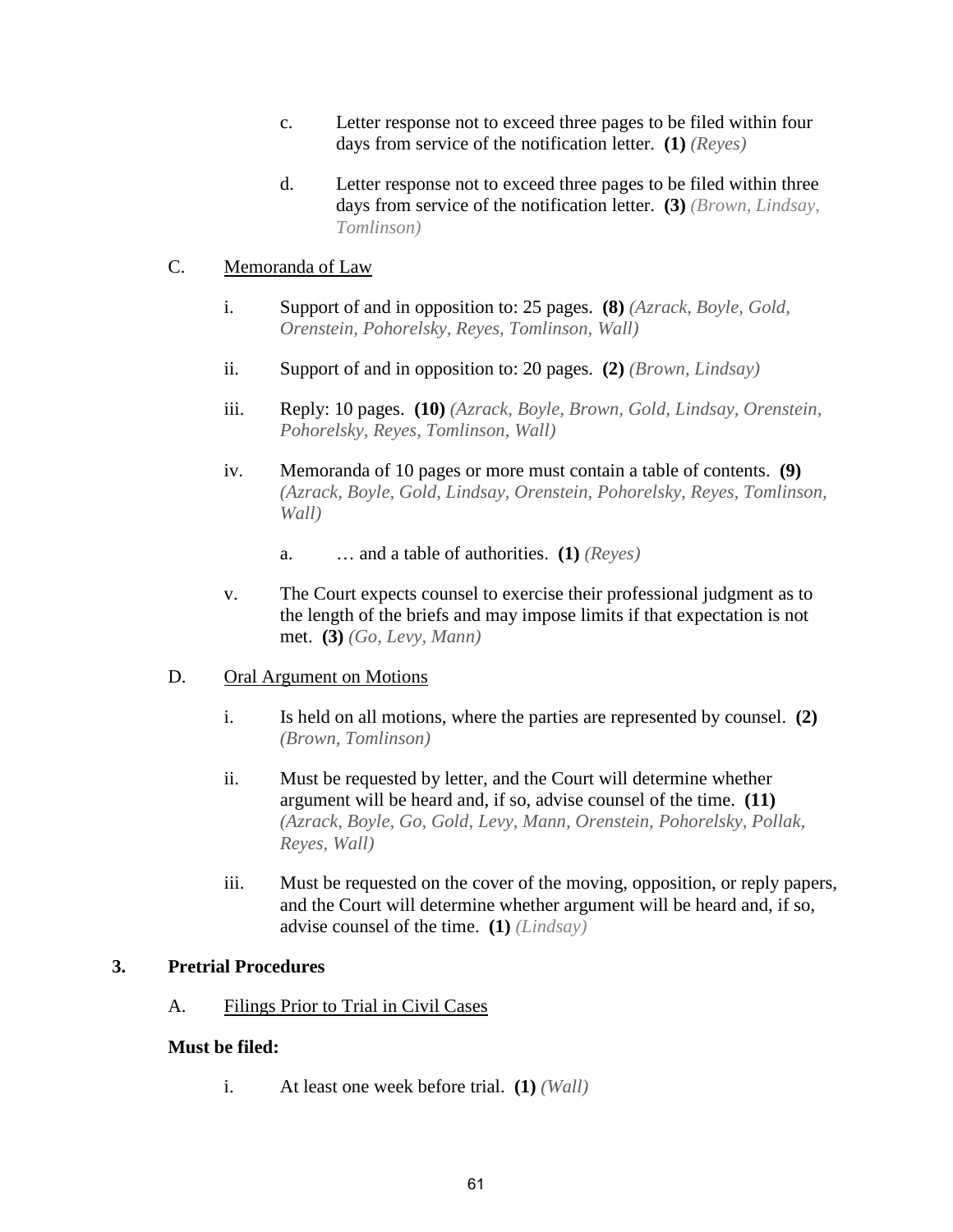c. Letter response not to exceed three pages to be filed within four days from service of the notification letter. **(1)** *(Reyes)*

d. Letter response not to exceed three pages to be filed within three days from service of the notification letter. **(3)** *(Brown, Lindsay, Tomlinson)*

C. Memoranda of Law

i. Support of and in opposition to: 25 pages. **(8)** *(Azrack, Boyle, Gold, Orenstein, Pohorelsky, Reyes, Tomlinson, Wall)*

ii. Support of and in opposition to: 20 pages. **(2)** *(Brown, Lindsay)*

iii. Reply: 10 pages. **(10)** *(Azrack, Boyle, Brown, Gold, Lindsay, Orenstein, Pohorelsky, Reyes, Tomlinson, Wall)*

iv. Memoranda of 10 pages or more must contain a table of contents. **(9)** *(Azrack, Boyle, Gold, Lindsay, Orenstein, Pohorelsky, Reyes, Tomlinson, Wall)*

a. … and a table of authorities. **(1)** *(Reyes)*

v. The Court expects counsel to exercise their professional judgment as to the length of the briefs and may impose limits if that expectation is not met. **(3)** *(Go, Levy, Mann)*

D. Oral Argument on Motions

i. Is held on all motions, where the parties are represented by counsel. **(2)** *(Brown, Tomlinson)*

ii. Must be requested by letter, and the Court will determine whether argument will be heard and, if so, advise counsel of the time. **(11)** *(Azrack, Boyle, Go, Gold, Levy, Mann, Orenstein, Pohorelsky, Pollak, Reyes, Wall)*

iii. Must be requested on the cover of the moving, opposition, or reply papers, and the Court will determine whether argument will be heard and, if so, advise counsel of the time. **(1)** *(Lindsay)*

**3. Pretrial Procedures**

A. Filings Prior to Trial in Civil Cases

**Must be filed:**

i. At least one week before trial. **(1)** *(Wall)*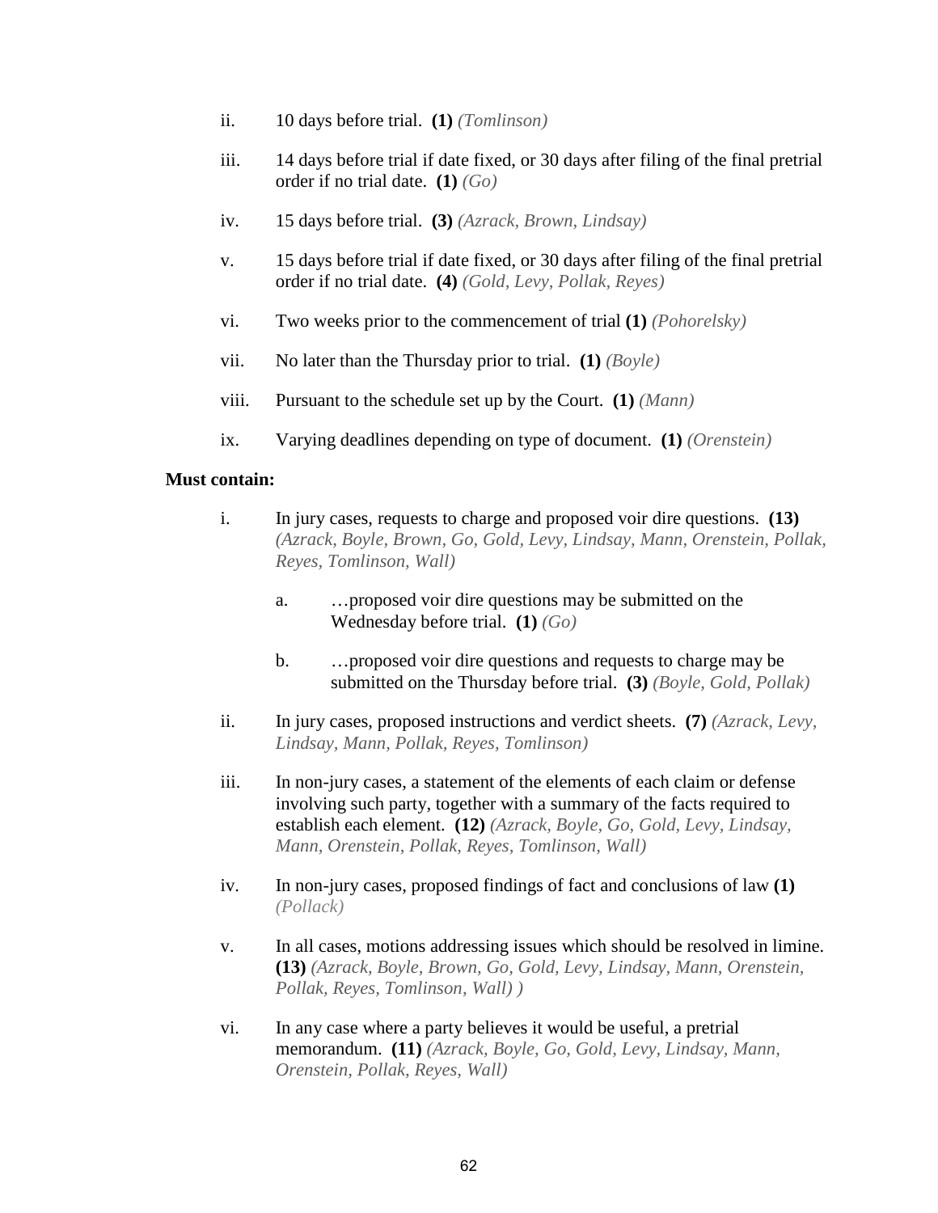ii. 10 days before trial. **(1)** *(Tomlinson)*

iii. 14 days before trial if date fixed, or 30 days after filing of the final pretrial order if no trial date. **(1)** *(Go)*

iv. 15 days before trial. **(3)** *(Azrack, Brown, Lindsay)*

v. 15 days before trial if date fixed, or 30 days after filing of the final pretrial order if no trial date. **(4)** *(Gold, Levy, Pollak, Reyes)*

vi. Two weeks prior to the commencement of trial **(1)** *(Pohorelsky)*

vii. No later than the Thursday prior to trial. **(1)** *(Boyle)*

viii. Pursuant to the schedule set up by the Court. **(1)** *(Mann)*

ix. Varying deadlines depending on type of document. **(1)** *(Orenstein)*

**Must contain:**

i. In jury cases, requests to charge and proposed voir dire questions. **(13)** *(Azrack, Boyle, Brown, Go, Gold, Levy, Lindsay, Mann, Orenstein, Pollak, Reyes, Tomlinson, Wall)*

   a. …proposed voir dire questions may be submitted on the Wednesday before trial. **(1)** *(Go)*

   b. …proposed voir dire questions and requests to charge may be submitted on the Thursday before trial. **(3)** *(Boyle, Gold, Pollak)*

ii. In jury cases, proposed instructions and verdict sheets. **(7)** *(Azrack, Levy, Lindsay, Mann, Pollak, Reyes, Tomlinson)*

iii. In non-jury cases, a statement of the elements of each claim or defense involving such party, together with a summary of the facts required to establish each element. **(12)** *(Azrack, Boyle, Go, Gold, Levy, Lindsay, Mann, Orenstein, Pollak, Reyes, Tomlinson, Wall)*

iv. In non-jury cases, proposed findings of fact and conclusions of law **(1)** *(Pollack)*

v. In all cases, motions addressing issues which should be resolved in limine. **(13)** *(Azrack, Boyle, Brown, Go, Gold, Levy, Lindsay, Mann, Orenstein, Pollak, Reyes, Tomlinson, Wall) )*

vi. In any case where a party believes it would be useful, a pretrial memorandum. **(11)** *(Azrack, Boyle, Go, Gold, Levy, Lindsay, Mann, Orenstein, Pollak, Reyes, Wall)*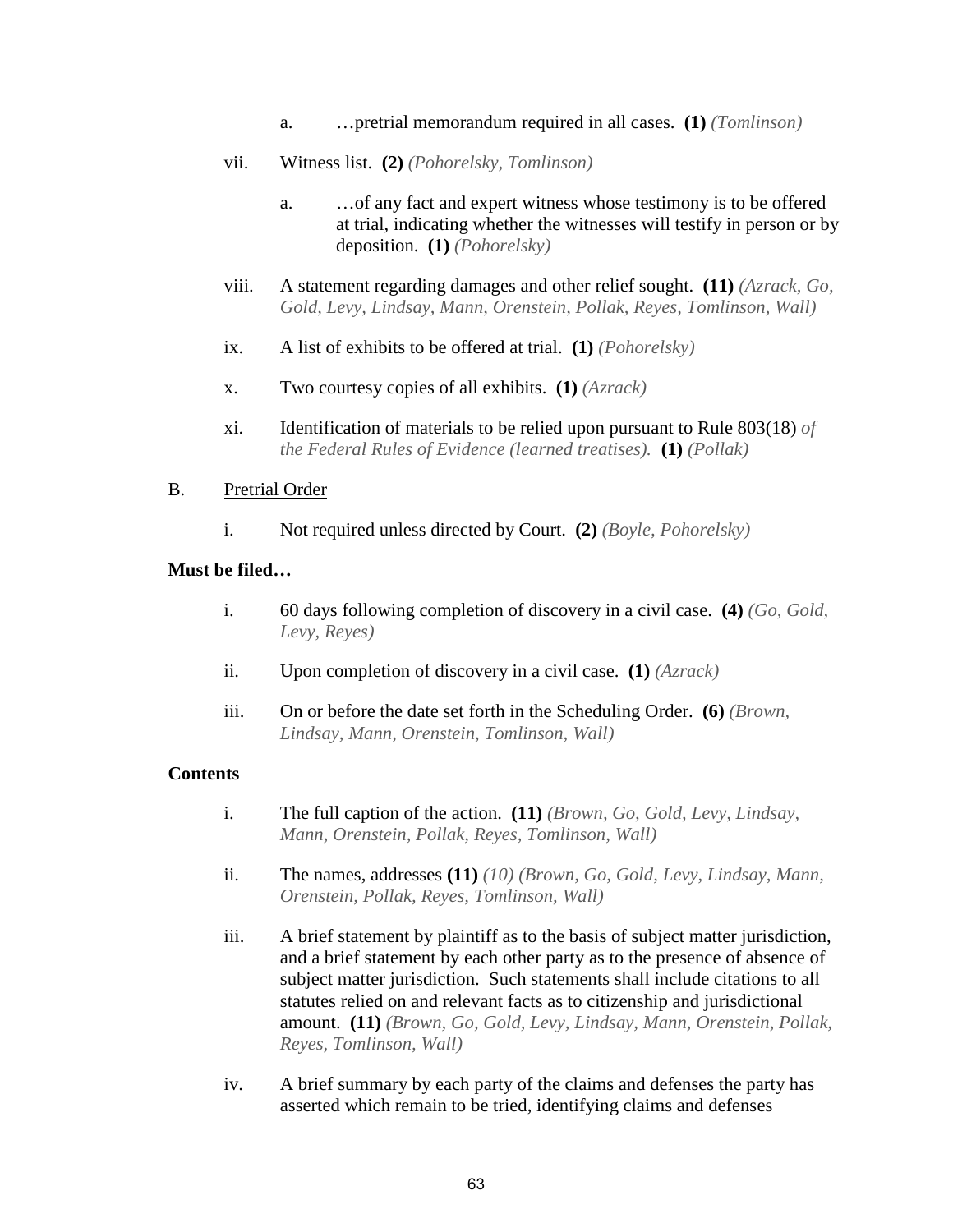a. …pretrial memorandum required in all cases. **(1)** *(Tomlinson)*

vii. Witness list. **(2)** *(Pohorelsky, Tomlinson)*

a. …of any fact and expert witness whose testimony is to be offered at trial, indicating whether the witnesses will testify in person or by deposition. **(1)** *(Pohorelsky)*

viii. A statement regarding damages and other relief sought. **(11)** *(Azrack, Go, Gold, Levy, Lindsay, Mann, Orenstein, Pollak, Reyes, Tomlinson, Wall)*

ix. A list of exhibits to be offered at trial. **(1)** *(Pohorelsky)*

x. Two courtesy copies of all exhibits. **(1)** *(Azrack)*

xi. Identification of materials to be relied upon pursuant to Rule 803(18) *of the Federal Rules of Evidence (learned treatises).* **(1)** *(Pollak)*

B. Pretrial Order

i. Not required unless directed by Court. **(2)** *(Boyle, Pohorelsky)*

**Must be filed…**

i. 60 days following completion of discovery in a civil case. **(4)** *(Go, Gold, Levy, Reyes)*

ii. Upon completion of discovery in a civil case. **(1)** *(Azrack)*

iii. On or before the date set forth in the Scheduling Order. **(6)** *(Brown, Lindsay, Mann, Orenstein, Tomlinson, Wall)*

**Contents**

i. The full caption of the action. **(11)** *(Brown, Go, Gold, Levy, Lindsay, Mann, Orenstein, Pollak, Reyes, Tomlinson, Wall)*

ii. The names, addresses **(11)** *(10) (Brown, Go, Gold, Levy, Lindsay, Mann, Orenstein, Pollak, Reyes, Tomlinson, Wall)*

iii. A brief statement by plaintiff as to the basis of subject matter jurisdiction, and a brief statement by each other party as to the presence of absence of subject matter jurisdiction. Such statements shall include citations to all statutes relied on and relevant facts as to citizenship and jurisdictional amount. **(11)** *(Brown, Go, Gold, Levy, Lindsay, Mann, Orenstein, Pollak, Reyes, Tomlinson, Wall)*

iv. A brief summary by each party of the claims and defenses the party has asserted which remain to be tried, identifying claims and defenses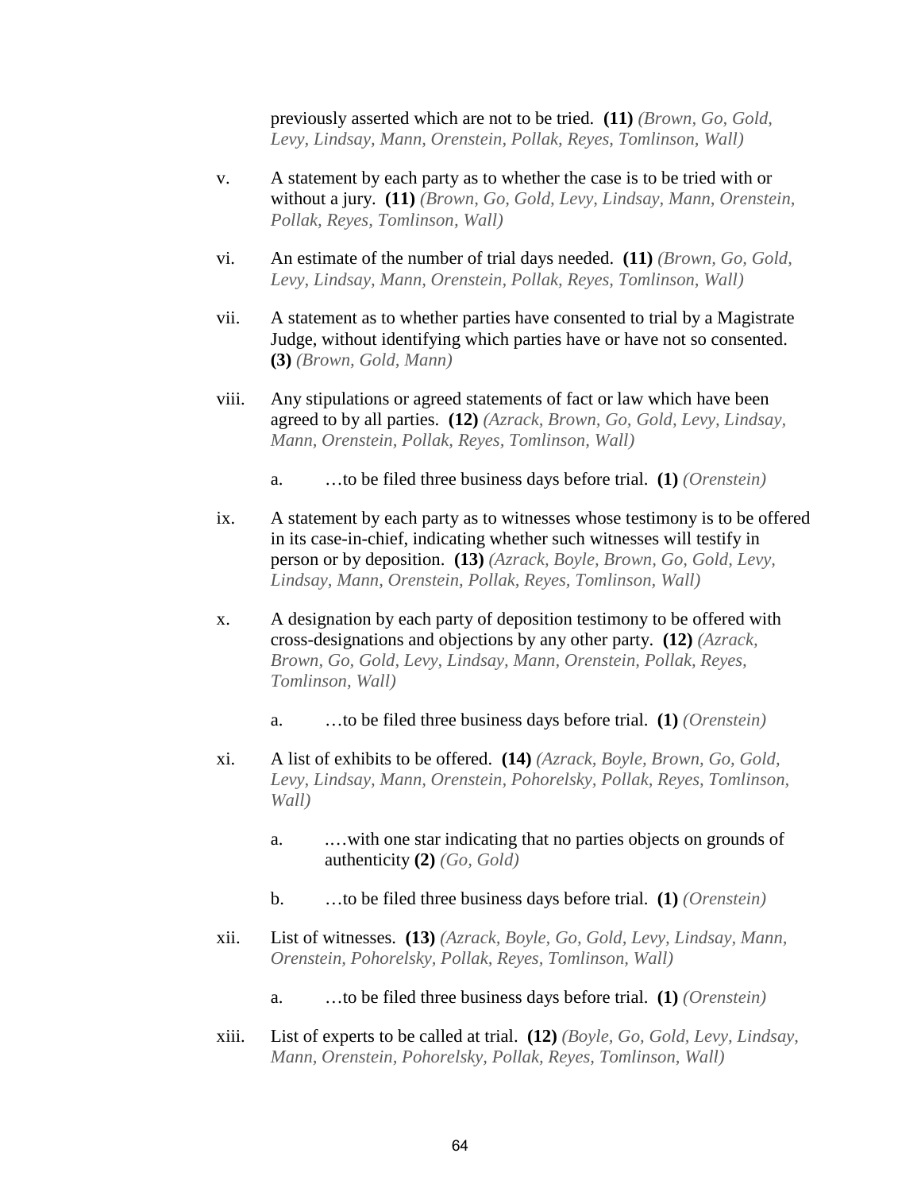previously asserted which are not to be tried. **(11)** *(Brown, Go, Gold, Levy, Lindsay, Mann, Orenstein, Pollak, Reyes, Tomlinson, Wall)*

v. A statement by each party as to whether the case is to be tried with or without a jury. **(11)** *(Brown, Go, Gold, Levy, Lindsay, Mann, Orenstein, Pollak, Reyes, Tomlinson, Wall)*

vi. An estimate of the number of trial days needed. **(11)** *(Brown, Go, Gold, Levy, Lindsay, Mann, Orenstein, Pollak, Reyes, Tomlinson, Wall)*

vii. A statement as to whether parties have consented to trial by a Magistrate Judge, without identifying which parties have or have not so consented. **(3)** *(Brown, Gold, Mann)*

viii. Any stipulations or agreed statements of fact or law which have been agreed to by all parties. **(12)** *(Azrack, Brown, Go, Gold, Levy, Lindsay, Mann, Orenstein, Pollak, Reyes, Tomlinson, Wall)*

   a. …to be filed three business days before trial. **(1)** *(Orenstein)*

ix. A statement by each party as to witnesses whose testimony is to be offered in its case-in-chief, indicating whether such witnesses will testify in person or by deposition. **(13)** *(Azrack, Boyle, Brown, Go, Gold, Levy, Lindsay, Mann, Orenstein, Pollak, Reyes, Tomlinson, Wall)*

x. A designation by each party of deposition testimony to be offered with cross-designations and objections by any other party. **(12)** *(Azrack, Brown, Go, Gold, Levy, Lindsay, Mann, Orenstein, Pollak, Reyes, Tomlinson, Wall)*

   a. …to be filed three business days before trial. **(1)** *(Orenstein)*

xi. A list of exhibits to be offered. **(14)** *(Azrack, Boyle, Brown, Go, Gold, Levy, Lindsay, Mann, Orenstein, Pohorelsky, Pollak, Reyes, Tomlinson, Wall)*

   a. .…with one star indicating that no parties objects on grounds of authenticity **(2)** *(Go, Gold)*

   b. …to be filed three business days before trial. **(1)** *(Orenstein)*

xii. List of witnesses. **(13)** *(Azrack, Boyle, Go, Gold, Levy, Lindsay, Mann, Orenstein, Pohorelsky, Pollak, Reyes, Tomlinson, Wall)*

   a. …to be filed three business days before trial. **(1)** *(Orenstein)*

xiii. List of experts to be called at trial. **(12)** *(Boyle, Go, Gold, Levy, Lindsay, Mann, Orenstein, Pohorelsky, Pollak, Reyes, Tomlinson, Wall)*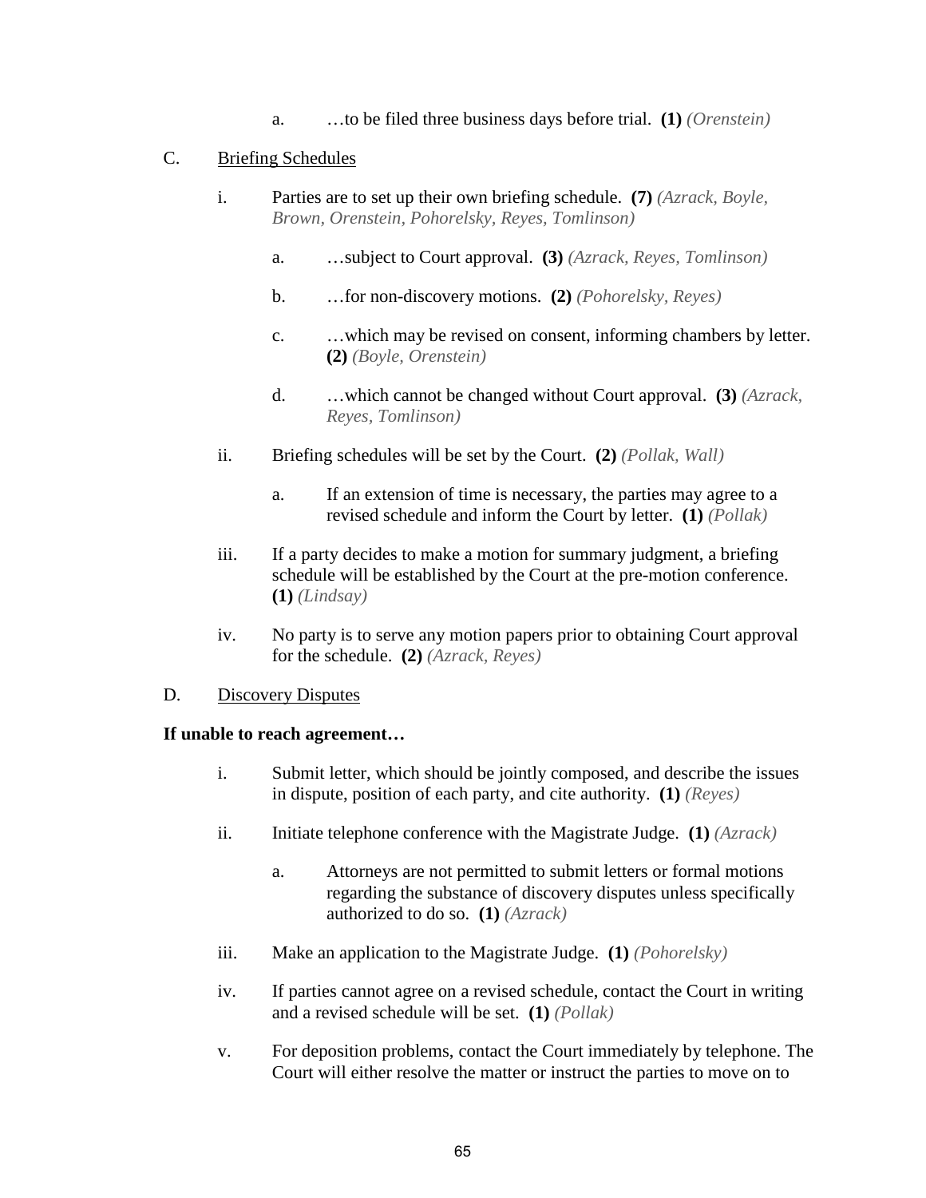a. …to be filed three business days before trial. **(1)** *(Orenstein)*

C. Briefing Schedules

i. Parties are to set up their own briefing schedule. **(7)** *(Azrack, Boyle, Brown, Orenstein, Pohorelsky, Reyes, Tomlinson)*

a. …subject to Court approval. **(3)** *(Azrack, Reyes, Tomlinson)*

b. …for non-discovery motions. **(2)** *(Pohorelsky, Reyes)*

c. …which may be revised on consent, informing chambers by letter. **(2)** *(Boyle, Orenstein)*

d. …which cannot be changed without Court approval. **(3)** *(Azrack, Reyes, Tomlinson)*

ii. Briefing schedules will be set by the Court. **(2)** *(Pollak, Wall)*

a. If an extension of time is necessary, the parties may agree to a revised schedule and inform the Court by letter. **(1)** *(Pollak)*

iii. If a party decides to make a motion for summary judgment, a briefing schedule will be established by the Court at the pre-motion conference. **(1)** *(Lindsay)*

iv. No party is to serve any motion papers prior to obtaining Court approval for the schedule. **(2)** *(Azrack, Reyes)*

D. Discovery Disputes

**If unable to reach agreement…**

i. Submit letter, which should be jointly composed, and describe the issues in dispute, position of each party, and cite authority. **(1)** *(Reyes)*

ii. Initiate telephone conference with the Magistrate Judge. **(1)** *(Azrack)*

a. Attorneys are not permitted to submit letters or formal motions regarding the substance of discovery disputes unless specifically authorized to do so. **(1)** *(Azrack)*

iii. Make an application to the Magistrate Judge. **(1)** *(Pohorelsky)*

iv. If parties cannot agree on a revised schedule, contact the Court in writing and a revised schedule will be set. **(1)** *(Pollak)*

v. For deposition problems, contact the Court immediately by telephone. The Court will either resolve the matter or instruct the parties to move on to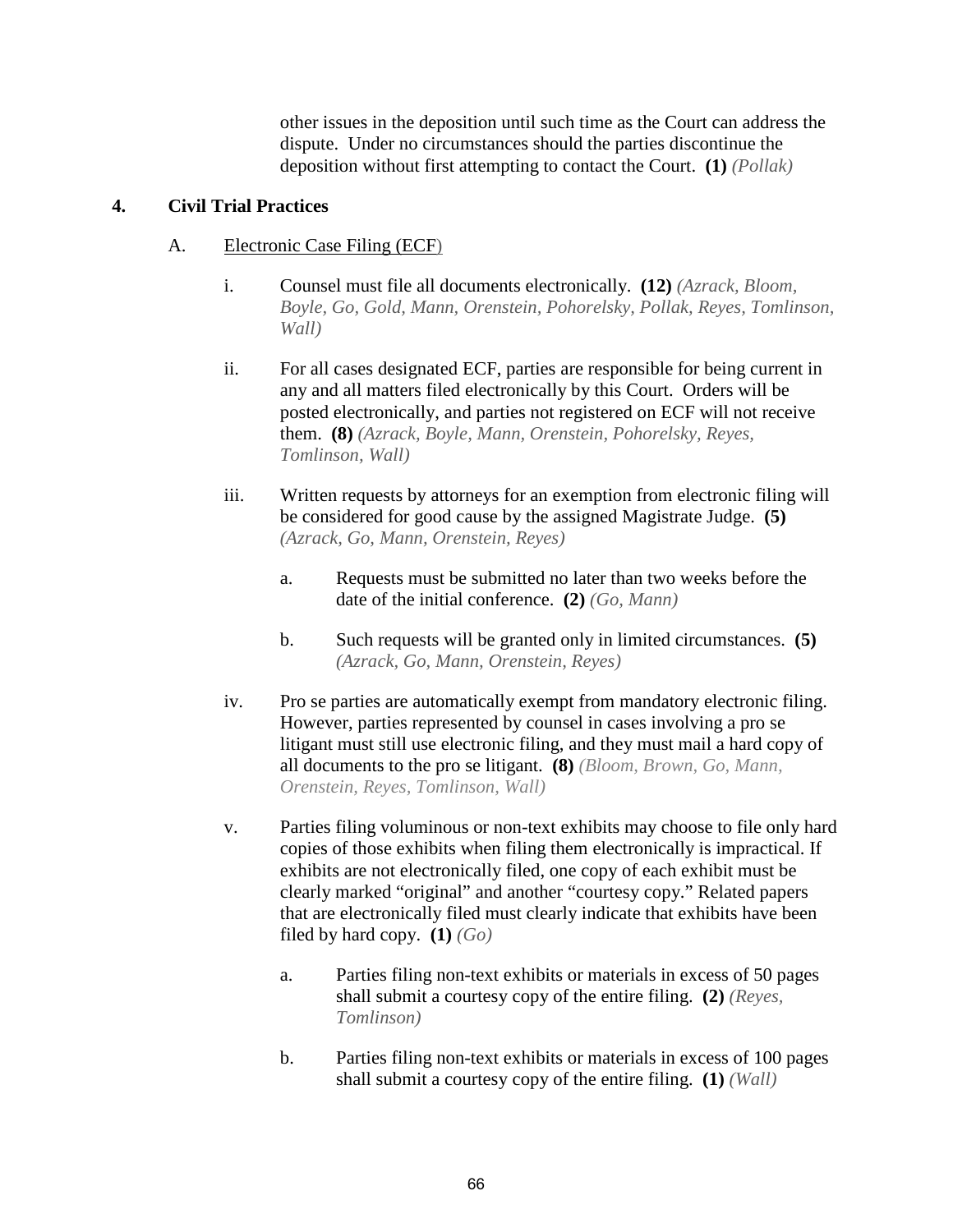other issues in the deposition until such time as the Court can address the dispute. Under no circumstances should the parties discontinue the deposition without first attempting to contact the Court. **(1)** *(Pollak)*

## 4. Civil Trial Practices

### A. Electronic Case Filing (ECF)

i. Counsel must file all documents electronically. **(12)** *(Azrack, Bloom, Boyle, Go, Gold, Mann, Orenstein, Pohorelsky, Pollak, Reyes, Tomlinson, Wall)*

ii. For all cases designated ECF, parties are responsible for being current in any and all matters filed electronically by this Court. Orders will be posted electronically, and parties not registered on ECF will not receive them. **(8)** *(Azrack, Boyle, Mann, Orenstein, Pohorelsky, Reyes, Tomlinson, Wall)*

iii. Written requests by attorneys for an exemption from electronic filing will be considered for good cause by the assigned Magistrate Judge. **(5)** *(Azrack, Go, Mann, Orenstein, Reyes)*

  a. Requests must be submitted no later than two weeks before the date of the initial conference. **(2)** *(Go, Mann)*

  b. Such requests will be granted only in limited circumstances. **(5)** *(Azrack, Go, Mann, Orenstein, Reyes)*

iv. Pro se parties are automatically exempt from mandatory electronic filing. However, parties represented by counsel in cases involving a pro se litigant must still use electronic filing, and they must mail a hard copy of all documents to the pro se litigant. **(8)** *(Bloom, Brown, Go, Mann, Orenstein, Reyes, Tomlinson, Wall)*

v. Parties filing voluminous or non-text exhibits may choose to file only hard copies of those exhibits when filing them electronically is impractical. If exhibits are not electronically filed, one copy of each exhibit must be clearly marked "original" and another "courtesy copy." Related papers that are electronically filed must clearly indicate that exhibits have been filed by hard copy. **(1)** *(Go)*

  a. Parties filing non-text exhibits or materials in excess of 50 pages shall submit a courtesy copy of the entire filing. **(2)** *(Reyes, Tomlinson)*

  b. Parties filing non-text exhibits or materials in excess of 100 pages shall submit a courtesy copy of the entire filing. **(1)** *(Wall)*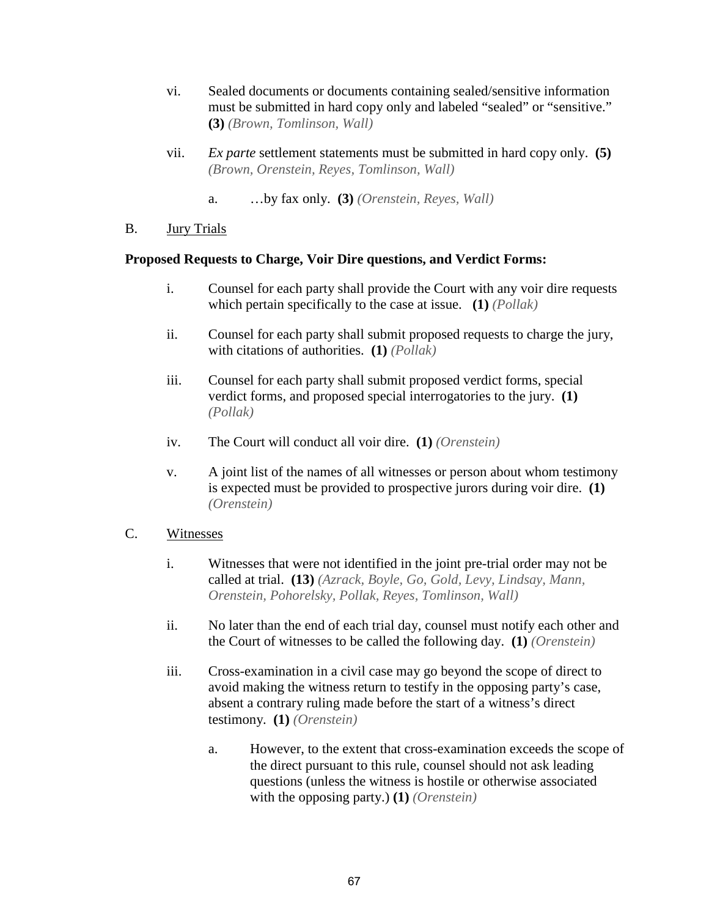vi. Sealed documents or documents containing sealed/sensitive information must be submitted in hard copy only and labeled "sealed" or "sensitive." **(3)** *(Brown, Tomlinson, Wall)*

vii. *Ex parte* settlement statements must be submitted in hard copy only. **(5)** *(Brown, Orenstein, Reyes, Tomlinson, Wall)*

a. …by fax only. **(3)** *(Orenstein, Reyes, Wall)*

B. Jury Trials

**Proposed Requests to Charge, Voir Dire questions, and Verdict Forms:**

i. Counsel for each party shall provide the Court with any voir dire requests which pertain specifically to the case at issue. **(1)** *(Pollak)*

ii. Counsel for each party shall submit proposed requests to charge the jury, with citations of authorities. **(1)** *(Pollak)*

iii. Counsel for each party shall submit proposed verdict forms, special verdict forms, and proposed special interrogatories to the jury. **(1)** *(Pollak)*

iv. The Court will conduct all voir dire. **(1)** *(Orenstein)*

v. A joint list of the names of all witnesses or person about whom testimony is expected must be provided to prospective jurors during voir dire. **(1)** *(Orenstein)*

C. Witnesses

i. Witnesses that were not identified in the joint pre-trial order may not be called at trial. **(13)** *(Azrack, Boyle, Go, Gold, Levy, Lindsay, Mann, Orenstein, Pohorelsky, Pollak, Reyes, Tomlinson, Wall)*

ii. No later than the end of each trial day, counsel must notify each other and the Court of witnesses to be called the following day. **(1)** *(Orenstein)*

iii. Cross-examination in a civil case may go beyond the scope of direct to avoid making the witness return to testify in the opposing party's case, absent a contrary ruling made before the start of a witness's direct testimony. **(1)** *(Orenstein)*

a. However, to the extent that cross-examination exceeds the scope of the direct pursuant to this rule, counsel should not ask leading questions (unless the witness is hostile or otherwise associated with the opposing party.) **(1)** *(Orenstein)*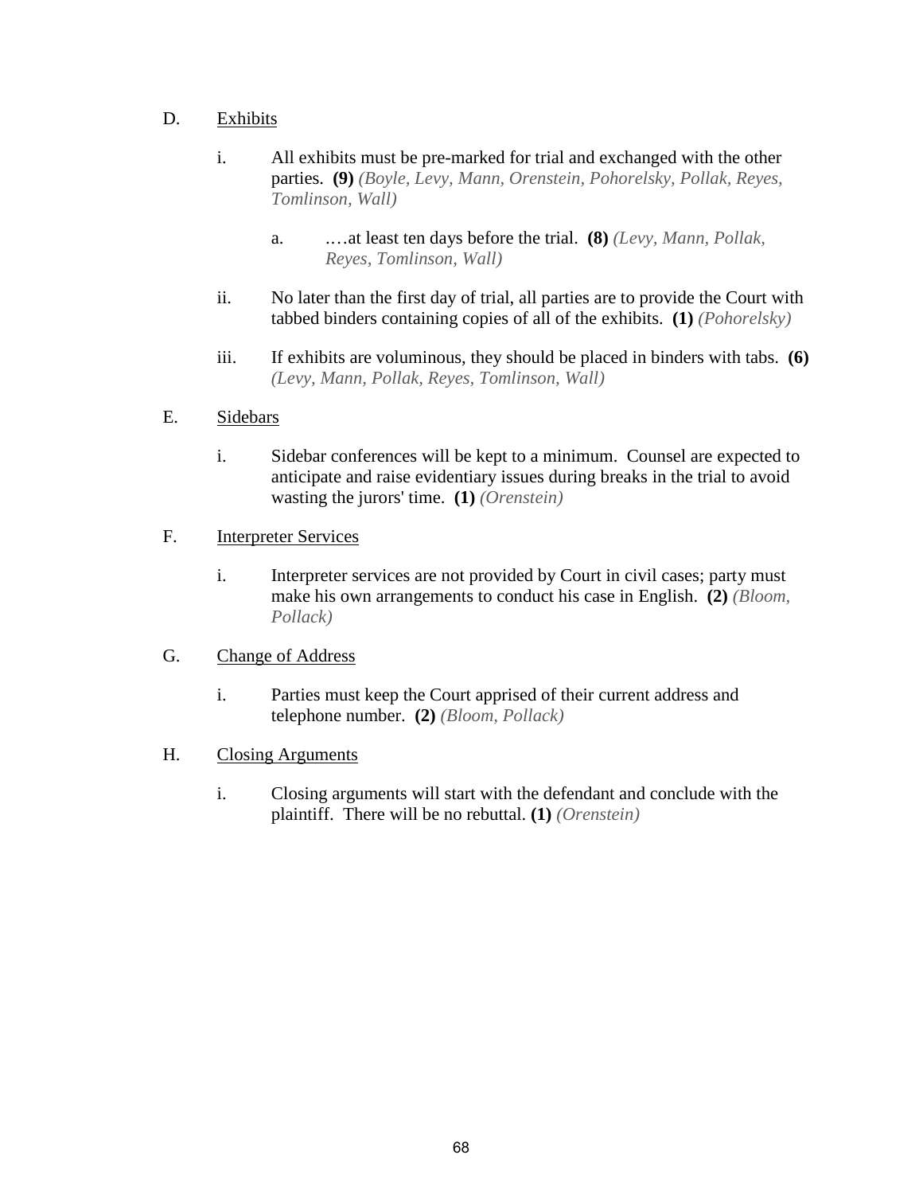D. <u>Exhibits</u>

   i. All exhibits must be pre-marked for trial and exchanged with the other parties. **(9)** *(Boyle, Levy, Mann, Orenstein, Pohorelsky, Pollak, Reyes, Tomlinson, Wall)*

      a. .…at least ten days before the trial. **(8)** *(Levy, Mann, Pollak, Reyes, Tomlinson, Wall)*

   ii. No later than the first day of trial, all parties are to provide the Court with tabbed binders containing copies of all of the exhibits. **(1)** *(Pohorelsky)*

   iii. If exhibits are voluminous, they should be placed in binders with tabs. **(6)** *(Levy, Mann, Pollak, Reyes, Tomlinson, Wall)*

E. <u>Sidebars</u>

   i. Sidebar conferences will be kept to a minimum. Counsel are expected to anticipate and raise evidentiary issues during breaks in the trial to avoid wasting the jurors' time. **(1)** *(Orenstein)*

F. <u>Interpreter Services</u>

   i. Interpreter services are not provided by Court in civil cases; party must make his own arrangements to conduct his case in English. **(2)** *(Bloom, Pollack)*

G. <u>Change of Address</u>

   i. Parties must keep the Court apprised of their current address and telephone number. **(2)** *(Bloom, Pollack)*

H. <u>Closing Arguments</u>

   i. Closing arguments will start with the defendant and conclude with the plaintiff. There will be no rebuttal. **(1)** *(Orenstein)*